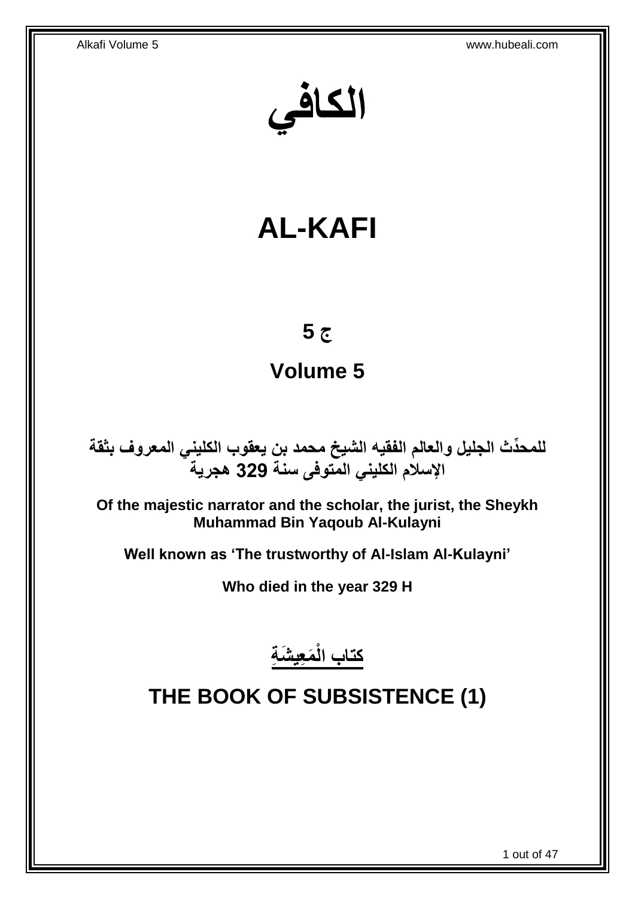# الكافي

# AL-KAFI

## ج 5

## Volume 5

**للمحدِّث الجليل والعالم الفقيه الشيخ محمد بن يعقوب الكليني المعروف بثقة الإسلام الكليني المتوفى سنة 329 هجرية**

**Of the majestic narrator and the scholar, the jurist, the Sheykh Muhammad Bin Yaqoub Al-Kulayni**

**Well known as 'The trustworthy of Al-Islam Al-Kulayni'**

**Who died in the year 329 H**

## كتاب الْمَعِيشَةِ

## THE BOOK OF SUBSISTENCE (1)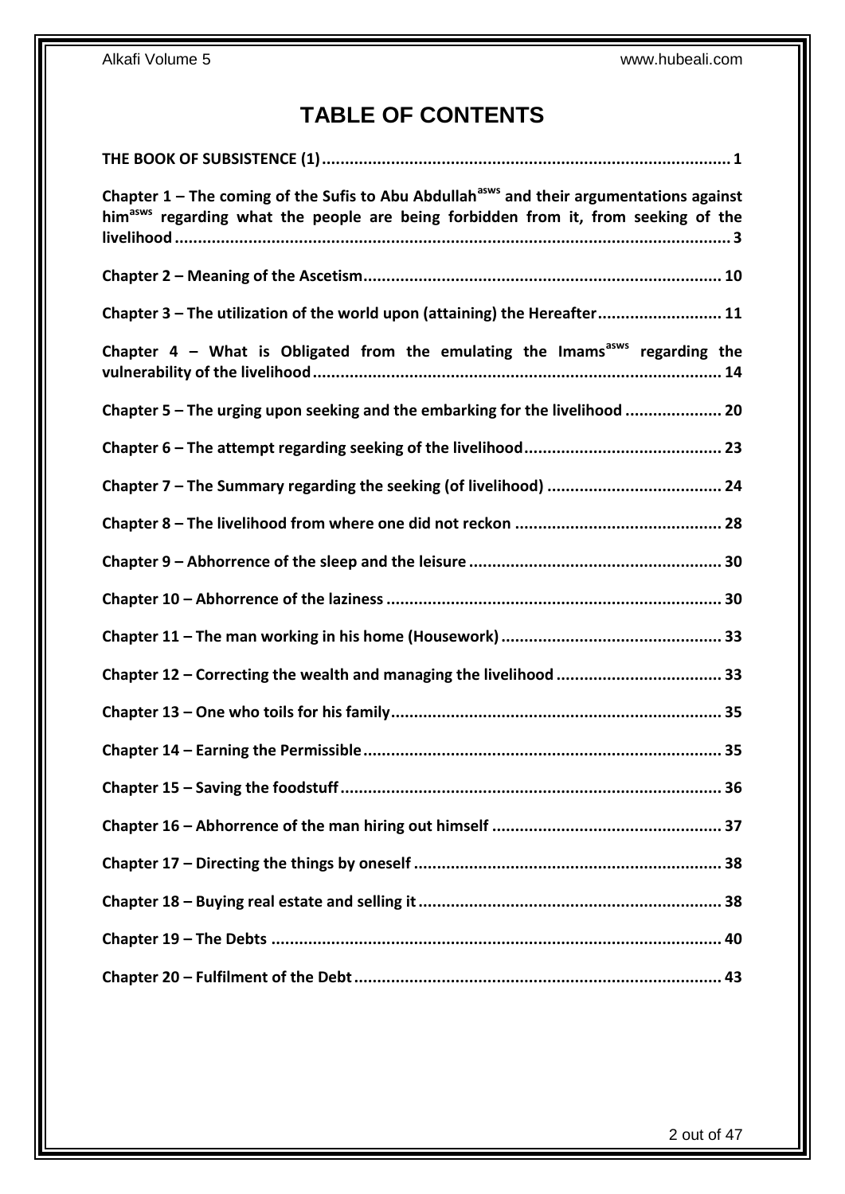# TABLE OF CONTENTS

**THE BOOK OF SUBSISTENCE (1) ........ 1**

**Chapter 1 – The coming of the Sufis to Abu Abdullah[asws] and their argumentations against him[asws] regarding what the people are being forbidden from it, from seeking of the livelihood ........ 3**

**Chapter 2 – Meaning of the Ascetism ........ 10**

**Chapter 3 – The utilization of the world upon (attaining) the Hereafter ........ 11**

**Chapter 4 – What is Obligated from the emulating the Imams[asws] regarding the vulnerability of the livelihood ........ 14**

**Chapter 5 – The urging upon seeking and the embarking for the livelihood ........ 20**

**Chapter 6 – The attempt regarding seeking of the livelihood ........ 23**

**Chapter 7 – The Summary regarding the seeking (of livelihood) ........ 24**

**Chapter 8 – The livelihood from where one did not reckon ........ 28**

**Chapter 9 – Abhorrence of the sleep and the leisure ........ 30**

**Chapter 10 – Abhorrence of the laziness ........ 30**

**Chapter 11 – The man working in his home (Housework) ........ 33**

**Chapter 12 – Correcting the wealth and managing the livelihood ........ 33**

**Chapter 13 – One who toils for his family ........ 35**

**Chapter 14 – Earning the Permissible ........ 35**

**Chapter 15 – Saving the foodstuff ........ 36**

**Chapter 16 – Abhorrence of the man hiring out himself ........ 37**

**Chapter 17 – Directing the things by oneself ........ 38**

**Chapter 18 – Buying real estate and selling it ........ 38**

**Chapter 19 – The Debts ........ 40**

**Chapter 20 – Fulfilment of the Debt ........ 43**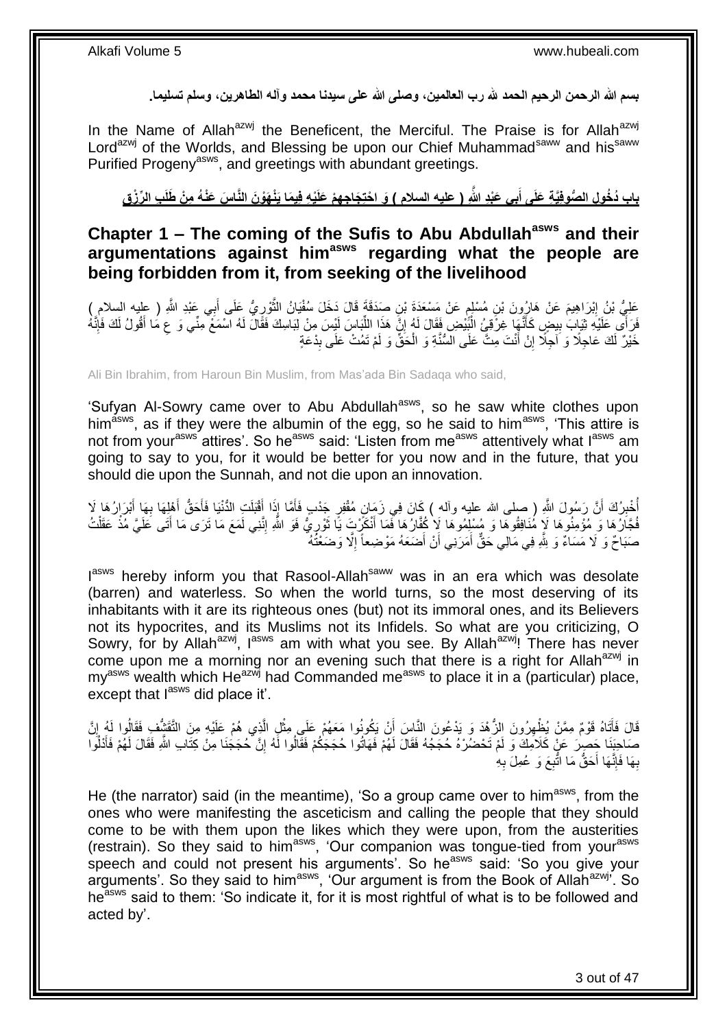**بسم الله الرحمن الرحيم الحمد لله رب العالمين، وصلى الله على سيدنا محمد وآله الطاهرين، وسلم تسليما.**

In the Name of Allah[azwj] the Beneficent, the Merciful. The Praise is for Allah[azwj] Lord[azwj] of the Worlds, and Blessing be upon our Chief Muhammad[saww] and his[saww] Purified Progeny[asws], and greetings with abundant greetings.

## بَابُ دُخُولِ الصُّوفِيَّةِ عَلَى أَبِي عَبْدِ اللَّهِ ( عليه السلام ) وَ احْتِجَاجِهِمْ عَلَيْهِ فِيمَا يَنْهَوْنَ النَّاسَ عَنْهُ مِنْ طَلَبِ الرِّزْقِ

## Chapter 1 – The coming of the Sufis to Abu Abdullah[asws] and their argumentations against him[asws] regarding what the people are being forbidden from it, from seeking of the livelihood

عَلِيُّ بْنُ إِبْرَاهِيمَ عَنْ هَارُونَ بْنِ مُسْلِمٍ عَنْ مَسْعَدَةَ بْنِ صَدَقَةَ قَالَ دَخَلَ سُفْيَانُ الثَّوْرِيُّ عَلَى أَبِي عَبْدِ اللَّهِ ( عليه السلام ) فَرَأَى عَلَيْهِ ثِيَابَ بِيضٍ كَأَنَّهَا غِرْقِئُ الْبَيْضِ فَقَالَ لَهُ إِنَّ هَذَا اللِّبَاسَ لَيْسَ مِنْ لِبَاسِكَ فَقَالَ لَهُ اسْمَعْ مِنِّي وَ عِ مَا أَقُولُ لَكَ فَإِنَّهُ خَيْرٌ لَكَ عَاجِلًا وَ آجِلًا إِنْ أَنْتَ مِتَّ عَلَى السُّنَّةِ وَ الْحَقِّ وَ لَمْ تَمُتْ عَلَى بِدْعَةٍ

Ali Bin Ibrahim, from Haroun Bin Muslim, from Mas'ada Bin Sadaqa who said,

'Sufyan Al-Sowry came over to Abu Abdullah[asws], so he saw white clothes upon him[asws], as if they were the albumin of the egg, so he said to him[asws], 'This attire is not from your[asws] attires'. So he[asws] said: 'Listen from me[asws] attentively what I[asws] am going to say to you, for it would be better for you now and in the future, that you should die upon the Sunnah, and not die upon an innovation.

أُخْبِرُكَ أَنَّ رَسُولَ اللَّهِ ( صلى الله عليه وآله ) كَانَ فِي زَمَانٍ مُقْفِرٍ جَدْبٍ فَأَمَّا إِذَا أَقْبَلَتِ الدُّنْيَا فَأَحَقُّ أَهْلِهَا بِهَا أَبْرَارُهَا لَا فُجَّارُهَا وَ مُؤْمِنُوهَا لَا مُنَافِقُوهَا وَ مُسْلِمُوهَا لَا كُفَّارُهَا فَمَا أَنْكَرْتَ يَا ثَوْرِيُّ فَوَ اللَّهِ إِنَّنِي لَمَعَ مَا تَرَى مَا أَتَى عَلَيَّ مُذْ عَقَلْتُ صَبَاحٌ وَ لَا مَسَاءٌ وَ لِلَّهِ فِي مَالِي حَقٌّ أَمَرَنِي أَنْ أَضَعَهُ مَوْضِعاً إِلَّا وَضَعْتُهُ

I[asws] hereby inform you that Rasool-Allah[saww] was in an era which was desolate (barren) and waterless. So when the world turns, so the most deserving of its inhabitants with it are its righteous ones (but) not its immoral ones, and its Believers not its hypocrites, and its Muslims not its Infidels. So what are you criticizing, O Sowry, for by Allah[azwj], I[asws] am with what you see. By Allah[azwj]! There has never come upon me a morning nor an evening such that there is a right for Allah[azwj] in my[asws] wealth which He[azwj] had Commanded me[asws] to place it in a (particular) place, except that I[asws] did place it'.

قَالَ فَأَتَاهُ قَوْمٌ مِمَّنْ يُظْهِرُونَ الزُّهْدَ وَ يَدْعُونَ النَّاسَ أَنْ يَكُونُوا مَعَهُمْ عَلَى مِثْلِ الَّذِي هُمْ عَلَيْهِ مِنَ التَّقَشُّفِ فَقَالُوا لَهُ إِنَّ صَاحِبَنَا حَصِرَ عَنْ كَلَامِكَ وَ لَمْ تَحْضُرْهُ حُجَجُهُ فَقَالَ لَهُمْ فَهَاتُوا حُجَجَكُمْ فَقَالُوا لَهُ إِنَّ حُجَجَنَا مِنْ كِتَابِ اللَّهِ فَقَالَ لَهُمْ فَأَدْلُوا بِهَا فَإِنَّهَا أَحَقُّ مَا اتُّبِعَ وَ عُمِلَ بِهِ

He (the narrator) said (in the meantime), 'So a group came over to him[asws], from the ones who were manifesting the asceticism and calling the people that they should come to be with them upon the likes which they were upon, from the austerities (restrain). So they said to him[asws], 'Our companion was tongue-tied from your[asws] speech and could not present his arguments'. So he[asws] said: 'So you give your arguments'. So they said to him[asws], 'Our argument is from the Book of Allah[azwj]'. So he[asws] said to them: 'So indicate it, for it is most rightful of what is to be followed and acted by'.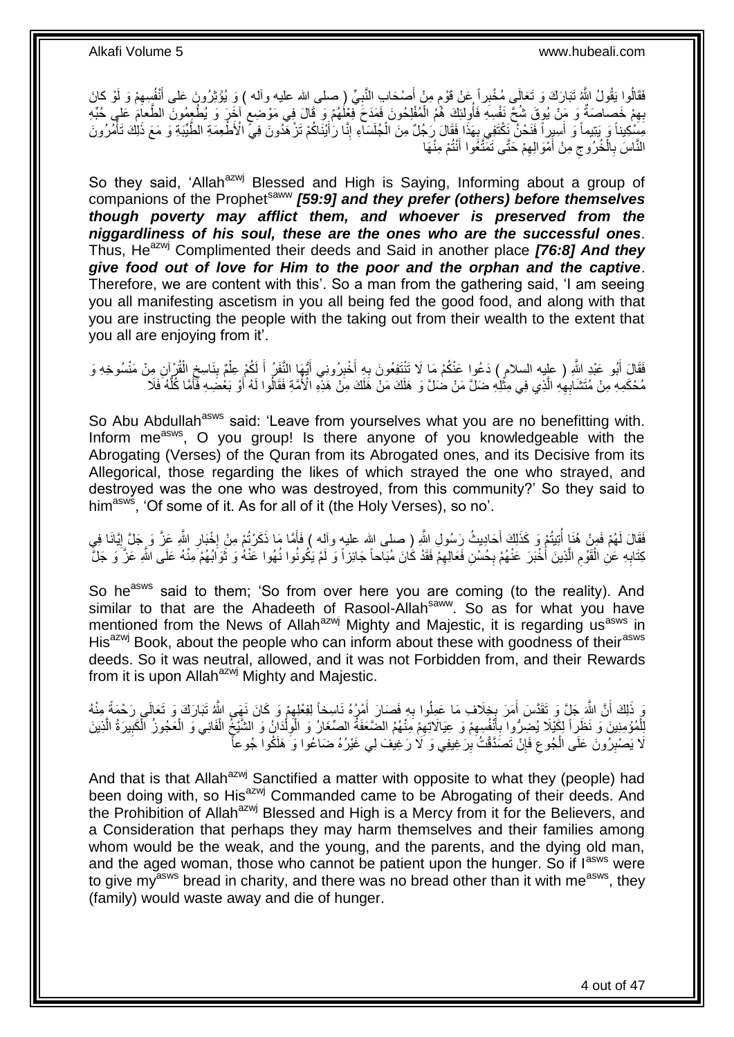فَقَالُوا يَقُولُ اللَّهُ تَبَارَكَ وَ تَعَالَى مُخْبِراً عَنْ قَوْمٍ مِنْ أَصْحَابِ النَّبِيِّ ( صلى الله عليه وآله ) وَ يُؤْثِرُونَ عَلى أَنْفُسِهِمْ وَ لَوْ كانَ بِهِمْ خَصاصَةٌ وَ مَنْ يُوقَ شُحَّ نَفْسِهِ فَأُولئِكَ هُمُ الْمُفْلِحُونَ فَمَدَحَ فِعْلَهُمْ وَ قَالَ فِي مَوْضِعٍ آخَرَ وَ يُطْعِمُونَ الطَّعامَ عَلى حُبِّهِ مِسْكِيناً وَ يَتِيماً وَ أَسِيراً فَنَحْنُ نَكْتَفِي بِهَذَا فَقَالَ رَجُلٌ مِنَ الْجُلَسَاءِ إِنَّا رَأَيْنَاكُمْ تَزْهَدُونَ فِي الْأَطْعِمَةِ الطَّيِّبَةِ وَ مَعَ ذَلِكَ تَأْمُرُونَ النَّاسَ بِالْخُرُوجِ مِنْ أَمْوَالِهِمْ حَتَّى تَمَتَّعُوا أَنْتُمْ مِنْهَا

So they said, 'Allah^azwj Blessed and High is Saying, Informing about a group of companions of the Prophet^saww ***[59:9] and they prefer (others) before themselves though poverty may afflict them, and whoever is preserved from the niggardliness of his soul, these are the ones who are the successful ones***. Thus, He^azwj Complimented their deeds and Said in another place ***[76:8] And they give food out of love for Him to the poor and the orphan and the captive***. Therefore, we are content with this'. So a man from the gathering said, 'I am seeing you all manifesting ascetism in you all being fed the good food, and along with that you are instructing the people with the taking out from their wealth to the extent that you all are enjoying from it'.

فَقَالَ أَبُو عَبْدِ اللَّهِ ( عليه السلام ) دَعُوا عَنْكُمْ مَا لَا تَنْتَفِعُونَ بِهِ أَخْبِرُونِي أَيُّهَا النَّفَرُ أَ لَكُمْ عِلْمٌ بِنَاسِخِ الْقُرْآنِ مِنْ مَنْسُوخِهِ وَ مُحْكَمِهِ مِنْ مُتَشَابِهِهِ الَّذِي فِي مِثْلِهِ ضَلَّ مَنْ ضَلَّ وَ هَلَكَ مَنْ هَلَكَ مِنْ هَذِهِ الْأُمَّةِ فَقَالُوا لَهُ أَوْ بَعْضِهِ فَأَمَّا كُلُّهُ فَلَا

So Abu Abdullah^asws said: 'Leave from yourselves what you are no benefitting with. Inform me^asws, O you group! Is there anyone of you knowledgeable with the Abrogating (Verses) of the Quran from its Abrogated ones, and its Decisive from its Allegorical, those regarding the likes of which strayed the one who strayed, and destroyed was the one who was destroyed, from this community?' So they said to him^asws, 'Of some of it. As for all of it (the Holy Verses), so no'.

فَقَالَ لَهُمْ فَمِنْ هُنَا أُتِيتُمْ وَ كَذَلِكَ أَحَادِيثُ رَسُولِ اللَّهِ ( صلى الله عليه وآله ) فَأَمَّا مَا ذَكَرْتُمْ مِنْ إِخْبَارِ اللَّهِ عَزَّ وَ جَلَّ إِيَّانَا فِي كِتَابِهِ عَنِ الْقَوْمِ الَّذِينَ أَخْبَرَ عَنْهُمْ بِحُسْنِ فَعَالِهِمْ فَقَدْ كَانَ مُبَاحاً جَائِزاً وَ لَمْ يَكُونُوا نُهُوا عَنْهُ وَ ثَوَابُهُمْ مِنْهُ عَلَى اللَّهِ عَزَّ وَ جَلَّ

So he^asws said to them; 'So from over here you are coming (to the reality). And similar to that are the Ahadeeth of Rasool-Allah^saww. So as for what you have mentioned from the News of Allah^azwj Mighty and Majestic, it is regarding us^asws in His^azwj Book, about the people who can inform about these with goodness of their^asws deeds. So it was neutral, allowed, and it was not Forbidden from, and their Rewards from it is upon Allah^azwj Mighty and Majestic.

وَ ذَلِكَ أَنَّ اللَّهَ جَلَّ وَ تَقَدَّسَ أَمَرَ بِخِلَافِ مَا عَمِلُوا بِهِ فَصَارَ أَمْرُهُ نَاسِخاً لِفِعْلِهِمْ وَ كَانَ نَهَى اللَّهُ تَبَارَكَ وَ تَعَالَى رَحْمَةً مِنْهُ لِلْمُؤْمِنِينَ وَ نَظَراً لِكَيْلَا يُضِرُّوا بِأَنْفُسِهِمْ وَ عِيَالَاتِهِمْ مِنْهُمُ الضَّعَفَةُ الصِّغَارُ وَ الْوِلْدَانُ وَ الشَّيْخُ الْفَانِي وَ الْعَجُوزُ الْكَبِيرَةُ الَّذِينَ لَا يَصْبِرُونَ عَلَى الْجُوعِ فَإِنْ تَصَدَّقْتُ بِرَغِيفِي وَ لَا رَغِيفَ لِي غَيْرُهُ ضَاعُوا وَ هَلَكُوا جُوعاً

And that is that Allah^azwj Sanctified a matter with opposite to what they (people) had been doing with, so His^azwj Commanded came to be Abrogating of their deeds. And the Prohibition of Allah^azwj Blessed and High is a Mercy from it for the Believers, and a Consideration that perhaps they may harm themselves and their families among whom would be the weak, and the young, and the parents, and the dying old man, and the aged woman, those who cannot be patient upon the hunger. So if I^asws were to give my^asws bread in charity, and there was no bread other than it with me^asws, they (family) would waste away and die of hunger.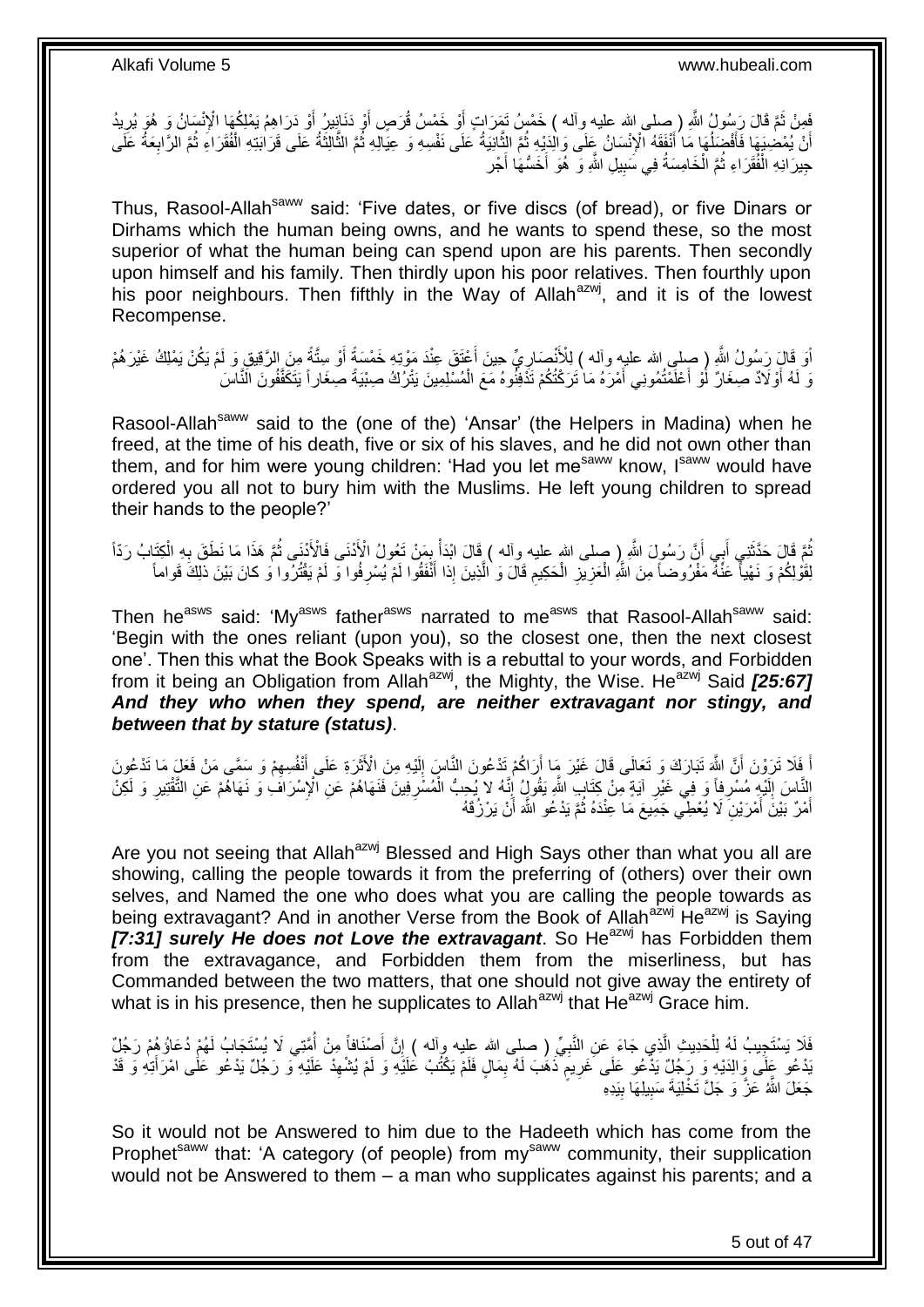فَمِنْ ثَمَّ قَالَ رَسُولُ اللَّهِ ( صلى الله عليه وآله ) خَمْسُ تَمَرَاتٍ أَوْ خَمْسُ قُرَصٍ أَوْ دَنَانِيرُ أَوْ دَرَاهِمُ يَمْلِكُهَا الْإِنْسَانُ وَ هُوَ يُرِيدُ أَنْ يُمْضِيَهَا فَأَفْضَلُهَا مَا أَنْفَقَهُ الْإِنْسَانُ عَلَى وَالِدَيْهِ ثُمَّ الثَّانِيَةُ عَلَى نَفْسِهِ وَ عِيَالِهِ ثُمَّ الثَّالِثَةُ عَلَى قَرَابَتِهِ الْفُقَرَاءِ ثُمَّ الرَّابِعَةُ عَلَى جِيرَانِهِ الْفُقَرَاءِ ثُمَّ الْخَامِسَةُ فِي سَبِيلِ اللَّهِ وَ هُوَ أَخَسُّهَا أَجْراً

Thus, Rasool-Allah[saww] said: 'Five dates, or five discs (of bread), or five Dinars or Dirhams which the human being owns, and he wants to spend these, so the most superior of what the human being can spend upon are his parents. Then secondly upon himself and his family. Then thirdly upon his poor relatives. Then fourthly upon his poor neighbours. Then fifthly in the Way of Allah[azwj], and it is of the lowest Recompense.

أَوَ قَالَ رَسُولُ اللَّهِ ( صلى الله عليه وآله ) لِلْأَنْصَارِيِّ حِينَ أَعْتَقَ عِنْدَ مَوْتِهِ خَمْسَةً أَوْ سِتَّةً مِنَ الرَّقِيقِ وَ لَمْ يَكُنْ يَمْلِكُ غَيْرَهُمْ وَ لَهُ أَوْلَادٌ صِغَارٌ لَوْ أَعْلَمْتُمُونِي أَمْرَهُ مَا تَرَكْتُكُمْ تَدْفِنُوهُ مَعَ الْمُسْلِمِينَ يَتْرُكُ صِبْيَةً صِغَاراً يَتَكَفَّفُونَ النَّاسَ

Rasool-Allah[saww] said to the (one of the) 'Ansar' (the Helpers in Madina) when he freed, at the time of his death, five or six of his slaves, and he did not own other than them, and for him were young children: 'Had you let me[saww] know, I[saww] would have ordered you all not to bury him with the Muslims. He left young children to spread their hands to the people?'

ثُمَّ قَالَ حَدَّثَنِي أَبِي أَنَّ رَسُولَ اللَّهِ ( صلى الله عليه وآله ) قَالَ ابْدَأْ بِمَنْ تَعُولُ الْأَدْنَى فَالْأَدْنَى ثُمَّ هَذَا مَا نَطَقَ بِهِ الْكِتَابُ رَدّاً لِقَوْلِكُمْ وَ نَهْياً عَنْهُ مَفْرُوضاً مِنَ اللَّهِ الْعَزِيزِ الْحَكِيمِ قَالَ وَ الَّذِينَ إِذا أَنْفَقُوا لَمْ يُسْرِفُوا وَ لَمْ يَقْتُرُوا وَ كانَ بَيْنَ ذلِكَ قَواماً

Then he[asws] said: 'My[asws] father[asws] narrated to me[asws] that Rasool-Allah[saww] said: 'Begin with the ones reliant (upon you), so the closest one, then the next closest one'. Then this what the Book Speaks with is a rebuttal to your words, and Forbidden from it being an Obligation from Allah[azwj], the Mighty, the Wise. He[azwj] Said ***[25:67] And they who when they spend, are neither extravagant nor stingy, and between that by stature (status)***.

أَ فَلَا تَرَوْنَ أَنَّ اللَّهَ تَبَارَكَ وَ تَعَالَى قَالَ غَيْرَ مَا أَرَاكُمْ تَدْعُونَ النَّاسَ إِلَيْهِ مِنَ الْأَثَرَةِ عَلَى أَنْفُسِهِمْ وَ سَمَّى مَنْ فَعَلَ مَا تَدْعُونَ النَّاسَ إِلَيْهِ مُسْرِفاً وَ فِي غَيْرِ آيَةٍ مِنْ كِتَابِ اللَّهِ يَقُولُ إِنَّهُ لا يُحِبُّ الْمُسْرِفِينَ فَنَهَاهُمْ عَنِ الْإِسْرَافِ وَ نَهَاهُمْ عَنِ التَّقْتِيرِ وَ لَكِنْ أَمْرٌ بَيْنَ أَمْرَيْنِ لَا يُعْطِي جَمِيعَ مَا عِنْدَهُ ثُمَّ يَدْعُو اللَّهَ أَنْ يَرْزُقَهُ

Are you not seeing that Allah[azwj] Blessed and High Says other than what you all are showing, calling the people towards it from the preferring of (others) over their own selves, and Named the one who does what you are calling the people towards as being extravagant? And in another Verse from the Book of Allah[azwj] He[azwj] is Saying ***[7:31] surely He does not Love the extravagant***. So He[azwj] has Forbidden them from the extravagance, and Forbidden them from the miserliness, but has Commanded between the two matters, that one should not give away the entirety of what is in his presence, then he supplicates to Allah[azwj] that He[azwj] Grace him.

فَلَا يَسْتَجِيبُ لَهُ لِلْحَدِيثِ الَّذِي جَاءَ عَنِ النَّبِيِّ ( صلى الله عليه وآله ) إِنَّ أَصْنَافاً مِنْ أُمَّتِي لَا يُسْتَجَابُ لَهُمْ دُعَاؤُهُمْ رَجُلٌ يَدْعُو عَلَى وَالِدَيْهِ وَ رَجُلٌ يَدْعُو عَلَى غَرِيمٍ ذَهَبَ لَهُ بِمَالٍ فَلَمْ يَكْتُبْ عَلَيْهِ وَ لَمْ يُشْهِدْ عَلَيْهِ وَ رَجُلٌ يَدْعُو عَلَى امْرَأَتِهِ وَ قَدْ جَعَلَ اللَّهُ عَزَّ وَ جَلَّ تَخْلِيَةَ سَبِيلِهَا بِيَدِهِ

So it would not be Answered to him due to the Hadeeth which has come from the Prophet[saww] that: 'A category (of people) from my[saww] community, their supplication would not be Answered to them – a man who supplicates against his parents; and a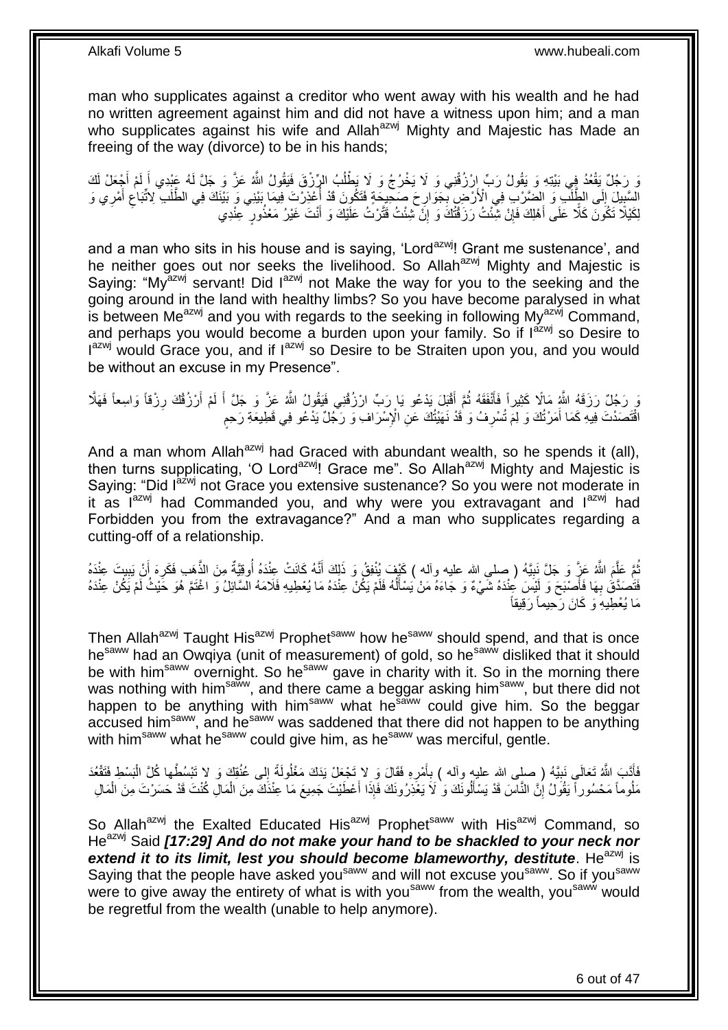man who supplicates against a creditor who went away with his wealth and he had no written agreement against him and did not have a witness upon him; and a man who supplicates against his wife and Allah[azwj] Mighty and Majestic has Made an freeing of the way (divorce) to be in his hands;

وَ رَجُلٌ يَقْعُدُ فِي بَيْتِهِ وَ يَقُولُ رَبِّ ارْزُقْنِي وَ لَا يَخْرُجُ وَ لَا يَطْلُبُ الرِّزْقَ فَيَقُولُ اللَّهُ عَزَّ وَ جَلَّ لَهُ عَبْدِي أَ لَمْ أَجْعَلْ لَكَ السَّبِيلَ إِلَى الطَّلَبِ وَ الضَّرْبِ فِي الْأَرْضِ بِجَوَارِحَ صَحِيحَةٍ فَتَكُونَ قَدْ أُعْذِرْتَ فِيمَا بَيْنِي وَ بَيْنَكَ فِي الطَّلَبِ لِاتِّبَاعِ أَمْرِي وَ لِكَيْلَا تَكُونَ كَلًّا عَلَى أَهْلِكَ فَإِنْ شِئْتُ رَزَقْتُكَ وَ إِنْ شِئْتُ قَتَّرْتُ عَلَيْكَ وَ أَنْتَ غَيْرُ مَعْذُورٍ عِنْدِي

and a man who sits in his house and is saying, 'Lord[azwj]! Grant me sustenance', and he neither goes out nor seeks the livelihood. So Allah[azwj] Mighty and Majestic is Saying: "My[azwj] servant! Did I[azwj] not Make the way for you to the seeking and the going around in the land with healthy limbs? So you have become paralysed in what is between Me[azwj] and you with regards to the seeking in following My[azwj] Command, and perhaps you would become a burden upon your family. So if I[azwj] so Desire to I[azwj] would Grace you, and if I[azwj] so Desire to be Straiten upon you, and you would be without an excuse in my Presence".

وَ رَجُلٌ رَزَقَهُ اللَّهُ مَالًا كَثِيراً فَأَنْفَقَهُ ثُمَّ أَقْبَلَ يَدْعُو يَا رَبِّ ارْزُقْنِي فَيَقُولُ اللَّهُ عَزَّ وَ جَلَّ أَ لَمْ أَرْزُقْكَ رِزْقاً وَاسِعاً فَهَلَّا اقْتَصَدْتَ فِيهِ كَمَا أَمَرْتُكَ وَ لِمَ تُسْرِفُ وَ قَدْ نَهَيْتُكَ عَنِ الْإِسْرَافِ وَ رَجُلٌ يَدْعُو فِي قَطِيعَةِ رَحِمٍ

And a man whom Allah[azwj] had Graced with abundant wealth, so he spends it (all), then turns supplicating, 'O Lord[azwj]! Grace me". So Allah[azwj] Mighty and Majestic is Saying: "Did I[azwj] not Grace you extensive sustenance? So you were not moderate in it as I[azwj] had Commanded you, and why were you extravagant and I[azwj] had Forbidden you from the extravagance?" And a man who supplicates regarding a cutting-off of a relationship.

ثُمَّ عَلَّمَ اللَّهُ عَزَّ وَ جَلَّ نَبِيَّهُ ( صلى الله عليه وآله ) كَيْفَ يُنْفِقُ وَ ذَلِكَ أَنَّهُ كَانَتْ عِنْدَهُ أُوقِيَّةٌ مِنَ الذَّهَبِ فَكَرِهَ أَنْ يَبِيتَ عِنْدَهُ فَتَصَدَّقَ بِهَا فَأَصْبَحَ وَ لَيْسَ عِنْدَهُ شَيْءٌ وَ جَاءَهُ مَنْ يَسْأَلُهُ فَلَمْ يَكُنْ عِنْدَهُ مَا يُعْطِيهِ فَلَامَهُ السَّائِلُ وَ اغْتَمَّ هُوَ حَيْثُ لَمْ يَكُنْ عِنْدَهُ مَا يُعْطِيهِ وَ كَانَ رَحِيماً رَقِيقاً

Then Allah[azwj] Taught His[azwj] Prophet[saww] how he[saww] should spend, and that is once he[saww] had an Owqiya (unit of measurement) of gold, so he[saww] disliked that it should be with him[saww] overnight. So he[saww] gave in charity with it. So in the morning there was nothing with him[saww], and there came a beggar asking him[saww], but there did not happen to be anything with him[saww] what he[saww] could give him. So the beggar accused him[saww], and he[saww] was saddened that there did not happen to be anything with him[saww] what he[saww] could give him, as he[saww] was merciful, gentle.

فَأَدَّبَ اللَّهُ تَعَالَى نَبِيَّهُ ( صلى الله عليه وآله ) بِأَمْرِهِ فَقَالَ وَ لا تَجْعَلْ يَدَكَ مَغْلُولَةً إِلى عُنُقِكَ وَ لا تَبْسُطْها كُلَّ الْبَسْطِ فَتَقْعُدَ مَلُوماً مَحْسُوراً يَقُولُ إِنَّ النَّاسَ قَدْ يَسْأَلُونَكَ وَ لَا يَعْذِرُونَكَ فَإِذَا أَعْطَيْتَ جَمِيعَ مَا عِنْدَكَ مِنَ الْمَالِ كُنْتَ قَدْ حَسَرْتَ مِنَ الْمَالِ

So Allah[azwj] the Exalted Educated His[azwj] Prophet[saww] with His[azwj] Command, so He[azwj] Said ***[17:29] And do not make your hand to be shackled to your neck nor extend it to its limit, lest you should become blameworthy, destitute***. He[azwj] is Saying that the people have asked you[saww] and will not excuse you[saww]. So if you[saww] were to give away the entirety of what is with you[saww] from the wealth, you[saww] would be regretful from the wealth (unable to help anymore).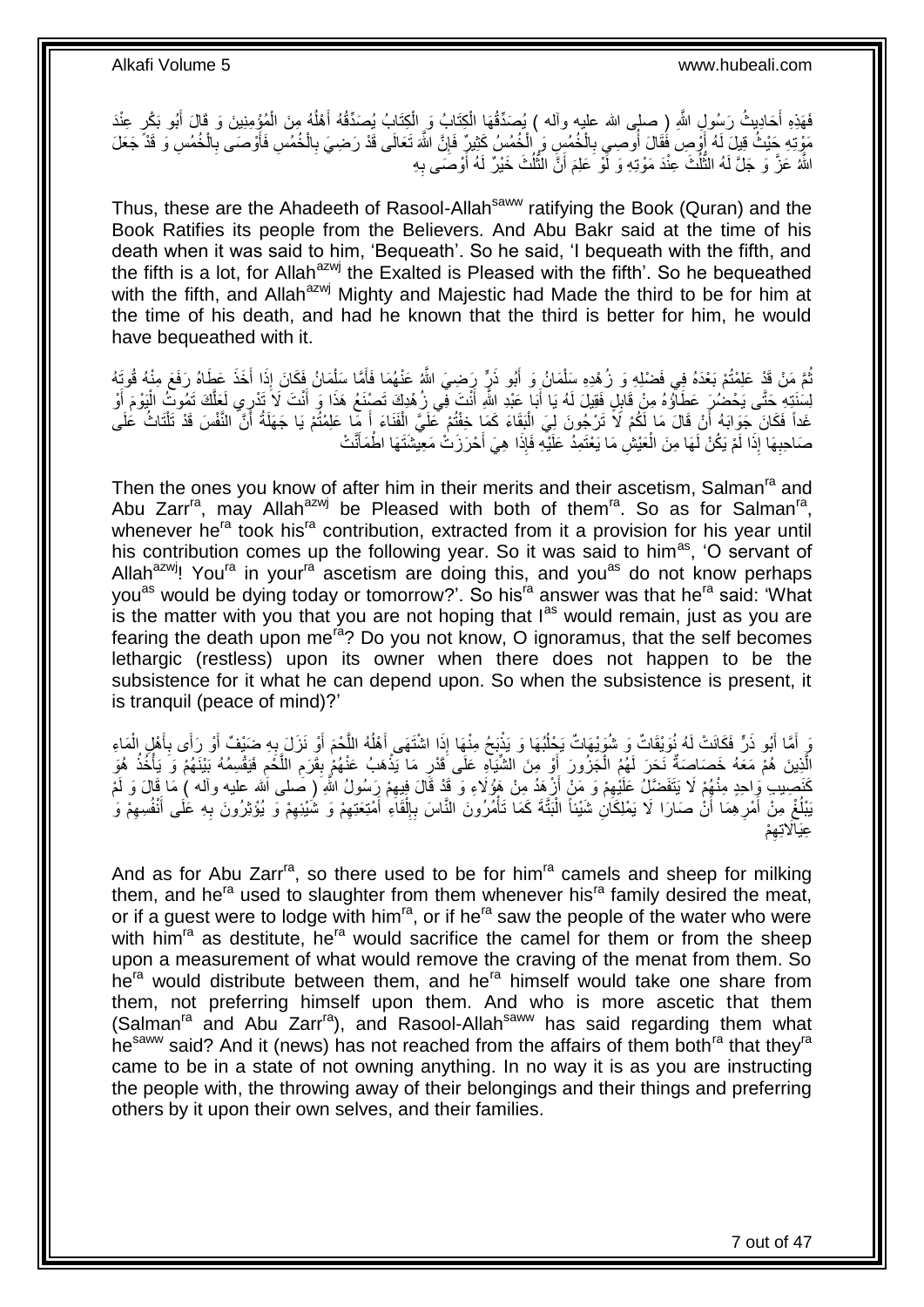فَهَذِهِ أَحَادِيثُ رَسُولِ اللَّهِ ( صلى الله عليه وآله ) يُصَدِّقُهَا الْكِتَابُ وَ الْكِتَابُ يُصَدِّقُهُ أَهْلُهُ مِنَ الْمُؤْمِنِينَ وَ قَالَ أَبُو بَكْرٍ عِنْدَ مَوْتِهِ حَيْثُ قِيلَ لَهُ أَوْصِ فَقَالَ أُوصِي بِالْخُمُسِ وَ الْخُمُسُ كَثِيرٌ فَإِنَّ اللَّهَ تَعَالَى قَدْ رَضِيَ بِالْخُمُسِ فَأَوْصَى بِالْخُمُسِ وَ قَدْ جَعَلَ اللَّهُ عَزَّ وَ جَلَّ لَهُ الثُّلُثَ عِنْدَ مَوْتِهِ وَ لَوْ عَلِمَ أَنَّ الثُّلُثَ خَيْرٌ لَهُ أَوْصَى بِهِ

Thus, these are the Ahadeeth of Rasool-Allah[saww] ratifying the Book (Quran) and the Book Ratifies its people from the Believers. And Abu Bakr said at the time of his death when it was said to him, 'Bequeath'. So he said, 'I bequeath with the fifth, and the fifth is a lot, for Allah[azwj] the Exalted is Pleased with the fifth'. So he bequeathed with the fifth, and Allah[azwj] Mighty and Majestic had Made the third to be for him at the time of his death, and had he known that the third is better for him, he would have bequeathed with it.

ثُمَّ مَنْ قَدْ عَلِمْتُمْ بَعْدَهُ فِي فَضْلِهِ وَ زُهْدِهِ سَلْمَانُ وَ أَبُو ذَرٍّ رَضِيَ اللَّهُ عَنْهُمَا فَأَمَّا سَلْمَانُ فَكَانَ إِذَا أَخَذَ عَطَاهُ رَفَعَ مِنْهُ قُوتَهُ لِسَنَتِهِ حَتَّى يَحْضُرَ عَطَاؤُهُ مِنْ قَابِلٍ فَقِيلَ لَهُ يَا أَبَا عَبْدِ اللَّهِ أَنْتَ فِي زُهْدِكَ تَصْنَعُ هَذَا وَ أَنْتَ لَا تَدْرِي لَعَلَّكَ تَمُوتُ الْيَوْمَ أَوْ غَداً فَكَانَ جَوَابَهُ أَنْ قَالَ مَا لَكُمْ لَا تَرْجُونَ لِيَ الْبَقَاءَ كَمَا خِفْتُمْ عَلَيَّ الْفَنَاءَ أَ مَا عَلِمْتُمْ يَا جَهَلَةُ أَنَّ النَّفْسَ قَدْ تَلْتَاثُ عَلَى صَاحِبِهَا إِذَا لَمْ يَكُنْ لَهَا مِنَ الْعَيْشِ مَا يَعْتَمِدُ عَلَيْهِ فَإِذَا هِيَ أَحْرَزَتْ مَعِيشَتَهَا اطْمَأَنَّتْ

Then the ones you know of after him in their merits and their ascetism, Salman[ra] and Abu Zarr[ra], may Allah[azwj] be Pleased with both of them[ra]. So as for Salman[ra], whenever he[ra] took his[ra] contribution, extracted from it a provision for his year until his contribution comes up the following year. So it was said to him[as], 'O servant of Allah[azwj]! You[ra] in your[ra] ascetism are doing this, and you[as] do not know perhaps you[as] would be dying today or tomorrow?'. So his[ra] answer was that he[ra] said: 'What is the matter with you that you are not hoping that I[as] would remain, just as you are fearing the death upon me[ra]? Do you not know, O ignoramus, that the self becomes lethargic (restless) upon its owner when there does not happen to be the subsistence for it what he can depend upon. So when the subsistence is present, it is tranquil (peace of mind)?'

وَ أَمَّا أَبُو ذَرٍّ فَكَانَتْ لَهُ نُوَيْقَاتٌ وَ شُوَيْهَاتٌ يَحْلُبُهَا وَ يَذْبَحُ مِنْهَا إِذَا اشْتَهَى أَهْلُهُ اللَّحْمَ أَوْ نَزَلَ بِهِ ضَيْفٌ أَوْ رَأَى بِأَهْلِ الْمَاءِ الَّذِينَ هُمْ مَعَهُ خَصَاصَةً نَحَرَ لَهُمُ الْجَزُورَ أَوْ مِنَ الشِّيَاهِ عَلَى قَدْرِ مَا يَذْهَبُ عَنْهُمْ بِقَرَمِ اللَّحْمِ فَيَقْسِمُهُ بَيْنَهُمْ وَ يَأْخُذُ هُوَ كَنَصِيبِ وَاحِدٍ مِنْهُمْ لَا يَتَفَضَّلُ عَلَيْهِمْ وَ مَنْ أَزْهَدُ مِنْ هَؤُلَاءِ وَ قَدْ قَالَ فِيهِمْ رَسُولُ اللَّهِ ( صلى الله عليه وآله ) مَا قَالَ وَ لَمْ يَبْلُغْ مِنْ أَمْرِهِمَا أَنْ صَارَا لَا يَمْلِكَانِ شَيْئاً الْبَتَّةَ كَمَا تَأْمُرُونَ النَّاسَ بِإِلْقَاءِ أَمْتِعَتِهِمْ وَ شَيْئِهِمْ وَ يُؤْثِرُونَ بِهِ عَلَى أَنْفُسِهِمْ وَ عِيَالاتِهِمْ

And as for Abu Zarr[ra], so there used to be for him[ra] camels and sheep for milking them, and he[ra] used to slaughter from them whenever his[ra] family desired the meat, or if a guest were to lodge with him[ra], or if he[ra] saw the people of the water who were with him[ra] as destitute, he[ra] would sacrifice the camel for them or from the sheep upon a measurement of what would remove the craving of the menat from them. So he[ra] would distribute between them, and he[ra] himself would take one share from them, not preferring himself upon them. And who is more ascetic that them (Salman[ra] and Abu Zarr[ra]), and Rasool-Allah[saww] has said regarding them what he[saww] said? And it (news) has not reached from the affairs of them both[ra] that they[ra] came to be in a state of not owning anything. In no way it is as you are instructing the people with, the throwing away of their belongings and their things and preferring others by it upon their own selves, and their families.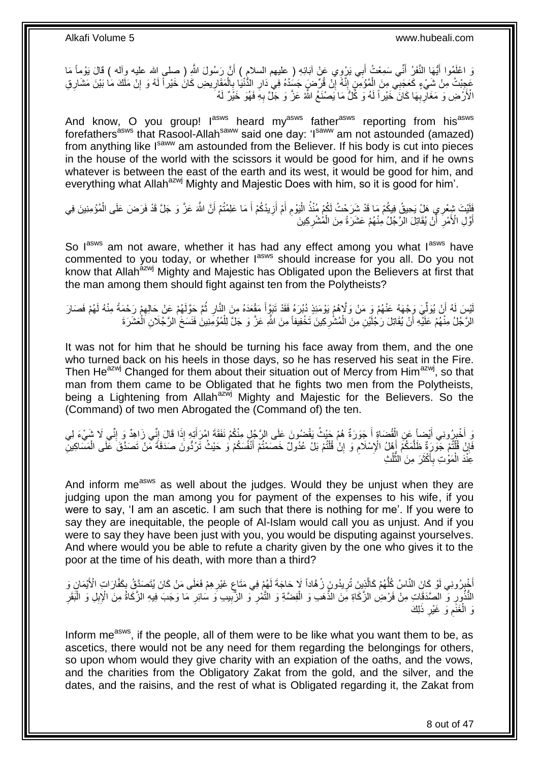وَ اعْلَمُوا أَيُّهَا النَّفَرُ أَنِّي سَمِعْتُ أَبِي يَرْوِي عَنْ آبَائِهِ ( عليهم السلام ) أَنَّ رَسُولَ اللَّهِ ( صلى الله عليه وآله ) قَالَ يَوْماً مَا عَجِبْتُ مِنْ شَيْءٍ كَعَجَبِي مِنَ الْمُؤْمِنِ إِنَّهُ إِنْ قُرِّضَ جَسَدُهُ فِي دَارِ الدُّنْيَا بِالْمَقَارِيضِ كَانَ خَيْراً لَهُ وَ إِنْ مَلَكَ مَا بَيْنَ مَشَارِقِ الْأَرْضِ وَ مَغَارِبِهَا كَانَ خَيْراً لَهُ وَ كُلُّ مَا يَصْنَعُ اللَّهُ عَزَّ وَ جَلَّ بِهِ فَهُوَ خَيْرٌ لَهُ

And know, O you group! I[asws] heard my[asws] father[asws] reporting from his[asws] forefathers[asws] that Rasool-Allah[saww] said one day: 'I[saww] am not astounded (amazed) from anything like I[saww] am astounded from the Believer. If his body is cut into pieces in the house of the world with the scissors it would be good for him, and if he owns whatever is between the east of the earth and its west, it would be good for him, and everything what Allah[azwj] Mighty and Majestic Does with him, so it is good for him'.

فَلَيْتَ شِعْرِي هَلْ يَحِيقُ فِيكُمْ مَا قَدْ شَرَحْتُ لَكُمْ مُنْذُ الْيَوْمِ أَمْ أَزِيدُكُمْ أَ مَا عَلِمْتُمْ أَنَّ اللَّهَ عَزَّ وَ جَلَّ قَدْ فَرَضَ عَلَى الْمُؤْمِنِينَ فِي أَوَّلِ الْأَمْرِ أَنْ يُقَاتِلَ الرَّجُلُ مِنْهُمْ عَشَرَةً مِنَ الْمُشْرِكِينَ

So I[asws] am not aware, whether it has had any effect among you what I[asws] have commented to you today, or whether I[asws] should increase for you all. Do you not know that Allah[azwj] Mighty and Majestic has Obligated upon the Believers at first that the man among them should fight against ten from the Polytheists?

لَيْسَ لَهُ أَنْ يُوَلِّيَ وَجْهَهُ عَنْهُمْ وَ مَنْ وَلَّاهُمْ يَوْمَئِذٍ دُبُرَهُ فَقَدْ تَبَوَّأَ مَقْعَدَهُ مِنَ النَّارِ ثُمَّ حَوَّلَهُمْ عَنْ حَالِهِمْ رَحْمَةً مِنْهُ لَهُمْ فَصَارَ الرَّجُلُ مِنْهُمْ عَلَيْهِ أَنْ يُقَاتِلَ رَجُلَيْنِ مِنَ الْمُشْرِكِينَ تَخْفِيفاً مِنَ اللَّهِ عَزَّ وَ جَلَّ لِلْمُؤْمِنِينَ فَنَسَخَ الرَّجُلَانِ الْعَشَرَةَ

It was not for him that he should be turning his face away from them, and the one who turned back on his heels in those days, so he has reserved his seat in the Fire. Then He[azwj] Changed for them about their situation out of Mercy from Him[azwj], so that man from them came to be Obligated that he fights two men from the Polytheists, being a Lightening from Allah[azwj] Mighty and Majestic for the Believers. So the (Command) of two men Abrogated the (Command of) the ten.

وَ أَخْبِرُونِي أَيْضاً عَنِ الْقُضَاةِ أَ جَوَرَةٌ هُمْ حَيْثُ يَقْضُونَ عَلَى الرَّجُلِ مِنْكُمْ نَفَقَةَ امْرَأَتِهِ إِذَا قَالَ إِنِّي زَاهِدٌ وَ إِنِّي لَا شَيْءَ لِي فَإِنْ قُلْتُمْ جَوَرَةٌ ظَلَّمَكُمْ أَهْلُ الْإِسْلَامِ وَ إِنْ قُلْتُمْ بَلْ عُدُولٌ خَصَمْتُمْ أَنْفُسَكُمْ وَ حَيْثُ تَرُدُّونَ صَدَقَةَ مَنْ تَصَدَّقَ عَلَى الْمَسَاكِينِ عِنْدَ الْمَوْتِ بِأَكْثَرَ مِنَ الثُّلُثِ

And inform me[asws] as well about the judges. Would they be unjust when they are judging upon the man among you for payment of the expenses to his wife, if you were to say, 'I am an ascetic. I am such that there is nothing for me'. If you were to say they are inequitable, the people of Al-Islam would call you as unjust. And if you were to say they have been just with you, you would be disputing against yourselves. And where would you be able to refute a charity given by the one who gives it to the poor at the time of his death, with more than a third?

أَخْبِرُونِي لَوْ كَانَ النَّاسُ كُلُّهُمْ كَالَّذِينَ تُرِيدُونَ زُهَّاداً لَا حَاجَةَ لَهُمْ فِي مَتَاعِ غَيْرِهِمْ فَعَلَى مَنْ كَانَ يُتَصَدَّقُ بِكَفَّارَاتِ الْأَيْمَانِ وَ النُّذُورِ وَ الصَّدَقَاتِ مِنْ فَرْضِ الزَّكَاةِ مِنَ الذَّهَبِ وَ الْفِضَّةِ وَ التَّمْرِ وَ الزَّبِيبِ وَ سَائِرِ مَا وَجَبَ فِيهِ الزَّكَاةُ مِنَ الْإِبِلِ وَ الْبَقَرِ وَ الْغَنَمِ وَ غَيْرِ ذَلِكَ

Inform me[asws], if the people, all of them were to be like what you want them to be, as ascetics, there would not be any need for them regarding the belongings for others, so upon whom would they give charity with an expiation of the oaths, and the vows, and the charities from the Obligatory Zakat from the gold, and the silver, and the dates, and the raisins, and the rest of what is Obligated regarding it, the Zakat from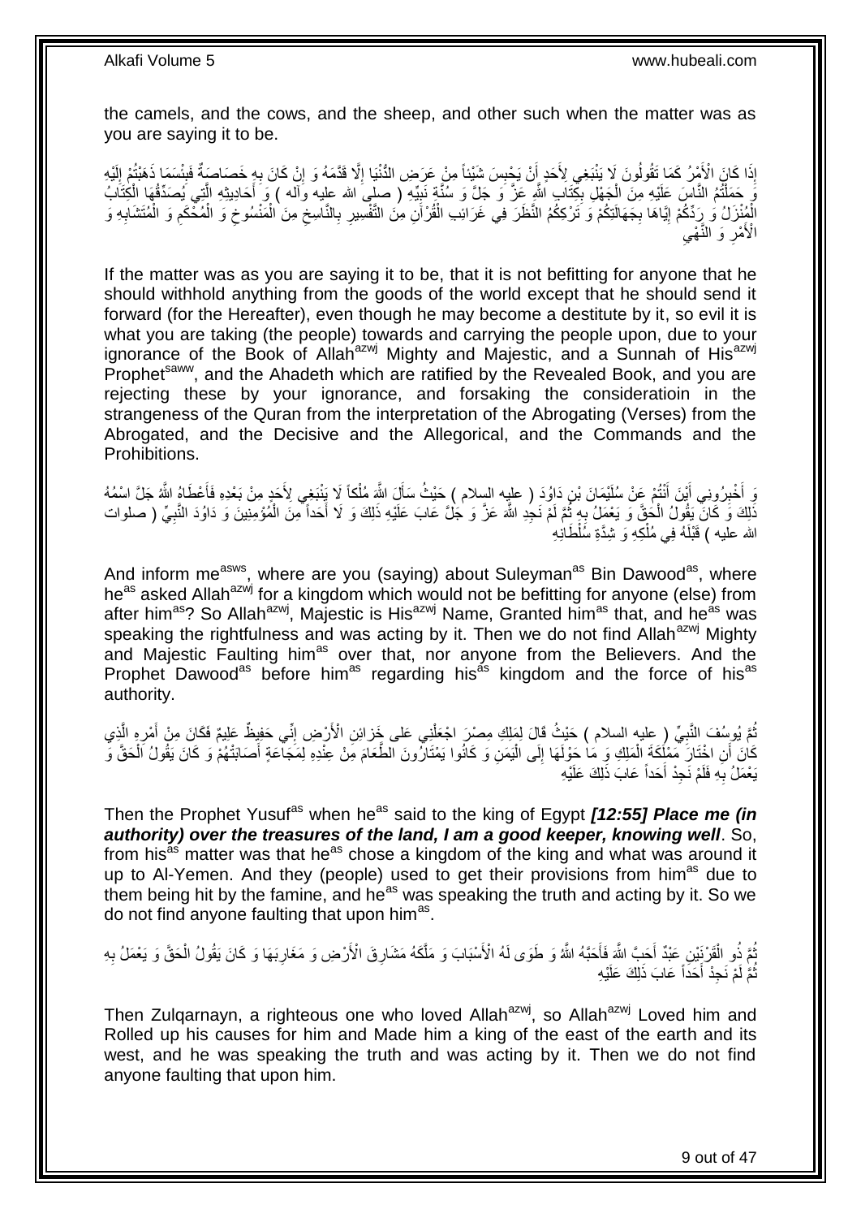the camels, and the cows, and the sheep, and other such when the matter was as you are saying it to be.

إِذَا كَانَ الْأَمْرُ كَمَا تَقُولُونَ لَا يَنْبَغِي لِأَحَدٍ أَنْ يَحْبِسَ شَيْئاً مِنْ عَرَضِ الدُّنْيَا إِلَّا قَدَّمَهُ وَ إِنْ كَانَ بِهِ خَصَاصَةٌ فَبِئْسَمَا ذَهَبْتُمْ إِلَيْهِ وَ حَمَلْتُمُ النَّاسَ عَلَيْهِ مِنَ الْجَهْلِ بِكِتَابِ اللَّهِ عَزَّ وَ جَلَّ وَ سُنَّةِ نَبِيِّهِ ( صلى الله عليه وآله ) وَ أَحَادِيثِهِ الَّتِي يُصَدِّقُهَا الْكِتَابُ الْمُنْزَلُ وَ رَدِّكُمْ إِيَّاهَا بِجَهَالَتِكُمْ وَ تَرْكِكُمُ النَّظَرَ فِي غَرَائِبِ الْقُرْآنِ مِنَ التَّفْسِيرِ بِالنَّاسِخِ مِنَ الْمَنْسُوخِ وَ الْمُحْكَمِ وَ الْمُتَشَابِهِ وَ الْأَمْرِ وَ النَّهْيِ

If the matter was as you are saying it to be, that it is not befitting for anyone that he should withhold anything from the goods of the world except that he should send it forward (for the Hereafter), even though he may become a destitute by it, so evil it is what you are taking (the people) towards and carrying the people upon, due to your ignorance of the Book of Allah[azwj] Mighty and Majestic, and a Sunnah of His[azwj] Prophet[saww], and the Ahadeth which are ratified by the Revealed Book, and you are rejecting these by your ignorance, and forsaking the consideratioin in the strangeness of the Quran from the interpretation of the Abrogating (Verses) from the Abrogated, and the Decisive and the Allegorical, and the Commands and the Prohibitions.

وَ أَخْبِرُونِي أَيْنَ أَنْتُمْ عَنْ سُلَيْمَانَ بْنِ دَاوُدَ ( عليه السلام ) حَيْثُ سَأَلَ اللَّهَ مُلْكاً لَا يَنْبَغِي لِأَحَدٍ مِنْ بَعْدِهِ فَأَعْطَاهُ اللَّهُ جَلَّ اسْمُهُ ذَلِكَ وَ كَانَ يَقُولُ الْحَقَّ وَ يَعْمَلُ بِهِ ثُمَّ لَمْ نَجِدِ اللَّهَ عَزَّ وَ جَلَّ عَابَ عَلَيْهِ ذَلِكَ وَ لَا أَحَداً مِنَ الْمُؤْمِنِينَ وَ دَاوُدَ النَّبِيِّ ( صلوات الله عليه ) قَبْلَهُ فِي مُلْكِهِ وَ شِدَّةِ سُلْطَانِهِ

And inform me[asws], where are you (saying) about Suleyman[as] Bin Dawood[as], where he[as] asked Allah[azwj] for a kingdom which would not be befitting for anyone (else) from after him[as]? So Allah[azwj], Majestic is His[azwj] Name, Granted him[as] that, and he[as] was speaking the rightfulness and was acting by it. Then we do not find Allah[azwj] Mighty and Majestic Faulting him[as] over that, nor anyone from the Believers. And the Prophet Dawood[as] before him[as] regarding his[as] kingdom and the force of his[as] authority.

ثُمَّ يُوسُفَ النَّبِيِّ ( عليه السلام ) حَيْثُ قَالَ لِمَلِكِ مِصْرَ اجْعَلْنِي عَلى‏ خَزائِنِ الْأَرْضِ إِنِّي حَفِيظٌ عَلِيمٌ فَكَانَ مِنْ أَمْرِهِ الَّذِي كَانَ أَنِ اخْتَارَ مَمْلَكَةَ الْمَلِكِ وَ مَا حَوْلَهَا إِلَى الْيَمَنِ وَ كَانُوا يَمْتَارُونَ الطَّعَامَ مِنْ عِنْدِهِ لِمَجَاعَةٍ أَصَابَتْهُمْ وَ كَانَ يَقُولُ الْحَقَّ وَ يَعْمَلُ بِهِ فَلَمْ نَجِدْ أَحَداً عَابَ ذَلِكَ عَلَيْهِ

Then the Prophet Yusuf[as] when he[as] said to the king of Egypt ***[12:55] Place me (in authority) over the treasures of the land, I am a good keeper, knowing well***. So, from his[as] matter was that he[as] chose a kingdom of the king and what was around it up to Al-Yemen. And they (people) used to get their provisions from him[as] due to them being hit by the famine, and he[as] was speaking the truth and acting by it. So we do not find anyone faulting that upon him[as].

ثُمَّ ذُو الْقَرْنَيْنِ عَبْدٌ أَحَبَّ اللَّهَ فَأَحَبَّهُ اللَّهُ وَ طَوَى لَهُ الْأَسْبَابَ وَ مَلَّكَهُ مَشَارِقَ الْأَرْضِ وَ مَغَارِبَهَا وَ كَانَ يَقُولُ الْحَقَّ وَ يَعْمَلُ بِهِ ثُمَّ لَمْ نَجِدْ أَحَداً عَابَ ذَلِكَ عَلَيْهِ

Then Zulqarnayn, a righteous one who loved Allah[azwj], so Allah[azwj] Loved him and Rolled up his causes for him and Made him a king of the east of the earth and its west, and he was speaking the truth and was acting by it. Then we do not find anyone faulting that upon him.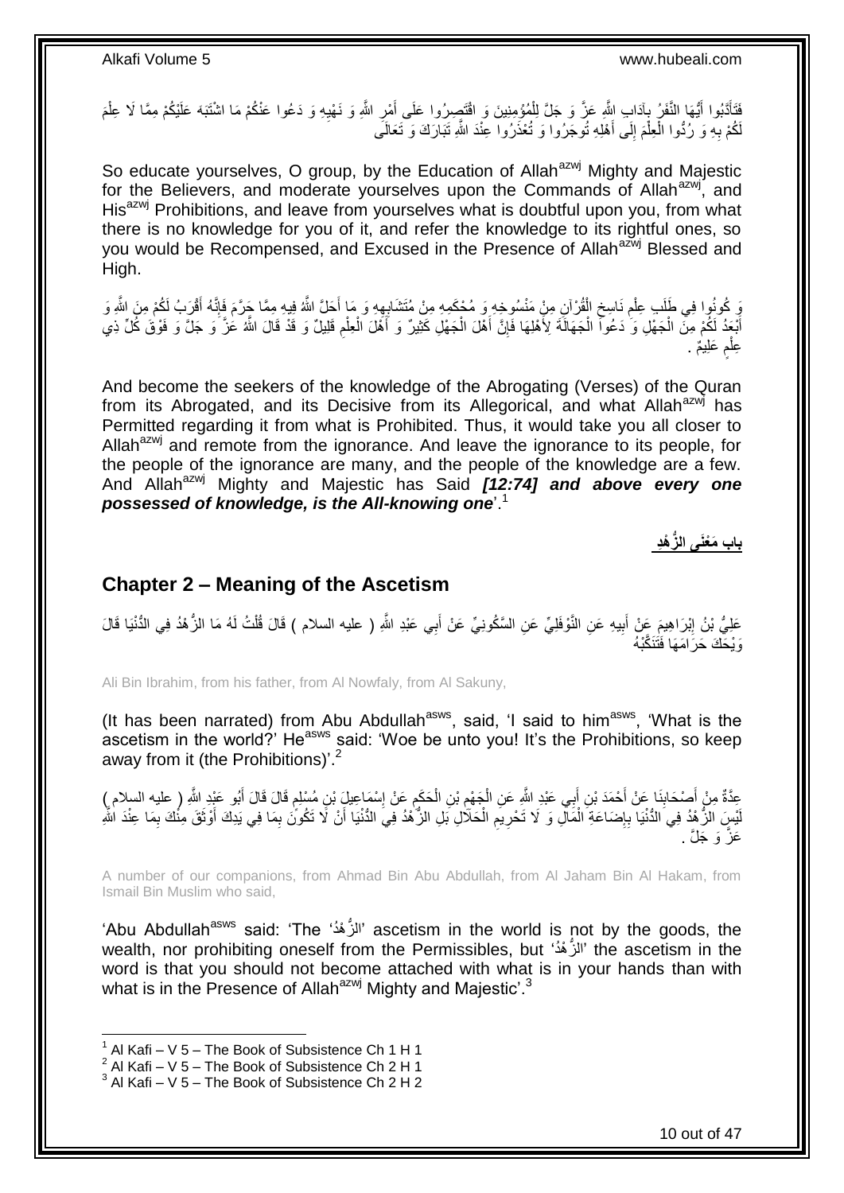فَتَأَدَّبُوا أَيُّهَا النَّفَرُ بِآدَابِ اللَّهِ عَزَّ وَ جَلَّ لِلْمُؤْمِنِينَ وَ اقْتَصِرُوا عَلَى أَمْرِ اللَّهِ وَ نَهْيِهِ وَ دَعُوا عَنْكُمْ مَا اشْتَبَهَ عَلَيْكُمْ مِمَّا لَا عِلْمَ لَكُمْ بِهِ وَ رُدُّوا الْعِلْمَ إِلَى أَهْلِهِ تُوجَرُوا وَ تُعْذَرُوا عِنْدَ اللَّهِ تَبَارَكَ وَ تَعَالَى

So educate yourselves, O group, by the Education of Allah[azwj] Mighty and Majestic for the Believers, and moderate yourselves upon the Commands of Allah[azwj], and His[azwj] Prohibitions, and leave from yourselves what is doubtful upon you, from what there is no knowledge for you of it, and refer the knowledge to its rightful ones, so you would be Recompensed, and Excused in the Presence of Allah[azwj] Blessed and High.

وَ كُونُوا فِي طَلَبِ عِلْمِ نَاسِخِ الْقُرْآنِ مِنْ مَنْسُوخِهِ وَ مُحْكَمِهِ مِنْ مُتَشَابِهِهِ وَ مَا أَحَلَّ اللَّهُ فِيهِ مِمَّا حَرَّمَ فَإِنَّهُ أَقْرَبُ لَكُمْ مِنَ اللَّهِ وَ أَبْعَدُ لَكُمْ مِنَ الْجَهْلِ وَ دَعُوا الْجَهَالَةَ لِأَهْلِهَا فَإِنَّ أَهْلَ الْجَهْلِ كَثِيرٌ وَ أَهْلَ الْعِلْمِ قَلِيلٌ وَ قَدْ قَالَ اللَّهُ عَزَّ وَ جَلَّ وَ فَوْقَ كُلِّ ذِي عِلْمٍ عَلِيمٌ .

And become the seekers of the knowledge of the Abrogating (Verses) of the Quran from its Abrogated, and its Decisive from its Allegorical, and what Allah[azwj] has Permitted regarding it from what is Prohibited. Thus, it would take you all closer to Allah[azwj] and remote from the ignorance. And leave the ignorance to its people, for the people of the ignorance are many, and the people of the knowledge are a few. And Allah[azwj] Mighty and Majestic has Said ***[12:74] and above every one possessed of knowledge, is the All-knowing one***'.[1]

## باب مَعْنَى الزُّهْدِ

## Chapter 2 – Meaning of the Ascetism

عَلِيُّ بْنُ إِبْرَاهِيمَ عَنْ أَبِيهِ عَنِ النَّوْفَلِيِّ عَنِ السَّكُونِيِّ عَنْ أَبِي عَبْدِ اللَّهِ ( عليه السلام ) قَالَ قُلْتُ لَهُ مَا الزُّهْدُ فِي الدُّنْيَا قَالَ وَيْحَكَ حَرَامَهَا فَتَنَكَّبْهُ

Ali Bin Ibrahim, from his father, from Al Nowfaly, from Al Sakuny,

(It has been narrated) from Abu Abdullah[asws], said, 'I said to him[asws], 'What is the ascetism in the world?' He[asws] said: 'Woe be unto you! It's the Prohibitions, so keep away from it (the Prohibitions)'.[2]

عِدَّةٌ مِنْ أَصْحَابِنَا عَنْ أَحْمَدَ بْنِ أَبِي عَبْدِ اللَّهِ عَنِ الْجَهْمِ بْنِ الْحَكَمِ عَنْ إِسْمَاعِيلَ بْنِ مُسْلِمٍ قَالَ قَالَ أَبُو عَبْدِ اللَّهِ ( عليه السلام ) لَيْسَ الزُّهْدُ فِي الدُّنْيَا بِإِضَاعَةِ الْمَالِ وَ لَا تَحْرِيمِ الْحَلَالِ بَلِ الزُّهْدُ فِي الدُّنْيَا أَنْ لَا تَكُونَ بِمَا فِي يَدِكَ أَوْثَقَ مِنْكَ بِمَا عِنْدَ اللَّهِ عَزَّ وَ جَلَّ .

A number of our companions, from Ahmad Bin Abu Abdullah, from Al Jaham Bin Al Hakam, from Ismail Bin Muslim who said,

'Abu Abdullah[asws] said: 'The 'الزُّهْدُ' ascetism in the world is not by the goods, the wealth, nor prohibiting oneself from the Permissibles, but 'الزُّهْدُ' the ascetism in the word is that you should not become attached with what is in your hands than with what is in the Presence of Allah[azwj] Mighty and Majestic'.[3]

---

[1] Al Kafi – V 5 – The Book of Subsistence Ch 1 H 1
[2] Al Kafi – V 5 – The Book of Subsistence Ch 2 H 1
[3] Al Kafi – V 5 – The Book of Subsistence Ch 2 H 2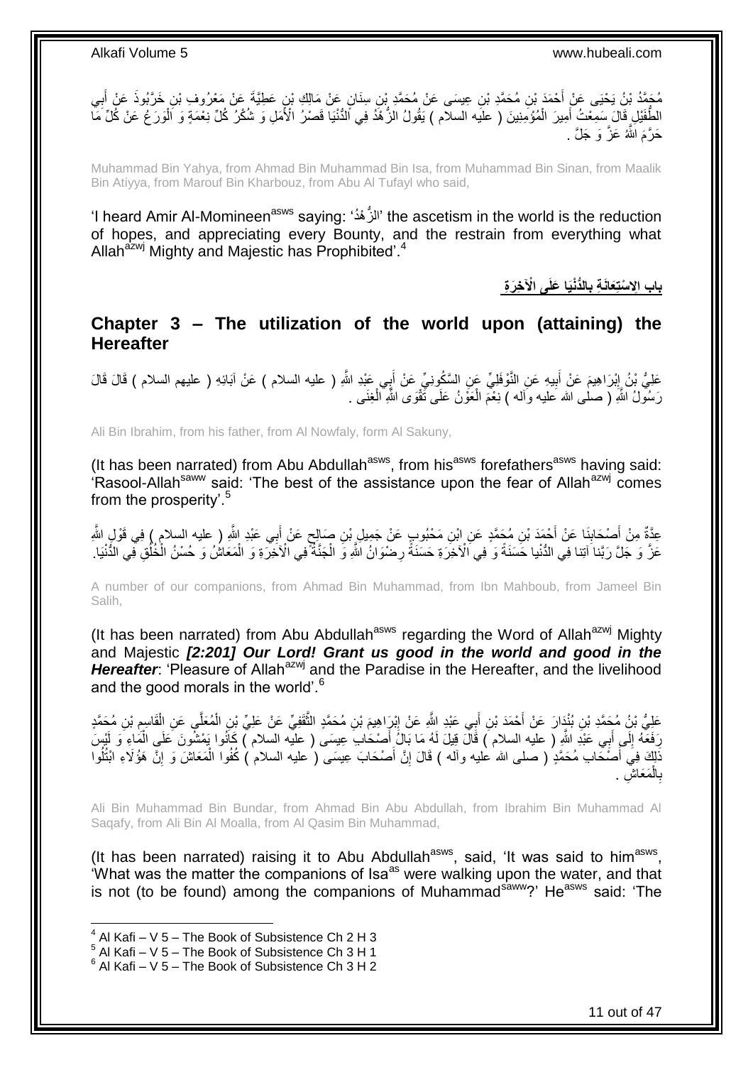مُحَمَّدُ بْنُ يَحْيَى عَنْ أَحْمَدَ بْنِ مُحَمَّدِ بْنِ عِيسَى عَنْ مُحَمَّدِ بْنِ سِنَانٍ عَنْ مَالِكِ بْنِ عَطِيَّةَ عَنْ مَعْرُوفِ بْنِ خَرَّبُوذَ عَنْ أَبِي الطُّفَيْلِ قَالَ سَمِعْتُ أَمِيرَ الْمُؤْمِنِينَ ( عليه السلام ) يَقُولُ الزُّهْدُ فِي الدُّنْيَا قَصْرُ الْأَمَلِ وَ شُكْرُ كُلِّ نِعْمَةٍ وَ الْوَرَعُ عَنْ كُلِّ مَا حَرَّمَ اللَّهُ عَزَّ وَ جَلَّ .

Muhammad Bin Yahya, from Ahmad Bin Muhammad Bin Isa, from Muhammad Bin Sinan, from Maalik Bin Atiyya, from Marouf Bin Kharbouz, from Abu Al Tufayl who said,

'I heard Amir Al-Momineen[asws] saying: 'الزُّهْدُ' the ascetism in the world is the reduction of hopes, and appreciating every Bounty, and the restrain from everything what Allah[azwj] Mighty and Majestic has Prohibited'.[4]

## بابُ الِاسْتِعَانَةِ بِالدُّنْيَا عَلَى الْآخِرَةِ

## Chapter 3 – The utilization of the world upon (attaining) the Hereafter

عَلِيُّ بْنُ إِبْرَاهِيمَ عَنْ أَبِيهِ عَنِ النَّوْفَلِيِّ عَنِ السَّكُونِيِّ عَنْ أَبِي عَبْدِ اللَّهِ ( عليه السلام ) عَنْ آبَائِهِ ( عليهم السلام ) قَالَ قَالَ رَسُولُ اللَّهِ ( صلى الله عليه وآله ) نِعْمَ الْعَوْنُ عَلَى تَقْوَى اللَّهِ الْغِنَى .

Ali Bin Ibrahim, from his father, from Al Nowfaly, form Al Sakuny,

(It has been narrated) from Abu Abdullah[asws], from his[asws] forefathers[asws] having said: 'Rasool-Allah[saww] said: 'The best of the assistance upon the fear of Allah[azwj] comes from the prosperity'.[5]

عِدَّةٌ مِنْ أَصْحَابِنَا عَنْ أَحْمَدَ بْنِ مُحَمَّدٍ عَنِ ابْنِ مَحْبُوبٍ عَنْ جَمِيلِ بْنِ صَالِحٍ عَنْ أَبِي عَبْدِ اللَّهِ ( عليه السلام ) فِي قَوْلِ اللَّهِ عَزَّ وَ جَلَّ رَبَّنا آتِنا فِي الدُّنْيا حَسَنَةً وَ فِي الْآخِرَةِ حَسَنَةً رِضْوَانُ اللَّهِ وَ الْجَنَّةُ فِي الْآخِرَةِ وَ الْمَعَاشُ وَ حُسْنُ الْخُلُقِ فِي الدُّنْيَا.

A number of our companions, from Ahmad Bin Muhammad, from Ibn Mahboub, from Jameel Bin Salih,

(It has been narrated) from Abu Abdullah[asws] regarding the Word of Allah[azwj] Mighty and Majestic ***[2:201] Our Lord! Grant us good in the world and good in the Hereafter***: 'Pleasure of Allah[azwj] and the Paradise in the Hereafter, and the livelihood and the good morals in the world'.[6]

عَلِيُّ بْنُ مُحَمَّدِ بْنِ بُنْدَارَ عَنْ أَحْمَدَ بْنِ أَبِي عَبْدِ اللَّهِ عَنْ إِبْرَاهِيمَ بْنِ مُحَمَّدٍ الثَّقَفِيِّ عَنْ عَلِيِّ بْنِ الْمُعَلَّى عَنِ الْقَاسِمِ بْنِ مُحَمَّدٍ رَفَعَهُ إِلَى أَبِي عَبْدِ اللَّهِ ( عليه السلام ) قَالَ قِيلَ لَهُ مَا بَالُ أَصْحَابِ عِيسَى ( عليه السلام ) كَانُوا يَمْشُونَ عَلَى الْمَاءِ وَ لَيْسَ ذَلِكَ فِي أَصْحَابِ مُحَمَّدٍ ( صلى الله عليه وآله ) قَالَ إِنَّ أَصْحَابَ عِيسَى ( عليه السلام ) كُفُوا الْمَعَاشَ وَ إِنَّ هَؤُلَاءِ ابْتُلُوا بِالْمَعَاشِ .

Ali Bin Muhammad Bin Bundar, from Ahmad Bin Abu Abdullah, from Ibrahim Bin Muhammad Al Saqafy, from Ali Bin Al Moalla, from Al Qasim Bin Muhammad,

(It has been narrated) raising it to Abu Abdullah[asws], said, 'It was said to him[asws], 'What was the matter the companions of Isa[as] were walking upon the water, and that is not (to be found) among the companions of Muhammad[saww]?' He[asws] said: 'The

[4] Al Kafi – V 5 – The Book of Subsistence Ch 2 H 3
[5] Al Kafi – V 5 – The Book of Subsistence Ch 3 H 1
[6] Al Kafi – V 5 – The Book of Subsistence Ch 3 H 2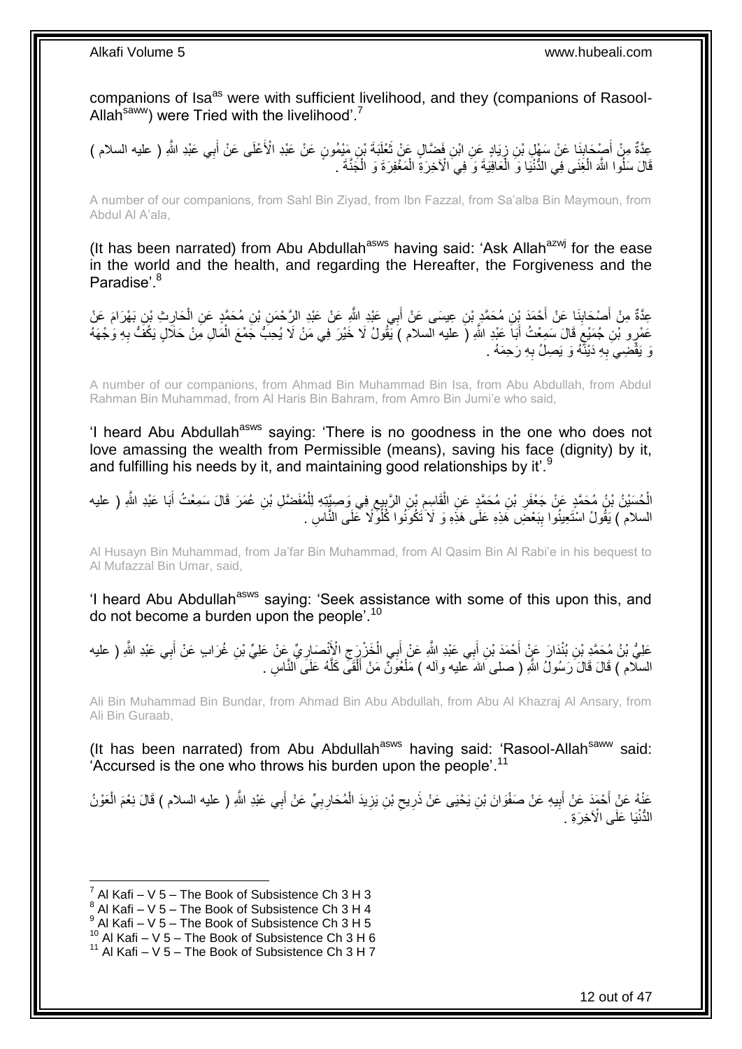companions of Isa[as] were with sufficient livelihood, and they (companions of Rasool-Allah[saww]) were Tried with the livelihood'.[7]

عِدَّةٌ مِنْ أَصْحَابِنَا عَنْ سَهْلِ بْنِ زِيَادٍ عَنِ ابْنِ فَضَّالٍ عَنْ ثَعْلَبَةَ بْنِ مَيْمُونٍ عَنْ عَبْدِ الْأَعْلَى عَنْ أَبِي عَبْدِ اللَّهِ ( عليه السلام ) قَالَ سَلُوا اللَّهَ الْغِنَى فِي الدُّنْيَا وَ الْعَافِيَةَ وَ فِي الْآخِرَةِ الْمَغْفِرَةَ وَ الْجَنَّةَ .

A number of our companions, from Sahl Bin Ziyad, from Ibn Fazzal, from Sa'alba Bin Maymoun, from Abdul Al A'ala,

(It has been narrated) from Abu Abdullah[asws] having said: 'Ask Allah[azwj] for the ease in the world and the health, and regarding the Hereafter, the Forgiveness and the Paradise'.[8]

عِدَّةٌ مِنْ أَصْحَابِنَا عَنْ أَحْمَدَ بْنِ مُحَمَّدِ بْنِ عِيسَى عَنْ أَبِي عَبْدِ اللَّهِ عَنْ عَبْدِ الرَّحْمَنِ بْنِ مُحَمَّدٍ عَنِ الْحَارِثِ بْنِ بَهْرَامَ عَنْ عَمْرِو بْنِ جُمَيْعٍ قَالَ سَمِعْتُ أَبَا عَبْدِ اللَّهِ ( عليه السلام ) يَقُولُ لَا خَيْرَ فِي مَنْ لَا يُحِبُّ جَمْعَ الْمَالِ مِنْ حَلَالٍ يَكُفُّ بِهِ وَجْهَهُ وَ يَقْضِي بِهِ دَيْنَهُ وَ يَصِلُ بِهِ رَحِمَهُ .

A number of our companions, from Ahmad Bin Muhammad Bin Isa, from Abu Abdullah, from Abdul Rahman Bin Muhammad, from Al Haris Bin Bahram, from Amro Bin Jumi'e who said,

'I heard Abu Abdullah[asws] saying: 'There is no goodness in the one who does not love amassing the wealth from Permissible (means), saving his face (dignity) by it, and fulfilling his needs by it, and maintaining good relationships by it'.[9]

الْحُسَيْنُ بْنُ مُحَمَّدٍ عَنْ جَعْفَرِ بْنِ مُحَمَّدٍ عَنِ الْقَاسِمِ بْنِ الرَّبِيعِ فِي وَصِيَّتِهِ لِلْمُفَضَّلِ بْنِ عُمَرَ قَالَ سَمِعْتُ أَبَا عَبْدِ اللَّهِ ( عليه السلام ) يَقُولُ اسْتَعِينُوا بِبَعْضِ هَذِهِ عَلَى هَذِهِ وَ لَا تَكُونُوا كُلُولًا عَلَى النَّاسِ .

Al Husayn Bin Muhammad, from Ja'far Bin Muhammad, from Al Qasim Bin Al Rabi'e in his bequest to Al Mufazzal Bin Umar, said,

'I heard Abu Abdullah[asws] saying: 'Seek assistance with some of this upon this, and do not become a burden upon the people'.[10]

عَلِيُّ بْنُ مُحَمَّدِ بْنِ بُنْدَارَ عَنْ أَحْمَدَ بْنِ أَبِي عَبْدِ اللَّهِ عَنْ أَبِي الْخَزْرَجِ الْأَنْصَارِيِّ عَنْ عَلِيِّ بْنِ غُرَابٍ عَنْ أَبِي عَبْدِ اللَّهِ ( عليه السلام ) قَالَ قَالَ رَسُولُ اللَّهِ ( صلى الله عليه وآله ) مَلْعُونٌ مَنْ أَلْقَى كَلَّهُ عَلَى النَّاسِ .

Ali Bin Muhammad Bin Bundar, from Ahmad Bin Abu Abdullah, from Abu Al Khazraj Al Ansary, from Ali Bin Guraab,

(It has been narrated) from Abu Abdullah[asws] having said: 'Rasool-Allah[saww] said: 'Accursed is the one who throws his burden upon the people'.[11]

عَنْهُ عَنْ أَحْمَدَ عَنْ أَبِيهِ عَنْ صَفْوَانَ بْنِ يَحْيَى عَنْ ذَرِيحِ بْنِ يَزِيدَ الْمُحَارِبِيِّ عَنْ أَبِي عَبْدِ اللَّهِ ( عليه السلام ) قَالَ نِعْمَ الْعَوْنُ الدُّنْيَا عَلَى الْآخِرَةِ .

[7] Al Kafi – V 5 – The Book of Subsistence Ch 3 H 3
[8] Al Kafi – V 5 – The Book of Subsistence Ch 3 H 4
[9] Al Kafi – V 5 – The Book of Subsistence Ch 3 H 5
[10] Al Kafi – V 5 – The Book of Subsistence Ch 3 H 6
[11] Al Kafi – V 5 – The Book of Subsistence Ch 3 H 7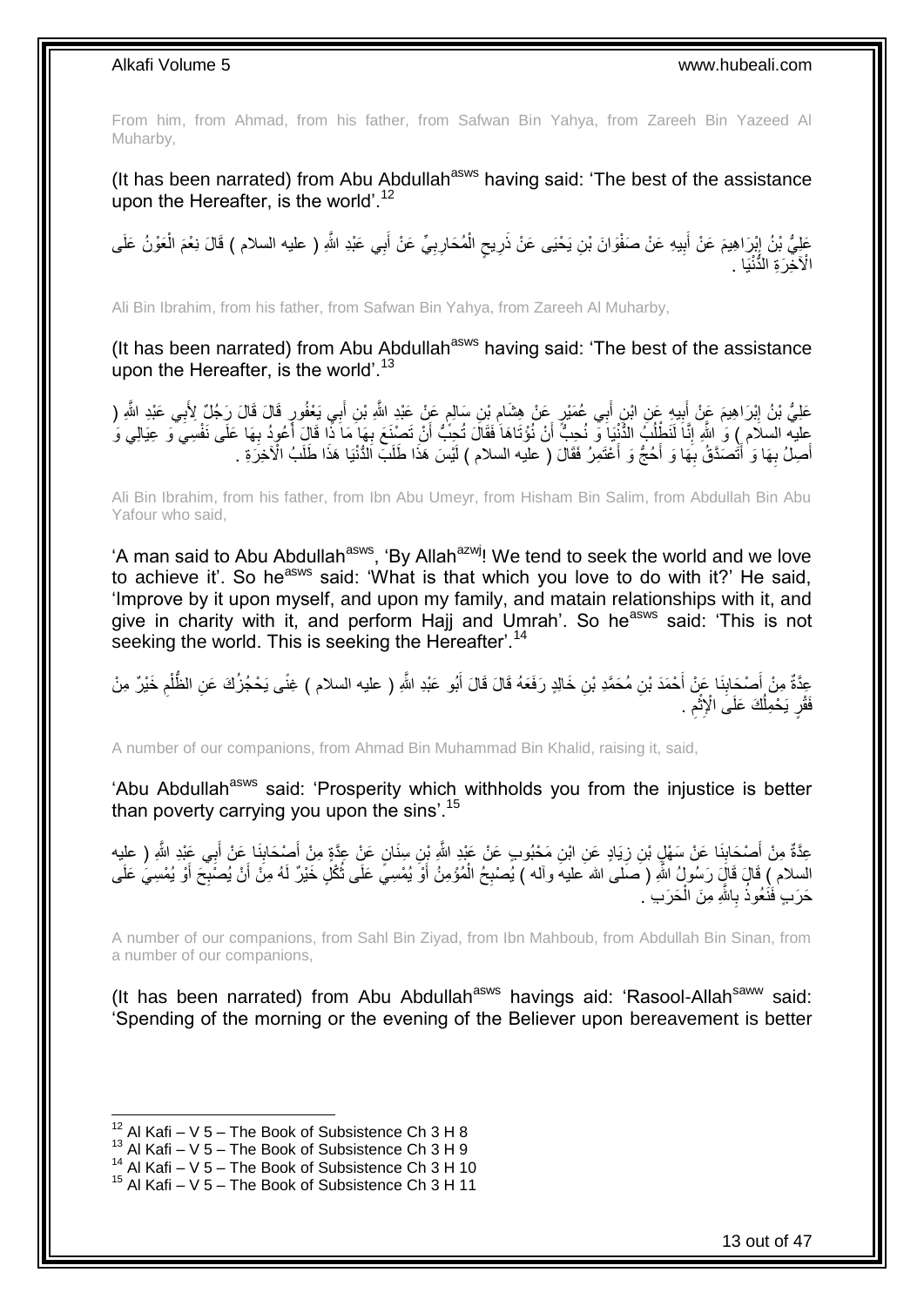From him, from Ahmad, from his father, from Safwan Bin Yahya, from Zareeh Bin Yazeed Al Muharby,

(It has been narrated) from Abu Abdullah[asws] having said: 'The best of the assistance upon the Hereafter, is the world'.[12]

عَلِيُّ بْنُ إِبْرَاهِيمَ عَنْ أَبِيهِ عَنْ صَفْوَانَ بْنِ يَحْيَى عَنْ ذَرِيحٍ الْمُحَارِبِيِّ عَنْ أَبِي عَبْدِ اللَّهِ ( عليه السلام ) قَالَ نِعْمَ الْعَوْنُ عَلَى الْآخِرَةِ الدُّنْيَا .

Ali Bin Ibrahim, from his father, from Safwan Bin Yahya, from Zareeh Al Muharby,

(It has been narrated) from Abu Abdullah[asws] having said: 'The best of the assistance upon the Hereafter, is the world'.[13]

عَلِيُّ بْنُ إِبْرَاهِيمَ عَنْ أَبِيهِ عَنِ ابْنِ أَبِي عُمَيْرٍ عَنْ هِشَامِ بْنِ سَالِمٍ عَنْ عَبْدِ اللَّهِ بْنِ أَبِي يَعْفُورٍ قَالَ قَالَ رَجُلٌ لِأَبِي عَبْدِ اللَّهِ ( عليه السلام ) وَ اللَّهِ إِنَّا لَنَطْلُبُ الدُّنْيَا وَ نُحِبُّ أَنْ نُؤْتَاهَا فَقَالَ تُحِبُّ أَنْ تَصْنَعَ بِهَا مَا ذَا قَالَ أَعُودُ بِهَا عَلَى نَفْسِي وَ عِيَالِي وَ أَصِلُ بِهَا وَ أَتَصَدَّقُ بِهَا وَ أَحُجُّ وَ أَعْتَمِرُ فَقَالَ ( عليه السلام ) لَيْسَ هَذَا طَلَبَ الدُّنْيَا هَذَا طَلَبُ الْآخِرَةِ .

Ali Bin Ibrahim, from his father, from Ibn Abu Umeyr, from Hisham Bin Salim, from Abdullah Bin Abu Yafour who said,

'A man said to Abu Abdullah[asws], 'By Allah[azwj]! We tend to seek the world and we love to achieve it'. So he[asws] said: 'What is that which you love to do with it?' He said, 'Improve by it upon myself, and upon my family, and matain relationships with it, and give in charity with it, and perform Hajj and Umrah'. So he[asws] said: 'This is not seeking the world. This is seeking the Hereafter'.[14]

عِدَّةٌ مِنْ أَصْحَابِنَا عَنْ أَحْمَدَ بْنِ مُحَمَّدِ بْنِ خَالِدٍ رَفَعَهُ قَالَ قَالَ أَبُو عَبْدِ اللَّهِ ( عليه السلام ) غِنًى يَحْجُزُكَ عَنِ الظُّلْمِ خَيْرٌ مِنْ فَقْرٍ يَحْمِلُكَ عَلَى الْإِثْمِ .

A number of our companions, from Ahmad Bin Muhammad Bin Khalid, raising it, said,

'Abu Abdullah[asws] said: 'Prosperity which withholds you from the injustice is better than poverty carrying you upon the sins'.[15]

عِدَّةٌ مِنْ أَصْحَابِنَا عَنْ سَهْلِ بْنِ زِيَادٍ عَنِ ابْنِ مَحْبُوبٍ عَنْ عَبْدِ اللَّهِ بْنِ سِنَانٍ عَنْ عِدَّةٍ مِنْ أَصْحَابِنَا عَنْ أَبِي عَبْدِ اللَّهِ ( عليه السلام ) قَالَ قَالَ رَسُولُ اللَّهِ ( صلى الله عليه وآله ) يُصْبِحُ الْمُؤْمِنُ أَوْ يُمْسِي عَلَى ثُكْلٍ خَيْرٌ لَهُ مِنْ أَنْ يُصْبِحَ أَوْ يُمْسِيَ عَلَى حَرَبٍ فَنَعُوذُ بِاللَّهِ مِنَ الْحَرَبِ .

A number of our companions, from Sahl Bin Ziyad, from Ibn Mahboub, from Abdullah Bin Sinan, from a number of our companions,

(It has been narrated) from Abu Abdullah[asws] havings aid: 'Rasool-Allah[saww] said: 'Spending of the morning or the evening of the Believer upon bereavement is better

[12] Al Kafi – V 5 – The Book of Subsistence Ch 3 H 8
[13] Al Kafi – V 5 – The Book of Subsistence Ch 3 H 9
[14] Al Kafi – V 5 – The Book of Subsistence Ch 3 H 10
[15] Al Kafi – V 5 – The Book of Subsistence Ch 3 H 11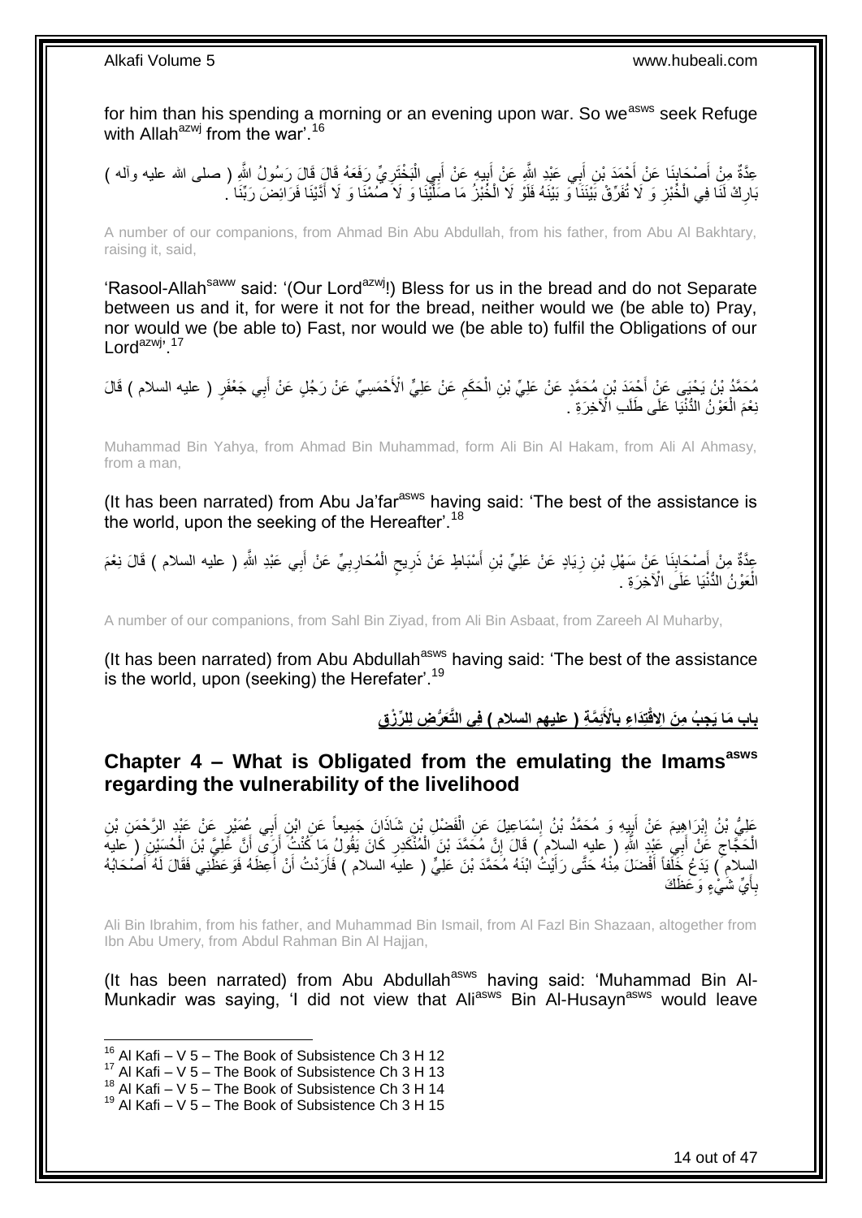for him than his spending a morning or an evening upon war. So we[asws] seek Refuge with Allah[azwj] from the war'.[16]

عِدَّةٌ مِنْ أَصْحَابِنَا عَنْ أَحْمَدَ بْنِ أَبِي عَبْدِ اللَّهِ عَنْ أَبِيهِ عَنْ أَبِي الْبَخْتَرِيِّ رَفَعَهُ قَالَ قَالَ رَسُولُ اللَّهِ ( صلى الله عليه وآله ) بَارِكْ لَنَا فِي الْخُبْزِ وَ لَا تُفَرِّقْ بَيْنَنَا وَ بَيْنَهُ فَلَوْ لَا الْخُبْزُ مَا صَلَّيْنَا وَ لَا صُمْنَا وَ لَا أَدَّيْنَا فَرَائِضَ رَبِّنَا .

A number of our companions, from Ahmad Bin Abu Abdullah, from his father, from Abu Al Bakhtary, raising it, said,

'Rasool-Allah[saww] said: '(Our Lord[azwj]!) Bless for us in the bread and do not Separate between us and it, for were it not for the bread, neither would we (be able to) Pray, nor would we (be able to) Fast, nor would we (be able to) fulfil the Obligations of our Lord[azwj]'.[17]

مُحَمَّدُ بْنُ يَحْيَى عَنْ أَحْمَدَ بْنِ مُحَمَّدٍ عَنْ عَلِيِّ بْنِ الْحَكَمِ عَنْ عَلِيٍّ الْأَحْمَسِيِّ عَنْ رَجُلٍ عَنْ أَبِي جَعْفَرٍ ( عليه السلام ) قَالَ نِعْمَ الْعَوْنُ الدُّنْيَا عَلَى طَلَبِ الْآخِرَةِ .

Muhammad Bin Yahya, from Ahmad Bin Muhammad, form Ali Bin Al Hakam, from Ali Al Ahmasy, from a man,

(It has been narrated) from Abu Ja'far[asws] having said: 'The best of the assistance is the world, upon the seeking of the Hereafter'.[18]

عِدَّةٌ مِنْ أَصْحَابِنَا عَنْ سَهْلِ بْنِ زِيَادٍ عَنْ عَلِيِّ بْنِ أَسْبَاطٍ عَنْ ذَرِيحٍ الْمُحَارِبِيِّ عَنْ أَبِي عَبْدِ اللَّهِ ( عليه السلام ) قَالَ نِعْمَ الْعَوْنُ الدُّنْيَا عَلَى الْآخِرَةِ .

A number of our companions, from Sahl Bin Ziyad, from Ali Bin Asbaat, from Zareeh Al Muharby,

(It has been narrated) from Abu Abdullah[asws] having said: 'The best of the assistance is the world, upon (seeking) the Herefater'.[19]

## باب مَا يَجِبُ مِنَ الِاقْتِدَاءِ بِالْأَئِمَّةِ ( عليهم السلام ) فِي التَّعَرُّضِ لِلرِّزْقِ

## Chapter 4 – What is Obligated from the emulating the Imams[asws] regarding the vulnerability of the livelihood

عَلِيُّ بْنُ إِبْرَاهِيمَ عَنْ أَبِيهِ وَ مُحَمَّدُ بْنُ إِسْمَاعِيلَ عَنِ الْفَضْلِ بْنِ شَاذَانَ جَمِيعاً عَنِ ابْنِ أَبِي عُمَيْرٍ عَنْ عَبْدِ الرَّحْمَنِ بْنِ الْحَجَّاجِ عَنْ أَبِي عَبْدِ اللَّهِ ( عليه السلام ) قَالَ إِنَّ مُحَمَّدَ بْنَ الْمُنْكَدِرِ كَانَ يَقُولُ مَا كُنْتُ أَرَى أَنَّ عَلِيَّ بْنَ الْحُسَيْنِ ( عليه السلام ) يَدَعُ خَلَفاً أَفْضَلَ مِنْهُ حَتَّى رَأَيْتُ ابْنَهُ مُحَمَّدَ بْنَ عَلِيٍّ ( عليه السلام ) فَأَرَدْتُ أَنْ أَعِظَهُ فَوَعَظَنِي فَقَالَ لَهُ أَصْحَابُهُ بِأَيِّ شَيْءٍ وَعَظَكَ

Ali Bin Ibrahim, from his father, and Muhammad Bin Ismail, from Al Fazl Bin Shazaan, altogether from Ibn Abu Umery, from Abdul Rahman Bin Al Hajjan,

(It has been narrated) from Abu Abdullah[asws] having said: 'Muhammad Bin Al-Munkadir was saying, 'I did not view that Ali[asws] Bin Al-Husayn[asws] would leave

[16] Al Kafi – V 5 – The Book of Subsistence Ch 3 H 12
[17] Al Kafi – V 5 – The Book of Subsistence Ch 3 H 13
[18] Al Kafi – V 5 – The Book of Subsistence Ch 3 H 14
[19] Al Kafi – V 5 – The Book of Subsistence Ch 3 H 15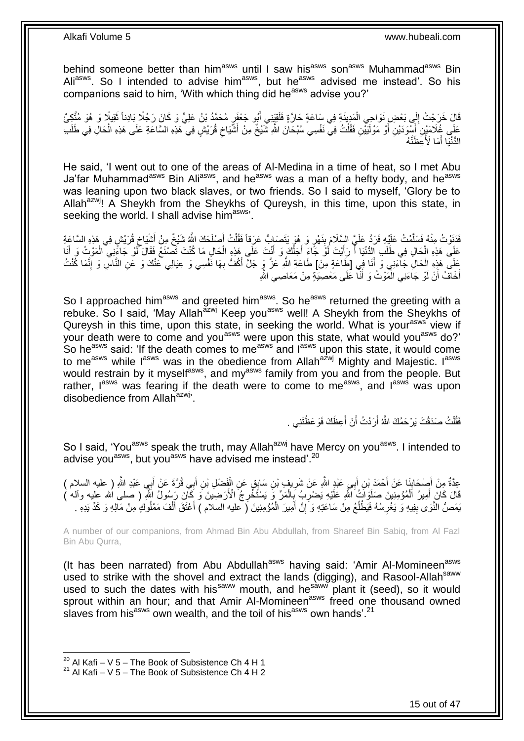behind someone better than him[asws] until I saw his[asws] son[asws] Muhammad[asws] Bin Ali[asws]. So I intended to advise him[asws], but he[asws] advised me instead'. So his companions said to him, 'With which thing did he[asws] advise you?'

قَالَ خَرَجْتُ إِلَى بَعْضِ نَوَاحِي الْمَدِينَةِ فِي سَاعَةٍ حَارَّةٍ فَلَقِيَنِي أَبُو جَعْفَرٍ مُحَمَّدُ بْنُ عَلِيٍّ وَ كَانَ رَجُلًا بَادِناً ثَقِيلًا وَ هُوَ مُتَّكِئٌ عَلَى غُلَامَيْنِ أَسْوَدَيْنِ أَوْ مَوْلَيَيْنِ فَقُلْتُ فِي نَفْسِي سُبْحَانَ اللَّهِ شَيْخٌ مِنْ أَشْيَاخِ قُرَيْشٍ فِي هَذِهِ السَّاعَةِ عَلَى هَذِهِ الْحَالِ فِي طَلَبِ الدُّنْيَا أَمَا لَأَعِظَنَّهُ

He said, 'I went out to one of the areas of Al-Medina in a time of heat, so I met Abu Ja'far Muhammad[asws] Bin Ali[asws], and he[asws] was a man of a hefty body, and he[asws] was leaning upon two black slaves, or two friends. So I said to myself, 'Glory be to Allah[azwj]! A Sheykh from the Sheykhs of Qureysh, in this time, upon this state, in seeking the world. I shall advise him[asws]'.

فَدَنَوْتُ مِنْهُ فَسَلَّمْتُ عَلَيْهِ فَرَدَّ عَلَيَّ السَّلَامَ بِنَهْرٍ وَ هُوَ يَتَصَابُّ عَرَقاً فَقُلْتُ أَصْلَحَكَ اللَّهُ شَيْخٌ مِنْ أَشْيَاخِ قُرَيْشٍ فِي هَذِهِ السَّاعَةِ عَلَى هَذِهِ الْحَالِ فِي طَلَبِ الدُّنْيَا أَ رَأَيْتَ لَوْ جَاءَ أَجَلُكَ وَ أَنْتَ عَلَى هَذِهِ الْحَالِ مَا كُنْتَ تَصْنَعُ فَقَالَ لَوْ جَاءَنِي الْمَوْتُ وَ أَنَا عَلَى هَذِهِ الْحَالِ جَاءَنِي وَ أَنَا فِي [طَاعَةٍ مِنْ] طَاعَةِ اللَّهِ عَزَّ وَ جَلَّ أَكُفُّ بِهَا نَفْسِي وَ عِيَالِي عَنْكَ وَ عَنِ النَّاسِ وَ إِنَّمَا كُنْتُ أَخَافُ أَنْ لَوْ جَاءَنِي الْمَوْتُ وَ أَنَا عَلَى مَعْصِيَةٍ مِنْ مَعَاصِي اللَّهِ

So I approached him[asws] and greeted him[asws]. So he[asws] returned the greeting with a rebuke. So I said, 'May Allah[azwj] Keep you[asws] well! A Sheykh from the Sheykhs of Qureysh in this time, upon this state, in seeking the world. What is your[asws] view if your death were to come and you[asws] were upon this state, what would you[asws] do?' So he[asws] said: 'If the death comes to me[asws] and I[asws] upon this state, it would come to me[asws] while I[asws] was in the obedience from Allah[azwj] Mighty and Majestic. I[asws] would restrain by it myself[asws], and my[asws] family from you and from the people. But rather, I[asws] was fearing if the death were to come to me[asws], and I[asws] was upon disobedience from Allah[azwj]'.

فَقُلْتُ صَدَقْتَ يَرْحَمُكَ اللَّهُ أَرَدْتُ أَنْ أَعِظَكَ فَوَعَظْتَنِي .

So I said, 'You[asws] speak the truth, may Allah[azwj] have Mercy on you[asws]. I intended to advise you[asws], but you[asws] have advised me instead'.[20]

عِدَّةٌ مِنْ أَصْحَابِنَا عَنْ أَحْمَدَ بْنِ أَبِي عَبْدِ اللَّهِ عَنْ شَرِيفِ بْنِ سَابِقٍ عَنِ الْفَضْلِ بْنِ أَبِي قُرَّةَ عَنْ أَبِي عَبْدِ اللَّهِ ( عليه السلام ) قَالَ كَانَ أَمِيرُ الْمُؤْمِنِينَ صَلَوَاتُ اللَّهِ عَلَيْهِ يَضْرِبُ بِالْمَرِّ وَ يَسْتَخْرِجُ الْأَرَضِينَ وَ كَانَ رَسُولُ اللَّهِ ( صلى الله عليه وآله ) يَمَصُّ النَّوَى بِفِيهِ وَ يَغْرِسُهُ فَيَطْلُعُ مِنْ سَاعَتِهِ وَ إِنَّ أَمِيرَ الْمُؤْمِنِينَ ( عليه السلام ) أَعْتَقَ أَلْفَ مَمْلُوكٍ مِنْ مَالِهِ وَ كَدِّ يَدِهِ .

A number of our companions, from Ahmad Bin Abu Abdullah, from Shareef Bin Sabiq, from Al Fazl Bin Abu Qurra,

(It has been narrated) from Abu Abdullah[asws] having said: 'Amir Al-Momineen[asws] used to strike with the shovel and extract the lands (digging), and Rasool-Allah[saww] used to such the dates with his[saww] mouth, and he[saww] plant it (seed), so it would sprout within an hour; and that Amir Al-Momineen[asws] freed one thousand owned slaves from his[asws] own wealth, and the toil of his[asws] own hands'.[21]

[20] Al Kafi – V 5 – The Book of Subsistence Ch 4 H 1
[21] Al Kafi – V 5 – The Book of Subsistence Ch 4 H 2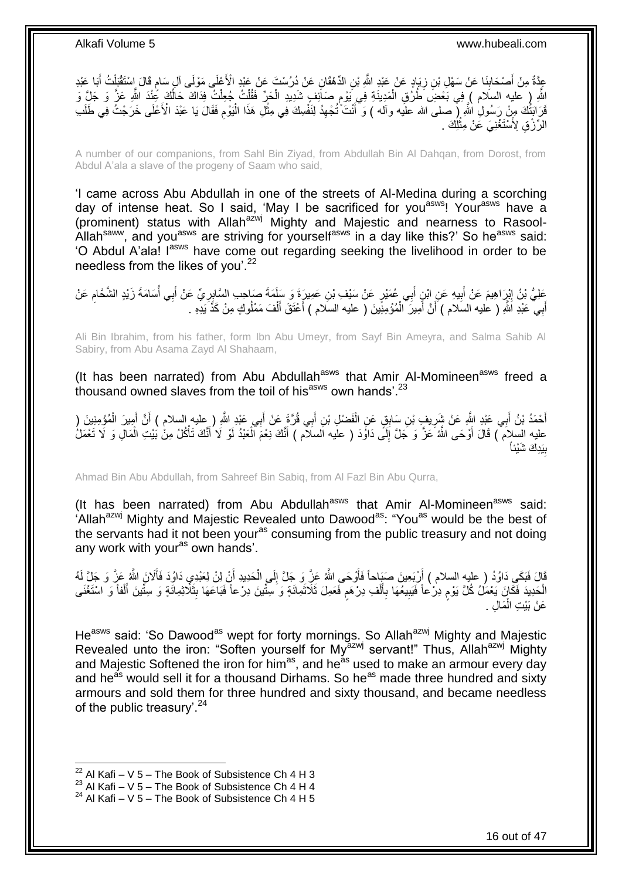عِدَّةٌ مِنْ أَصْحَابِنَا عَنْ سَهْلِ بْنِ زِيَادٍ عَنْ عَبْدِ اللَّهِ بْنِ الدِّهْقَانِ عَنْ دُرُسْتَ عَنْ عَبْدِ الْأَعْلَى مَوْلَى آلِ سَامٍ قَالَ اسْتَقْبَلْتُ أَبَا عَبْدِ اللَّهِ ( عليه السلام ) فِي بَعْضِ طُرُقِ الْمَدِينَةِ فِي يَوْمٍ صَائِفٍ شَدِيدِ الْحَرِّ فَقُلْتُ جُعِلْتُ فِدَاكَ حَالُكَ عِنْدَ اللَّهِ عَزَّ وَ جَلَّ وَ قَرَابَتُكَ مِنْ رَسُولِ اللَّهِ ( صلى الله عليه وآله ) وَ أَنْتَ تُجْهِدُ لِنَفْسِكَ فِي مِثْلِ هَذَا الْيَوْمِ فَقَالَ يَا عَبْدَ الْأَعْلَى خَرَجْتُ فِي طَلَبِ الرِّزْقِ لِأَسْتَغْنِيَ عَنْ مِثْلِكَ .

A number of our companions, from Sahl Bin Ziyad, from Abdullah Bin Al Dahqan, from Dorost, from Abdul A'ala a slave of the progeny of Saam who said,

'I came across Abu Abdullah in one of the streets of Al-Medina during a scorching day of intense heat. So I said, 'May I be sacrificed for you[asws]! Your[asws] have a (prominent) status with Allah[azwj] Mighty and Majestic and nearness to Rasool-Allah[saww], and you[asws] are striving for yourself[asws] in a day like this?' So he[asws] said: 'O Abdul A'ala! I[asws] have come out regarding seeking the livelihood in order to be needless from the likes of you'.[22]

عَلِيُّ بْنُ إِبْرَاهِيمَ عَنْ أَبِيهِ عَنِ ابْنِ أَبِي عُمَيْرٍ عَنْ سَيْفِ بْنِ عَمِيرَةَ وَ سَلَمَةَ صَاحِبِ السَّابِرِيِّ عَنْ أَبِي أُسَامَةَ زَيْدٍ الشَّحَّامِ عَنْ أَبِي عَبْدِ اللَّهِ ( عليه السلام ) أَنَّ أَمِيرَ الْمُؤْمِنِينَ ( عليه السلام ) أَعْتَقَ أَلْفَ مَمْلُوكٍ مِنْ كَدِّ يَدِهِ .

Ali Bin Ibrahim, from his father, form Ibn Abu Umeyr, from Sayf Bin Ameyra, and Salma Sahib Al Sabiry, from Abu Asama Zayd Al Shahaam,

(It has been narrated) from Abu Abdullah[asws] that Amir Al-Momineen[asws] freed a thousand owned slaves from the toil of his[asws] own hands'.[23]

أَحْمَدُ بْنُ أَبِي عَبْدِ اللَّهِ عَنْ شَرِيفِ بْنِ سَابِقٍ عَنِ الْفَضْلِ بْنِ أَبِي قُرَّةَ عَنْ أَبِي عَبْدِ اللَّهِ ( عليه السلام ) أَنَّ أَمِيرَ الْمُؤْمِنِينَ ( عليه السلام ) قَالَ أَوْحَى اللَّهُ عَزَّ وَ جَلَّ إِلَى دَاوُدَ ( عليه السلام ) أَنَّكَ نِعْمَ الْعَبْدُ لَوْ لَا أَنَّكَ تَأْكُلُ مِنْ بَيْتِ الْمَالِ وَ لَا تَعْمَلُ بِيَدِكَ شَيْئاً

Ahmad Bin Abu Abdullah, from Sahreef Bin Sabiq, from Al Fazl Bin Abu Qurra,

(It has been narrated) from Abu Abdullah[asws] that Amir Al-Momineen[asws] said: 'Allah[azwj] Mighty and Majestic Revealed unto Dawood[as]: "You[as] would be the best of the servants had it not been your[as] consuming from the public treasury and not doing any work with your[as] own hands'.

قَالَ فَبَكَى دَاوُدُ ( عليه السلام ) أَرْبَعِينَ صَبَاحاً فَأَوْحَى اللَّهُ عَزَّ وَ جَلَّ إِلَى الْحَدِيدِ أَنْ لِنْ لِعَبْدِي دَاوُدَ فَأَلَانَ اللَّهُ عَزَّ وَ جَلَّ لَهُ الْحَدِيدَ فَكَانَ يَعْمَلُ كُلَّ يَوْمٍ دِرْعاً فَيَبِيعُهَا بِأَلْفِ دِرْهَمٍ فَعَمِلَ ثَلَاثَمِائَةٍ وَ سِتِّينَ دِرْعاً فَبَاعَهَا بِثَلَاثِمِائَةٍ وَ سِتِّينَ أَلْفاً وَ اسْتَغْنَى عَنْ بَيْتِ الْمَالِ .

He[asws] said: 'So Dawood[as] wept for forty mornings. So Allah[azwj] Mighty and Majestic Revealed unto the iron: "Soften yourself for My[azwj] servant!" Thus, Allah[azwj] Mighty and Majestic Softened the iron for him[as], and he[as] used to make an armour every day and he[as] would sell it for a thousand Dirhams. So he[as] made three hundred and sixty armours and sold them for three hundred and sixty thousand, and became needless of the public treasury'.[24]

[22] Al Kafi – V 5 – The Book of Subsistence Ch 4 H 3
[23] Al Kafi – V 5 – The Book of Subsistence Ch 4 H 4
[24] Al Kafi – V 5 – The Book of Subsistence Ch 4 H 5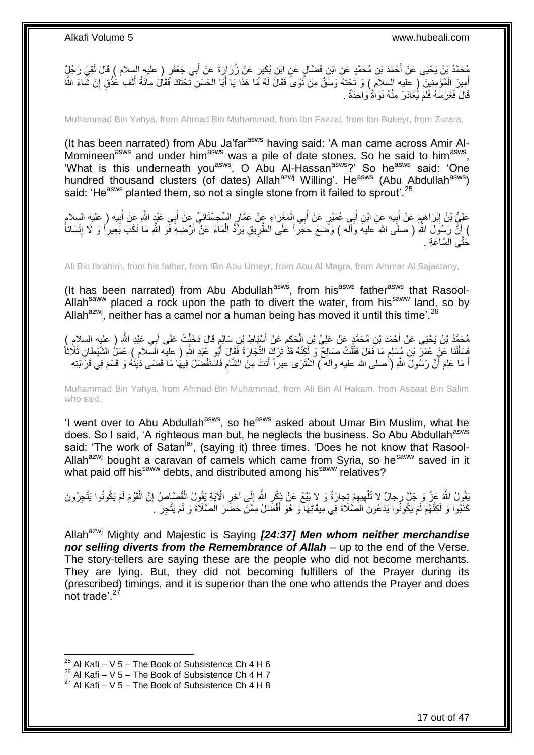مُحَمَّدُ بْنُ يَحْيَى عَنْ أَحْمَدَ بْنِ مُحَمَّدٍ عَنِ ابْنِ فَضَّالٍ عَنِ ابْنِ بُكَيْرٍ عَنْ زُرَارَةَ عَنْ أَبِي جَعْفَرٍ ( عليه السلام ) قَالَ لَقِيَ رَجُلٌ أَمِيرَ الْمُؤْمِنِينَ ( عليه السلام ) وَ تَحْتَهُ وَسْقٌ مِنْ نَوًى فَقَالَ لَهُ مَا هَذَا يَا أَبَا الْحَسَنِ تَحْتَكَ فَقَالَ مِائَةُ أَلْفِ عَذْقٍ إِنْ شَاءَ اللَّهُ قَالَ فَغَرَسَهُ فَلَمْ يُغَادِرْ مِنْهُ نَوَاةٌ وَاحِدَةٌ .

Muhammad Bin Yahya, from Ahmad Bin Muhammad, from Ibn Fazzal, from Ibn Bukeyr, from Zurara,

(It has been narrated) from Abu Ja'far[asws] having said: 'A man came across Amir Al-Momineen[asws] and under him[asws] was a pile of date stones. So he said to him[asws], 'What is this underneath you[asws], O Abu Al-Hassan[asws]?' So he[asws] said: 'One hundred thousand clusters (of dates) Allah[azwj] Willing'. He[asws] (Abu Abdullah[asws]) said: 'He[asws] planted them, so not a single stone from it failed to sprout'.[25]

عَلِيُّ بْنُ إِبْرَاهِيمَ عَنْ أَبِيهِ عَنِ ابْنِ أَبِي عُمَيْرٍ عَنْ أَبِي الْمَغْرَاءِ عَنْ عَمَّارٍ السِّجِسْتَانِيِّ عَنْ أَبِي عَبْدِ اللَّهِ عَنْ أَبِيهِ ( عليه السلام ) أَنَّ رَسُولَ اللَّهِ ( صلى الله عليه وآله ) وَضَعَ حَجَراً عَلَى الطَّرِيقِ يَرُدُّ الْمَاءَ عَنْ أَرْضِهِ فَوَ اللَّهِ مَا نَكَبَ بَعِيراً وَ لَا إِنْسَاناً حَتَّى السَّاعَةِ .

Ali Bin Ibrahim, from his father, from IBn Abu Umeyr, from Abu Al Magra, from Ammar Al Sajastany,

(It has been narrated) from Abu Abdullah[asws], from his[asws] father[asws] that Rasool-Allah[saww] placed a rock upon the path to divert the water, from his[saww] land, so by Allah[azwj], neither has a camel nor a human being has moved it until this time'.[26]

مُحَمَّدُ بْنُ يَحْيَى عَنْ أَحْمَدَ بْنِ مُحَمَّدٍ عَنْ عَلِيِّ بْنِ الْحَكَمِ عَنْ أَسْبَاطِ بْنِ سَالِمٍ قَالَ دَخَلْتُ عَلَى أَبِي عَبْدِ اللَّهِ ( عليه السلام ) فَسَأَلَنَا عَنْ عُمَرَ بْنِ مُسْلِمٍ مَا فَعَلَ فَقُلْتُ صَالِحٌ وَ لَكِنَّهُ قَدْ تَرَكَ التِّجَارَةَ فَقَالَ أَبُو عَبْدِ اللَّهِ ( عليه السلام ) عَمَلُ الشَّيْطَانِ ثَلَاثاً أَ مَا عَلِمَ أَنَّ رَسُولَ اللَّهِ ( صلى الله عليه وآله ) اشْتَرَى عِيراً أَتَتْ مِنَ الشَّامِ فَاسْتَفْضَلَ فِيهَا مَا قَضَى دَيْنَهُ وَ قَسَمَ فِي قَرَابَتِهِ

Muhammad Bin Yahya, from Ahmad Bin Muhammad, from Ali Bin Al Hakam, from Asbaat Bin Salim who said,

'I went over to Abu Abdullah[asws], so he[asws] asked about Umar Bin Muslim, what he does. So I said, 'A righteous man but, he neglects the business. So Abu Abdullah[asws] said: 'The work of Satan[la]', (saying it) three times. 'Does he not know that Rasool-Allah[azwj] bought a caravan of camels which came from Syria, so he[saww] saved in it what paid off his[saww] debts, and distributed among his[saww] relatives?

يَقُولُ اللَّهُ عَزَّ وَ جَلَّ رِجالٌ لا تُلْهِيهِمْ تِجارَةٌ وَ لا بَيْعٌ عَنْ ذِكْرِ اللَّهِ إِلَى آخِرِ الْآيَةِ يَقُولُ الْقُصَّاصُ إِنَّ الْقَوْمَ لَمْ يَكُونُوا يَتَّجِرُونَ كَذَبُوا وَ لَكِنَّهُمْ لَمْ يَكُونُوا يَدَعُونَ الصَّلَاةَ فِي مِيقَاتِهَا وَ هُوَ أَفْضَلُ مِمَّنْ حَضَرَ الصَّلَاةَ وَ لَمْ يَتَّجِرْ .

Allah[azwj] Mighty and Majestic is Saying ***[24:37] Men whom neither merchandise nor selling diverts from the Remembrance of Allah*** – up to the end of the Verse. The story-tellers are saying these are the people who did not become merchants. They are lying. But, they did not becoming fulfillers of the Prayer during its (prescribed) timings, and it is superior than the one who attends the Prayer and does not trade'.[27]

[25] Al Kafi – V 5 – The Book of Subsistence Ch 4 H 6
[26] Al Kafi – V 5 – The Book of Subsistence Ch 4 H 7
[27] Al Kafi – V 5 – The Book of Subsistence Ch 4 H 8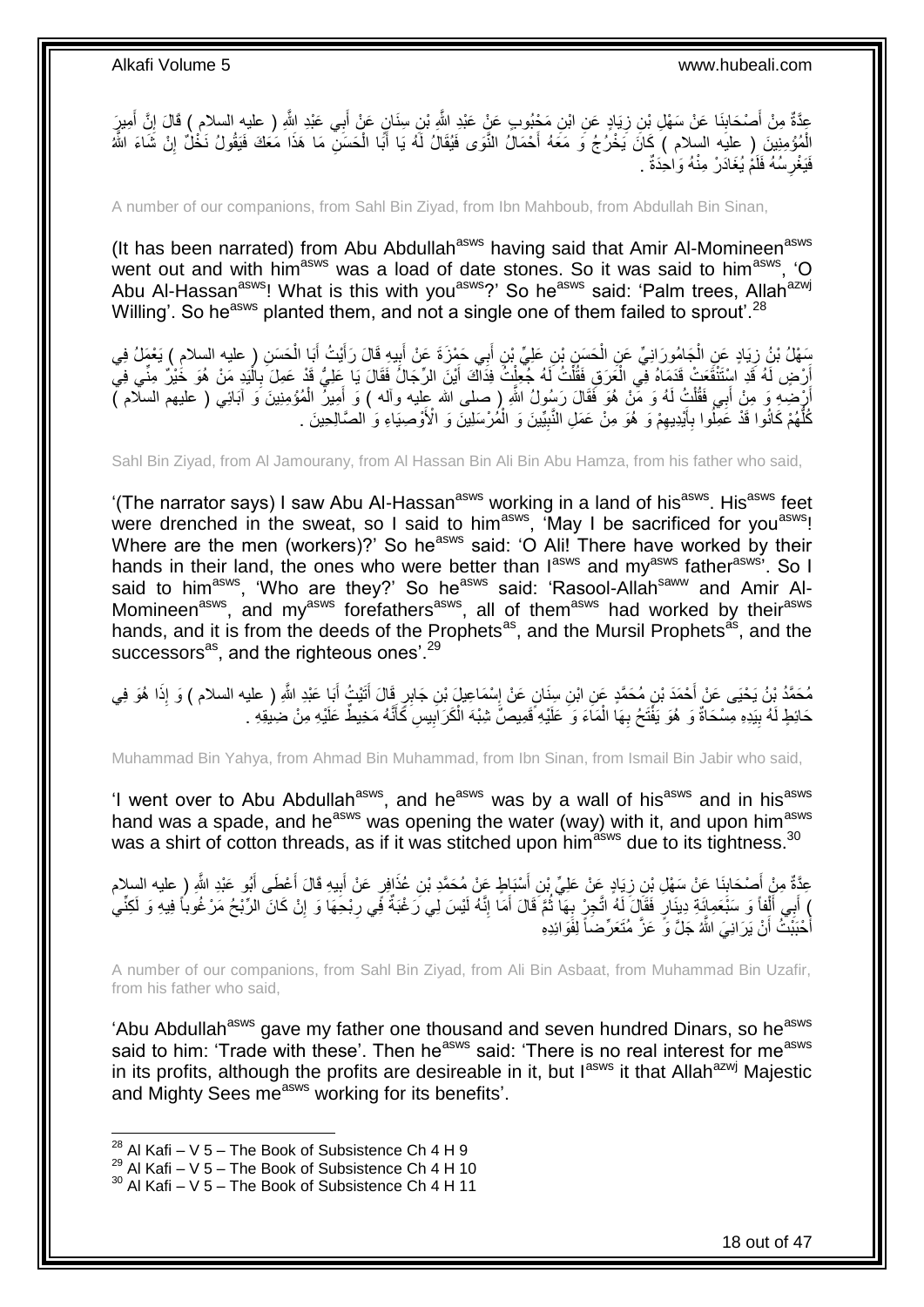عِدَّةٌ مِنْ أَصْحَابِنَا عَنْ سَهْلِ بْنِ زِيَادٍ عَنِ ابْنِ مَحْبُوبٍ عَنْ عَبْدِ اللَّهِ بْنِ سِنَانٍ عَنْ أَبِي عَبْدِ اللَّهِ ( عليه السلام ) قَالَ إِنَّ أَمِيرَ الْمُؤْمِنِينَ ( عليه السلام ) كَانَ يَخْرُجُ وَ مَعَهُ أَحْمَالُ النَّوَى فَيُقَالُ لَهُ يَا أَبَا الْحَسَنِ مَا هَذَا مَعَكَ فَيَقُولُ نَخْلٌ إِنْ شَاءَ اللَّهُ فَيَغْرِسُهُ فَلَمْ يُغَادَرْ مِنْهُ وَاحِدَةٌ .

A number of our companions, from Sahl Bin Ziyad, from Ibn Mahboub, from Abdullah Bin Sinan,

(It has been narrated) from Abu Abdullah[asws] having said that Amir Al-Momineen[asws] went out and with him[asws] was a load of date stones. So it was said to him[asws], 'O Abu Al-Hassan[asws]! What is this with you[asws]?' So he[asws] said: 'Palm trees, Allah[azwj] Willing'. So he[asws] planted them, and not a single one of them failed to sprout'.[28]

سَهْلُ بْنُ زِيَادٍ عَنِ الْجَامُورَانِيِّ عَنِ الْحَسَنِ بْنِ عَلِيِّ بْنِ أَبِي حَمْزَةَ عَنْ أَبِيهِ قَالَ رَأَيْتُ أَبَا الْحَسَنِ ( عليه السلام ) يَعْمَلُ فِي أَرْضٍ لَهُ قَدِ اسْتَنْقَعَتْ قَدَمَاهُ فِي الْعَرَقِ فَقُلْتُ لَهُ جُعِلْتُ فِدَاكَ أَيْنَ الرِّجَالُ فَقَالَ يَا عَلِيُّ قَدْ عَمِلَ بِالْيَدِ مَنْ هُوَ خَيْرٌ مِنِّي فِي أَرْضِهِ وَ مِنْ أَبِي فَقُلْتُ لَهُ وَ مَنْ هُوَ فَقَالَ رَسُولُ اللَّهِ ( صلى الله عليه وآله ) وَ أَمِيرُ الْمُؤْمِنِينَ وَ آبَائِي ( عليهم السلام ) كُلُّهُمْ كَانُوا قَدْ عَمِلُوا بِأَيْدِيهِمْ وَ هُوَ مِنْ عَمَلِ النَّبِيِّينَ وَ الْمُرْسَلِينَ وَ الْأَوْصِيَاءِ وَ الصَّالِحِينَ .

Sahl Bin Ziyad, from Al Jamourany, from Al Hassan Bin Ali Bin Abu Hamza, from his father who said,

'(The narrator says) I saw Abu Al-Hassan[asws] working in a land of his[asws]. His[asws] feet were drenched in the sweat, so I said to him[asws], 'May I be sacrificed for you[asws]! Where are the men (workers)?' So he[asws] said: 'O Ali! There have worked by their hands in their land, the ones who were better than I[asws] and my[asws] father[asws]'. So I said to him[asws], 'Who are they?' So he[asws] said: 'Rasool-Allah[saww] and Amir Al-Momineen[asws], and my[asws] forefathers[asws], all of them[asws] had worked by their[asws] hands, and it is from the deeds of the Prophets[as], and the Mursil Prophets[as], and the successors[as], and the righteous ones'.[29]

مُحَمَّدُ بْنُ يَحْيَى عَنْ أَحْمَدَ بْنِ مُحَمَّدٍ عَنِ ابْنِ سِنَانٍ عَنْ إِسْمَاعِيلَ بْنِ جَابِرٍ قَالَ أَتَيْتُ أَبَا عَبْدِ اللَّهِ ( عليه السلام ) وَ إِذَا هُوَ فِي حَائِطٍ لَهُ بِيَدِهِ مِسْحَاةٌ وَ هُوَ يَفْتَحُ بِهَا الْمَاءَ وَ عَلَيْهِ قَمِيصٌ شِبْهَ الْكَرَابِيسِ كَأَنَّهُ مَخِيطٌ عَلَيْهِ مِنْ ضِيقِهِ .

Muhammad Bin Yahya, from Ahmad Bin Muhammad, from Ibn Sinan, from Ismail Bin Jabir who said,

'I went over to Abu Abdullah[asws], and he[asws] was by a wall of his[asws] and in his[asws] hand was a spade, and he[asws] was opening the water (way) with it, and upon him[asws] was a shirt of cotton threads, as if it was stitched upon him[asws] due to its tightness.[30]

عِدَّةٌ مِنْ أَصْحَابِنَا عَنْ سَهْلِ بْنِ زِيَادٍ عَنْ عَلِيِّ بْنِ أَسْبَاطٍ عَنْ مُحَمَّدِ بْنِ عُذَافِرٍ عَنْ أَبِيهِ قَالَ أَعْطَى أَبُو عَبْدِ اللَّهِ ( عليه السلام ) أَبِي أَلْفاً وَ سَبْعَمِائَةِ دِينَارٍ فَقَالَ لَهُ اتَّجِرْ بِهَا ثُمَّ قَالَ أَمَا إِنَّهُ لَيْسَ لِي رَغْبَةٌ فِي رِبْحِهَا وَ إِنْ كَانَ الرِّبْحُ مَرْغُوباً فِيهِ وَ لَكِنِّي أَحْبَبْتُ أَنْ يَرَانِيَ اللَّهُ جَلَّ وَ عَزَّ مُتَعَرِّضاً لِفَوَائِدِهِ

A number of our companions, from Sahl Bin Ziyad, from Ali Bin Asbaat, from Muhammad Bin Uzafir, from his father who said,

'Abu Abdullah[asws] gave my father one thousand and seven hundred Dinars, so he[asws] said to him: 'Trade with these'. Then he[asws] said: 'There is no real interest for me[asws] in its profits, although the profits are desireable in it, but I[asws] it that Allah[azwj] Majestic and Mighty Sees me[asws] working for its benefits'.

[28] Al Kafi – V 5 – The Book of Subsistence Ch 4 H 9
[29] Al Kafi – V 5 – The Book of Subsistence Ch 4 H 10
[30] Al Kafi – V 5 – The Book of Subsistence Ch 4 H 11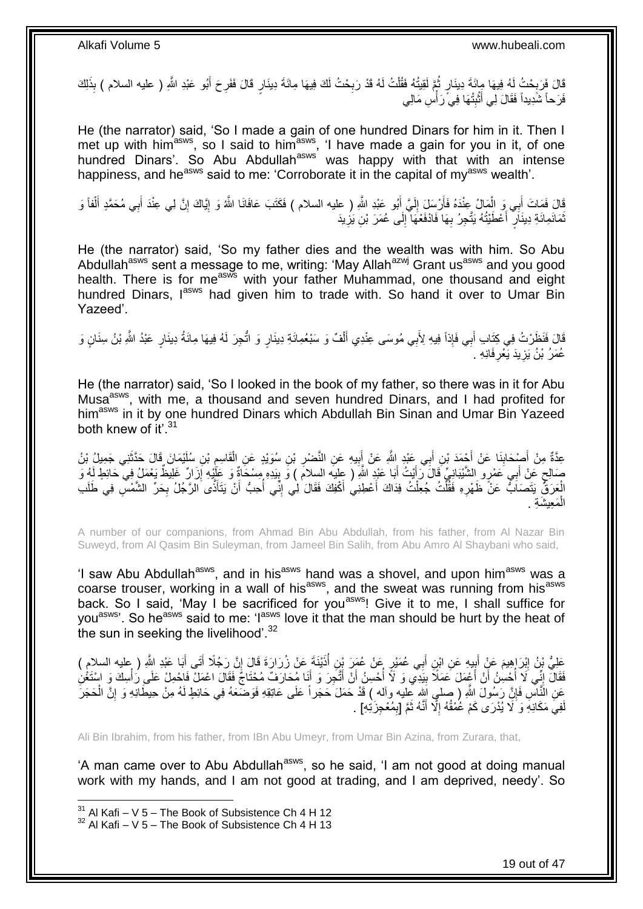قَالَ فَرَبِحْتُ لَهُ فِيهَا مِائَةَ دِينَارٍ ثُمَّ لَقِيتُهُ فَقُلْتُ لَهُ قَدْ رَبِحْتُ لَكَ فِيهَا مِائَةَ دِينَارٍ قَالَ فَفَرِحَ أَبُو عَبْدِ اللَّهِ ( عليه السلام ) بِذَلِكَ فَرَحاً شَدِيداً فَقَالَ لِي أَثْبِتْهَا فِي رَأْسِ مَالِي

He (the narrator) said, 'So I made a gain of one hundred Dinars for him in it. Then I met up with him[asws], so I said to him[asws], 'I have made a gain for you in it, of one hundred Dinars'. So Abu Abdullah[asws] was happy with that with an intense happiness, and he[asws] said to me: 'Corroborate it in the capital of my[asws] wealth'.

قَالَ فَمَاتَ أَبِي وَ الْمَالُ عِنْدَهُ فَأَرْسَلَ إِلَيَّ أَبُو عَبْدِ اللَّهِ ( عليه السلام ) فَكَتَبَ عَافَانَا اللَّهُ وَ إِيَّاكَ إِنَّ لِي عِنْدَ أَبِي مُحَمَّدٍ أَلْفاً وَ ثَمَانَمِائَةِ دِينَارٍ أَعْطَيْتُهُ يَتَّجِرُ بِهَا فَادْفَعْهَا إِلَى عُمَرَ بْنِ يَزِيدَ

He (the narrator) said, 'So my father dies and the wealth was with him. So Abu Abdullah[asws] sent a message to me, writing: 'May Allah[azwj] Grant us[asws] and you good health. There is for me[asws] with your father Muhammad, one thousand and eight hundred Dinars, I[asws] had given him to trade with. So hand it over to Umar Bin Yazeed'.

قَالَ فَنَظَرْتُ فِي كِتَابِ أَبِي فَإِذَا فِيهِ لِأَبِي مُوسَى عِنْدِي أَلْفٌ وَ سَبْعُمِائَةِ دِينَارٍ وَ اتُّجِرَ لَهُ فِيهَا مِائَةُ دِينَارٍ عَبْدُ اللَّهِ بْنُ سِنَانٍ وَ عُمَرُ بْنُ يَزِيدَ يَعْرِفَانِهِ .

He (the narrator) said, 'So I looked in the book of my father, so there was in it for Abu Musa[asws], with me, a thousand and seven hundred Dinars, and I had profited for him[asws] in it by one hundred Dinars which Abdullah Bin Sinan and Umar Bin Yazeed both knew of it'.[31]

عِدَّةٌ مِنْ أَصْحَابِنَا عَنْ أَحْمَدَ بْنِ أَبِي عَبْدِ اللَّهِ عَنْ أَبِيهِ عَنِ النَّضْرِ بْنِ سُوَيْدٍ عَنِ الْقَاسِمِ بْنِ سُلَيْمَانَ قَالَ حَدَّثَنِي جَمِيلُ بْنُ صَالِحٍ عَنْ أَبِي عَمْرٍو الشَّيْبَانِيِّ قَالَ رَأَيْتُ أَبَا عَبْدِ اللَّهِ ( عليه السلام ) وَ بِيَدِهِ مِسْحَاةٌ وَ عَلَيْهِ إِزَارٌ غَلِيظٌ يَعْمَلُ فِي حَائِطٍ لَهُ وَ الْعَرَقُ يَتَصَابُّ عَنْ ظَهْرِهِ فَقُلْتُ جُعِلْتُ فِدَاكَ أَعْطِنِي أَكْفِكَ فَقَالَ لِي إِنِّي أُحِبُّ أَنْ يَتَأَذَّى الرَّجُلُ بِحَرِّ الشَّمْسِ فِي طَلَبِ الْمَعِيشَةِ .

A number of our companions, from Ahmad Bin Abu Abdullah, from his father, from Al Nazar Bin Suweyd, from Al Qasim Bin Suleyman, from Jameel Bin Salih, from Abu Amro Al Shaybani who said,

'I saw Abu Abdullah[asws], and in his[asws] hand was a shovel, and upon him[asws] was a coarse trouser, working in a wall of his[asws], and the sweat was running from his[asws] back. So I said, 'May I be sacrificed for you[asws]! Give it to me, I shall suffice for you[asws]'. So he[asws] said to me: 'I[asws] love it that the man should be hurt by the heat of the sun in seeking the livelihood'.[32]

عَلِيُّ بْنُ إِبْرَاهِيمَ عَنْ أَبِيهِ عَنِ ابْنِ أَبِي عُمَيْرٍ عَنْ عُمَرَ بْنِ أُذَيْنَةَ عَنْ زُرَارَةَ قَالَ إِنَّ رَجُلًا أَتَى أَبَا عَبْدِ اللَّهِ ( عليه السلام ) فَقَالَ إِنِّي لَا أُحْسِنُ أَنْ أَعْمَلَ عَمَلًا بِيَدِي وَ لَا أُحْسِنُ أَنْ أَتَّجِرَ وَ أَنَا مُحَارَفٌ مُحْتَاجٌ فَقَالَ اعْمَلْ فَاحْمِلْ عَلَى رَأْسِكَ وَ اسْتَغْنِ عَنِ النَّاسِ فَإِنَّ رَسُولَ اللَّهِ ( صلى الله عليه وآله ) قَدْ حَمَلَ حَجَراً عَلَى عَاتِقِهِ فَوَضَعَهُ فِي حَائِطٍ لَهُ مِنْ حِيطَانِهِ وَ إِنَّ الْحَجَرَ لَفِي مَكَانِهِ وَ لَا يُدْرَى كَمْ عُمْقُهُ إِلَّا أَنَّهُ ثَمَّ [بِمُعْجِزَتِهِ] .

Ali Bin Ibrahim, from his father, from IBn Abu Umeyr, from Umar Bin Azina, from Zurara, that,

'A man came over to Abu Abdullah[asws], so he said, 'I am not good at doing manual work with my hands, and I am not good at trading, and I am deprived, needy'. So

[31] Al Kafi – V 5 – The Book of Subsistence Ch 4 H 12
[32] Al Kafi – V 5 – The Book of Subsistence Ch 4 H 13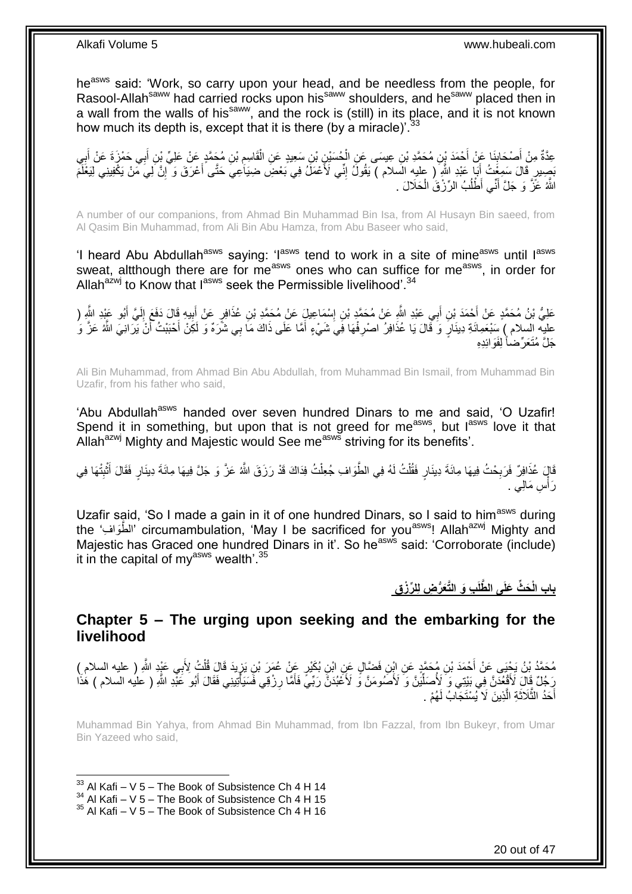he[asws] said: 'Work, so carry upon your head, and be needless from the people, for Rasool-Allah[saww] had carried rocks upon his[saww] shoulders, and he[saww] placed then in a wall from the walls of his[saww], and the rock is (still) in its place, and it is not known how much its depth is, except that it is there (by a miracle)'.[33]

عِدَّةٌ مِنْ أَصْحَابِنَا عَنْ أَحْمَدَ بْنِ مُحَمَّدِ بْنِ عِيسَى عَنِ الْحُسَيْنِ بْنِ سَعِيدٍ عَنِ الْقَاسِمِ بْنِ مُحَمَّدٍ عَنْ عَلِيِّ بْنِ أَبِي حَمْزَةَ عَنْ أَبِي بَصِيرٍ قَالَ سَمِعْتُ أَبَا عَبْدِ اللَّهِ ( عليه السلام ) يَقُولُ إِنِّي لَأَعْمَلُ فِي بَعْضِ ضِيَاعِي حَتَّى أَعْرَقَ وَ إِنَّ لِي مَنْ يَكْفِينِي لِيَعْلَمَ اللَّهُ عَزَّ وَ جَلَّ أَنِّي أَطْلُبُ الرِّزْقَ الْحَلَالَ .

A number of our companions, from Ahmad Bin Muhammad Bin Isa, from Al Husayn Bin saeed, from Al Qasim Bin Muhammad, from Ali Bin Abu Hamza, from Abu Baseer who said,

'I heard Abu Abdullah[asws] saying: 'I[asws] tend to work in a site of mine[asws] until I[asws] sweat, altthough there are for me[asws] ones who can suffice for me[asws], in order for Allah[azwj] to Know that I[asws] seek the Permissible livelihood'.[34]

عَلِيُّ بْنُ مُحَمَّدٍ عَنْ أَحْمَدَ بْنِ أَبِي عَبْدِ اللَّهِ عَنْ مُحَمَّدِ بْنِ إِسْمَاعِيلَ عَنْ مُحَمَّدِ بْنِ عُذَافِرٍ عَنْ أَبِيهِ قَالَ دَفَعَ إِلَيَّ أَبُو عَبْدِ اللَّهِ ( عليه السلام ) سَبْعَمِائَةِ دِينَارٍ وَ قَالَ يَا عُذَافِرُ اصْرِفْهَا فِي شَيْءٍ أَمَا عَلَى ذَاكَ مَا بِي شَرَهٌ وَ لَكِنْ أَحْبَبْتُ أَنْ يَرَانِيَ اللَّهُ عَزَّ وَ جَلَّ مُتَعَرِّضاً لِفَوَائِدِهِ

Ali Bin Muhammad, from Ahmad Bin Abu Abdullah, from Muhammad Bin Ismail, from Muhammad Bin Uzafir, from his father who said,

'Abu Abdullah[asws] handed over seven hundred Dinars to me and said, 'O Uzafir! Spend it in something, but upon that is not greed for me[asws], but I[asws] love it that Allah[azwj] Mighty and Majestic would See me[asws] striving for its benefits'.

قَالَ عُذَافِرٌ فَرَبِحْتُ فِيهَا مِائَةَ دِينَارٍ فَقُلْتُ لَهُ فِي الطَّوَافِ جُعِلْتُ فِدَاكَ قَدْ رَزَقَ اللَّهُ عَزَّ وَ جَلَّ فِيهَا مِائَةَ دِينَارٍ فَقَالَ أَثْبِتْهَا فِي رَأْسِ مَالِي .

Uzafir said, 'So I made a gain in it of one hundred Dinars, so I said to him[asws] during the 'الطَّوَافِ' circumambulation, 'May I be sacrificed for you[asws]! Allah[azwj] Mighty and Majestic has Graced one hundred Dinars in it'. So he[asws] said: 'Corroborate (include) it in the capital of my[asws] wealth'.[35]

## بَابُ الْحَثِّ عَلَى الطَّلَبِ وَ التَّعَرُّضِ لِلرِّزْقِ

## Chapter 5 – The urging upon seeking and the embarking for the livelihood

مُحَمَّدُ بْنُ يَحْيَى عَنْ أَحْمَدَ بْنِ مُحَمَّدٍ عَنِ ابْنِ فَضَّالٍ عَنِ ابْنِ بُكَيْرٍ عَنْ عُمَرَ بْنِ يَزِيدَ قَالَ قُلْتُ لِأَبِي عَبْدِ اللَّهِ ( عليه السلام ) رَجُلٌ قَالَ لَأَقْعُدَنَّ فِي بَيْتِي وَ لَأُصَلِّيَنَّ وَ لَأَصُومَنَّ وَ لَأَعْبُدَنَّ رَبِّي فَأَمَّا رِزْقِي فَسَيَأْتِينِي فَقَالَ أَبُو عَبْدِ اللَّهِ ( عليه السلام ) هَذَا أَحَدُ الثَّلَاثَةِ الَّذِينَ لَا يُسْتَجَابُ لَهُمْ .

Muhammad Bin Yahya, from Ahmad Bin Muhammad, from Ibn Fazzal, from Ibn Bukeyr, from Umar Bin Yazeed who said,

---

[33] Al Kafi – V 5 – The Book of Subsistence Ch 4 H 14
[34] Al Kafi – V 5 – The Book of Subsistence Ch 4 H 15
[35] Al Kafi – V 5 – The Book of Subsistence Ch 4 H 16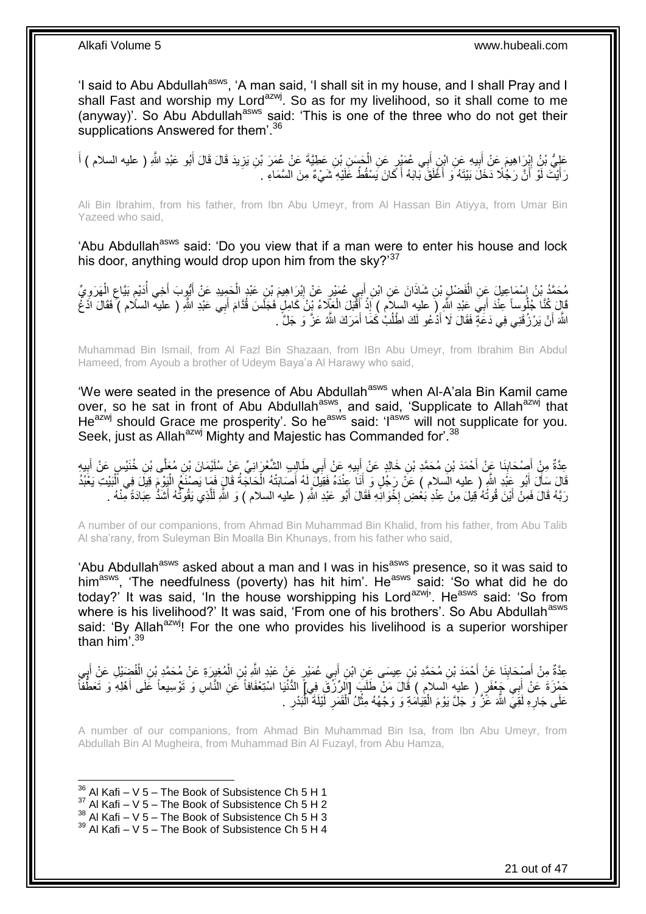'I said to Abu Abdullah[asws], 'A man said, 'I shall sit in my house, and I shall Pray and I shall Fast and worship my Lord[azwj]. So as for my livelihood, so it shall come to me (anyway)'. So Abu Abdullah[asws] said: 'This is one of the three who do not get their supplications Answered for them'.[36]

عَلِيُّ بْنُ إِبْرَاهِيمَ عَنْ أَبِيهِ عَنِ ابْنِ أَبِي عُمَيْرٍ عَنِ الْحَسَنِ بْنِ عَطِيَّةَ عَنْ عُمَرَ بْنِ يَزِيدَ قَالَ قَالَ أَبُو عَبْدِ اللَّهِ ( عليه السلام ) أَ رَأَيْتَ لَوْ أَنَّ رَجُلًا دَخَلَ بَيْتَهُ وَ أَغْلَقَ بَابَهُ أَ كَانَ يَسْقُطُ عَلَيْهِ شَيْءٌ مِنَ السَّمَاءِ .

Ali Bin Ibrahim, from his father, from Ibn Abu Umeyr, from Al Hassan Bin Atiyya, from Umar Bin Yazeed who said,

'Abu Abdullah[asws] said: 'Do you view that if a man were to enter his house and lock his door, anything would drop upon him from the sky?'[37]

مُحَمَّدُ بْنُ إِسْمَاعِيلَ عَنِ الْفَضْلِ بْنِ شَاذَانَ عَنِ ابْنِ أَبِي عُمَيْرٍ عَنْ إِبْرَاهِيمَ بْنِ عَبْدِ الْحَمِيدِ عَنْ أَيُّوبَ أَخِي أُدَيْمٍ بَيَّاعِ الْهَرَوِيِّ قَالَ كُنَّا جُلُوساً عِنْدَ أَبِي عَبْدِ اللَّهِ ( عليه السلام ) إِذْ أَقْبَلَ الْعَلَاءُ بْنُ كَامِلٍ فَجَلَسَ قُدَّامَ أَبِي عَبْدِ اللَّهِ ( عليه السلام ) فَقَالَ ادْعُ اللَّهَ أَنْ يَرْزُقَنِي فِي دَعَةٍ فَقَالَ لَا أَدْعُو لَكَ اطْلُبْ كَمَا أَمَرَكَ اللَّهُ عَزَّ وَ جَلَّ .

Muhammad Bin Ismail, from Al Fazl Bin Shazaan, from IBn Abu Umeyr, from Ibrahim Bin Abdul Hameed, from Ayoub a brother of Udeym Baya'a Al Harawy who said,

'We were seated in the presence of Abu Abdullah[asws] when Al-A'ala Bin Kamil came over, so he sat in front of Abu Abdullah[asws], and said, 'Supplicate to Allah[azwj] that He[azwj] should Grace me prosperity'. So he[asws] said: 'I[asws] will not supplicate for you. Seek, just as Allah[azwj] Mighty and Majestic has Commanded for'.[38]

عِدَّةٌ مِنْ أَصْحَابِنَا عَنْ أَحْمَدَ بْنِ مُحَمَّدِ بْنِ خَالِدٍ عَنْ أَبِيهِ عَنْ أَبِي طَالِبٍ الشَّعْرَانِيِّ عَنْ سُلَيْمَانَ بْنِ مُعَلَّى بْنِ خُنَيْسٍ عَنْ أَبِيهِ قَالَ سَأَلَ أَبُو عَبْدِ اللَّهِ ( عليه السلام ) عَنْ رَجُلٍ وَ أَنَا عِنْدَهُ فَقِيلَ لَهُ أَصَابَتْهُ الْحَاجَةُ قَالَ فَمَا يَصْنَعُ الْيَوْمَ قِيلَ فِي الْبَيْتِ يَعْبُدُ رَبَّهُ قَالَ فَمِنْ أَيْنَ قُوتُهُ قِيلَ مِنْ عِنْدِ بَعْضِ إِخْوَانِهِ فَقَالَ أَبُو عَبْدِ اللَّهِ ( عليه السلام ) وَ اللَّهِ لَلَّذِي يَقُوتُهُ أَشَدُّ عِبَادَةً مِنْهُ .

A number of our companions, from Ahmad Bin Muhammad Bin Khalid, from his father, from Abu Talib Al sha'rany, from Suleyman Bin Moalla Bin Khunays, from his father who said,

'Abu Abdullah[asws] asked about a man and I was in his[asws] presence, so it was said to him[asws], 'The needfulness (poverty) has hit him'. He[asws] said: 'So what did he do today?' It was said, 'In the house worshipping his Lord[azwj]'. He[asws] said: 'So from where is his livelihood?' It was said, 'From one of his brothers'. So Abu Abdullah[asws] said: 'By Allah[azwj]! For the one who provides his livelihood is a superior worshiper than him'.[39]

عِدَّةٌ مِنْ أَصْحَابِنَا عَنْ أَحْمَدَ بْنِ مُحَمَّدِ بْنِ عِيسَى عَنِ ابْنِ أَبِي عُمَيْرٍ عَنْ عَبْدِ اللَّهِ بْنِ الْمُغِيرَةِ عَنْ مُحَمَّدِ بْنِ الْفُضَيْلِ عَنْ أَبِي حَمْزَةَ عَنْ أَبِي جَعْفَرٍ ( عليه السلام ) قَالَ مَنْ طَلَبَ [الرِّزْقَ فِي] الدُّنْيَا اسْتِعْفَافاً عَنِ النَّاسِ وَ تَوْسِيعاً عَلَى أَهْلِهِ وَ تَعَطُّفاً عَلَى جَارِهِ لَقِيَ اللَّهَ عَزَّ وَ جَلَّ يَوْمَ الْقِيَامَةِ وَ وَجْهُهُ مِثْلُ الْقَمَرِ لَيْلَةَ الْبَدْرِ .

A number of our companions, from Ahmad Bin Muhammad Bin Isa, from Ibn Abu Umeyr, from Abdullah Bin Al Mugheira, from Muhammad Bin Al Fuzayl, from Abu Hamza,

[36] Al Kafi – V 5 – The Book of Subsistence Ch 5 H 1
[37] Al Kafi – V 5 – The Book of Subsistence Ch 5 H 2
[38] Al Kafi – V 5 – The Book of Subsistence Ch 5 H 3
[39] Al Kafi – V 5 – The Book of Subsistence Ch 5 H 4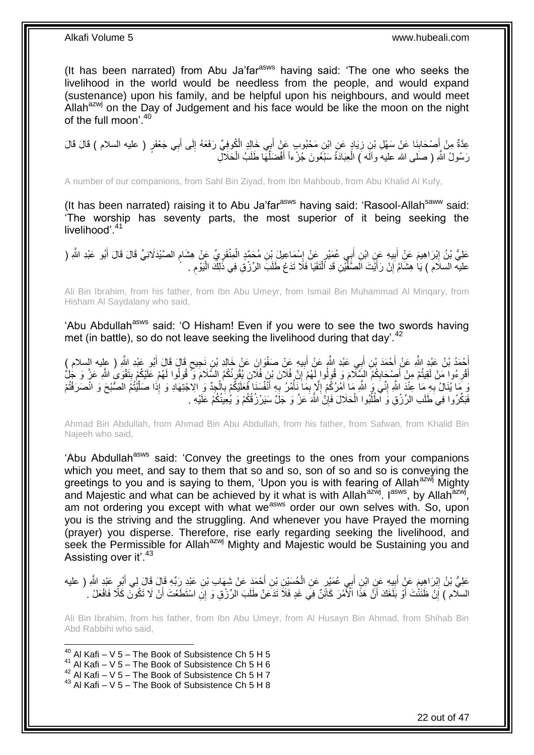(It has been narrated) from Abu Ja'far[asws] having said: 'The one who seeks the livelihood in the world would be needless from the people, and would expand (sustenance) upon his family, and be helpful upon his neighbours, and would meet Allah[azwj] on the Day of Judgement and his face would be like the moon on the night of the full moon'.[40]

عِدَّةٌ مِنْ أَصْحَابِنَا عَنْ سَهْلِ بْنِ زِيَادٍ عَنِ ابْنِ مَحْبُوبٍ عَنْ أَبِي خَالِدٍ الْكُوفِيِّ رَفَعَهُ إِلَى أَبِي جَعْفَرٍ ( عليه السلام ) قَالَ قَالَ رَسُولُ اللَّهِ ( صلى الله عليه وآله ) الْعِبَادَةُ سَبْعُونَ جُزْءاً أَفْضَلُهَا طَلَبُ الْحَلَالِ

A number of our companions, from Sahl Bin Ziyad, from Ibn Mahboub, from Abu Khalid Al Kufy,

(It has been narrated) raising it to Abu Ja'far[asws] having said: 'Rasool-Allah[saww] said: 'The worship has seventy parts, the most superior of it being seeking the livelihood'.[41]

عَلِيُّ بْنُ إِبْرَاهِيمَ عَنْ أَبِيهِ عَنِ ابْنِ أَبِي عُمَيْرٍ عَنْ إِسْمَاعِيلَ بْنِ مُحَمَّدٍ الْمِنْقَرِيِّ عَنْ هِشَامٍ الصَّيْدَلَانِيِّ قَالَ قَالَ أَبُو عَبْدِ اللَّهِ ( عليه السلام ) يَا هِشَامُ إِنْ رَأَيْتَ الصَّفَّيْنِ قَدِ الْتَقَيَا فَلَا تَدَعْ طَلَبَ الرِّزْقِ فِي ذَلِكَ الْيَوْمِ .

Ali Bin Ibrahim, from his father, from Ibn Abu Umeyr, from Ismail Bin Muhammad Al Minqary, from Hisham Al Saydalany who said,

'Abu Abdullah[asws] said: 'O Hisham! Even if you were to see the two swords having met (in battle), so do not leave seeking the livelihood during that day'.[42]

أَحْمَدُ بْنُ عَبْدِ اللَّهِ عَنْ أَحْمَدَ بْنِ أَبِي عَبْدِ اللَّهِ عَنْ أَبِيهِ عَنْ صَفْوَانَ عَنْ خَالِدِ بْنِ نَجِيحٍ قَالَ قَالَ أَبُو عَبْدِ اللَّهِ ( عليه السلام ) أَقْرِءُوا مَنْ لَقِيتُمْ مِنْ أَصْحَابِكُمُ السَّلَامَ وَ قُولُوا لَهُمْ إِنَّ فُلَانَ بْنَ فُلَانٍ يُقْرِئُكُمُ السَّلَامَ وَ قُولُوا لَهُمْ عَلَيْكُمْ بِتَقْوَى اللَّهِ عَزَّ وَ جَلَّ وَ مَا يُنَالُ بِهِ مَا عِنْدَ اللَّهِ إِنِّي وَ اللَّهِ مَا آمُرُكُمْ إِلَّا بِمَا نَأْمُرُ بِهِ أَنْفُسَنَا فَعَلَيْكُمْ بِالْجِدِّ وَ الِاجْتِهَادِ وَ إِذَا صَلَّيْتُمُ الصُّبْحَ وَ انْصَرَفْتُمْ فَبَكِّرُوا فِي طَلَبِ الرِّزْقِ وَ اطْلُبُوا الْحَلَالَ فَإِنَّ اللَّهَ عَزَّ وَ جَلَّ سَيَرْزُقُكُمْ وَ يُعِينُكُمْ عَلَيْهِ .

Ahmad Bin Abdullah, from Ahmad Bin Abu Abdullah, from his father, from Safwan, from Khalid Bin Najeeh who said,

'Abu Abdullah[asws] said: 'Convey the greetings to the ones from your companions which you meet, and say to them that so and so, son of so and so is conveying the greetings to you and is saying to them, 'Upon you is with fearing of Allah[azwj] Mighty and Majestic and what can be achieved by it what is with Allah[azwj]. I[asws], by Allah[azwj], am not ordering you except with what we[asws] order our own selves with. So, upon you is the striving and the struggling. And whenever you have Prayed the morning (prayer) you disperse. Therefore, rise early regarding seeking the livelihood, and seek the Permissible for Allah[azwj] Mighty and Majestic would be Sustaining you and Assisting over it'.[43]

عَلِيُّ بْنُ إِبْرَاهِيمَ عَنْ أَبِيهِ عَنِ ابْنِ أَبِي عُمَيْرٍ عَنِ الْحُسَيْنِ بْنِ أَحْمَدَ عَنْ شِهَابِ بْنِ عَبْدِ رَبِّهِ قَالَ قَالَ لِي أَبُو عَبْدِ اللَّهِ ( عليه السلام ) إِنْ ظَنَنْتَ أَوْ بَلَغَكَ أَنَّ هَذَا الْأَمْرَ كَائِنٌ فِي غَدٍ فَلَا تَدَعَنَّ طَلَبَ الرِّزْقِ وَ إِنِ اسْتَطَعْتَ أَنْ لَا تَكُونَ كَلّاً فَافْعَلْ .

Ali Bin Ibrahim, from his father, from Ibn Abu Umeyr, from Al Husayn Bin Ahmad, from Shihab Bin Abd Rabbihi who said,

[40] Al Kafi – V 5 – The Book of Subsistence Ch 5 H 5
[41] Al Kafi – V 5 – The Book of Subsistence Ch 5 H 6
[42] Al Kafi – V 5 – The Book of Subsistence Ch 5 H 7
[43] Al Kafi – V 5 – The Book of Subsistence Ch 5 H 8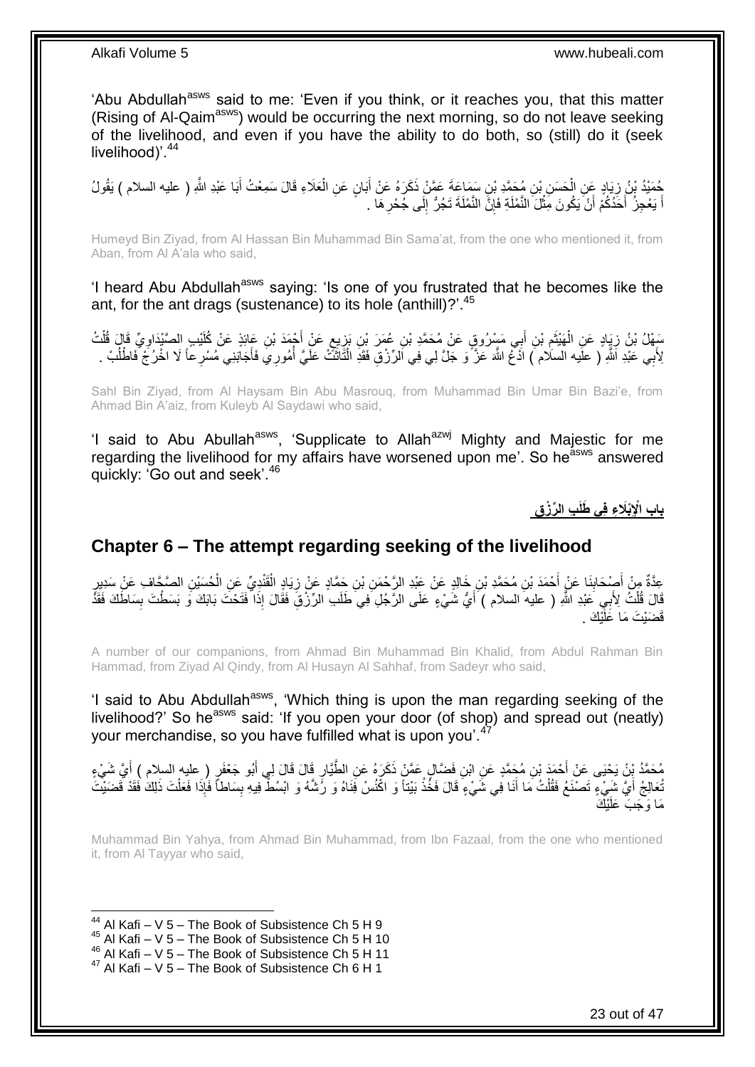'Abu Abdullah[asws] said to me: 'Even if you think, or it reaches you, that this matter (Rising of Al-Qaim[asws]) would be occurring the next morning, so do not leave seeking of the livelihood, and even if you have the ability to do both, so (still) do it (seek livelihood)'.[44]

حُمَيْدُ بْنُ زِيَادٍ عَنِ الْحَسَنِ بْنِ مُحَمَّدِ بْنِ سَمَاعَةَ عَمَّنْ ذَكَرَهُ عَنْ أَبَانٍ عَنِ الْعَلَاءِ قَالَ سَمِعْتُ أَبَا عَبْدِ اللَّهِ ( عليه السلام ) يَقُولُ أَ يَعْجِزُ أَحَدُكُمْ أَنْ يَكُونَ مِثْلَ النَّمْلَةِ فَإِنَّ النَّمْلَةَ تَجُرُّ إِلَى جُحْرِهَا .

Humeyd Bin Ziyad, from Al Hassan Bin Muhammad Bin Sama'at, from the one who mentioned it, from Aban, from Al A'ala who said,

'I heard Abu Abdullah[asws] saying: 'Is one of you frustrated that he becomes like the ant, for the ant drags (sustenance) to its hole (anthill)?'.[45]

سَهْلُ بْنُ زِيَادٍ عَنِ الْهَيْثَمِ بْنِ أَبِي مَسْرُوقٍ عَنْ مُحَمَّدِ بْنِ عُمَرَ بْنِ بَزِيعٍ عَنْ أَحْمَدَ بْنِ عَائِذٍ عَنْ كُلَيْبٍ الصَّيْدَاوِيِّ قَالَ قُلْتُ لِأَبِي عَبْدِ اللَّهِ ( عليه السلام ) ادْعُ اللَّهَ عَزَّ وَ جَلَّ لِي فِي الرِّزْقِ فَقَدِ الْتَاثَتْ عَلَيَّ أُمُورِي فَأَجَابَنِي مُسْرِعاً لَا اخْرُجْ فَاطْلُبْ .

Sahl Bin Ziyad, from Al Haysam Bin Abu Masrouq, from Muhammad Bin Umar Bin Bazi'e, from Ahmad Bin A'aiz, from Kuleyb Al Saydawi who said,

'I said to Abu Abullah[asws], 'Supplicate to Allah[azwj] Mighty and Majestic for me regarding the livelihood for my affairs have worsened upon me'. So he[asws] answered quickly: 'Go out and seek'.[46]

## باب الْإِبْلَاءِ فِي طَلَبِ الرِّزْقِ

## Chapter 6 – The attempt regarding seeking of the livelihood

عِدَّةٌ مِنْ أَصْحَابِنَا عَنْ أَحْمَدَ بْنِ مُحَمَّدِ بْنِ خَالِدٍ عَنْ عَبْدِ الرَّحْمَنِ بْنِ حَمَّادٍ عَنْ زِيَادٍ الْقَنْدِيِّ عَنِ الْحُسَيْنِ الصَّحَّافِ عَنْ سَدِيرٍ قَالَ قُلْتُ لِأَبِي عَبْدِ اللَّهِ ( عليه السلام ) أَيُّ شَيْءٍ عَلَى الرَّجُلِ فِي طَلَبِ الرِّزْقِ فَقَالَ إِذَا فَتَحْتَ بَابَكَ وَ بَسَطْتَ بِسَاطَكَ فَقَدْ قَضَيْتَ مَا عَلَيْكَ .

A number of our companions, from Ahmad Bin Muhammad Bin Khalid, from Abdul Rahman Bin Hammad, from Ziyad Al Qindy, from Al Husayn Al Sahhaf, from Sadeyr who said,

'I said to Abu Abdullah[asws], 'Which thing is upon the man regarding seeking of the livelihood?' So he[asws] said: 'If you open your door (of shop) and spread out (neatly) your merchandise, so you have fulfilled what is upon you'.[47]

مُحَمَّدُ بْنُ يَحْيَى عَنْ أَحْمَدَ بْنِ مُحَمَّدٍ عَنِ ابْنِ فَضَّالٍ عَمَّنْ ذَكَرَهُ عَنِ الطَّيَّارِ قَالَ قَالَ لِي أَبُو جَعْفَرٍ ( عليه السلام ) أَيَّ شَيْءٍ تُعَالِجُ أَيَّ شَيْءٍ تَصْنَعُ فَقُلْتُ مَا أَنَا فِي شَيْءٍ قَالَ فَخُذْ بَيْتاً وَ اكْنُسْ فِنَاهُ وَ رُشَّهُ وَ ابْسُطْ فِيهِ بِسَاطاً فَإِذَا فَعَلْتَ ذَلِكَ فَقَدْ قَضَيْتَ مَا وَجَبَ عَلَيْكَ

Muhammad Bin Yahya, from Ahmad Bin Muhammad, from Ibn Fazaal, from the one who mentioned it, from Al Tayyar who said,

[44] Al Kafi – V 5 – The Book of Subsistence Ch 5 H 9
[45] Al Kafi – V 5 – The Book of Subsistence Ch 5 H 10
[46] Al Kafi – V 5 – The Book of Subsistence Ch 5 H 11
[47] Al Kafi – V 5 – The Book of Subsistence Ch 6 H 1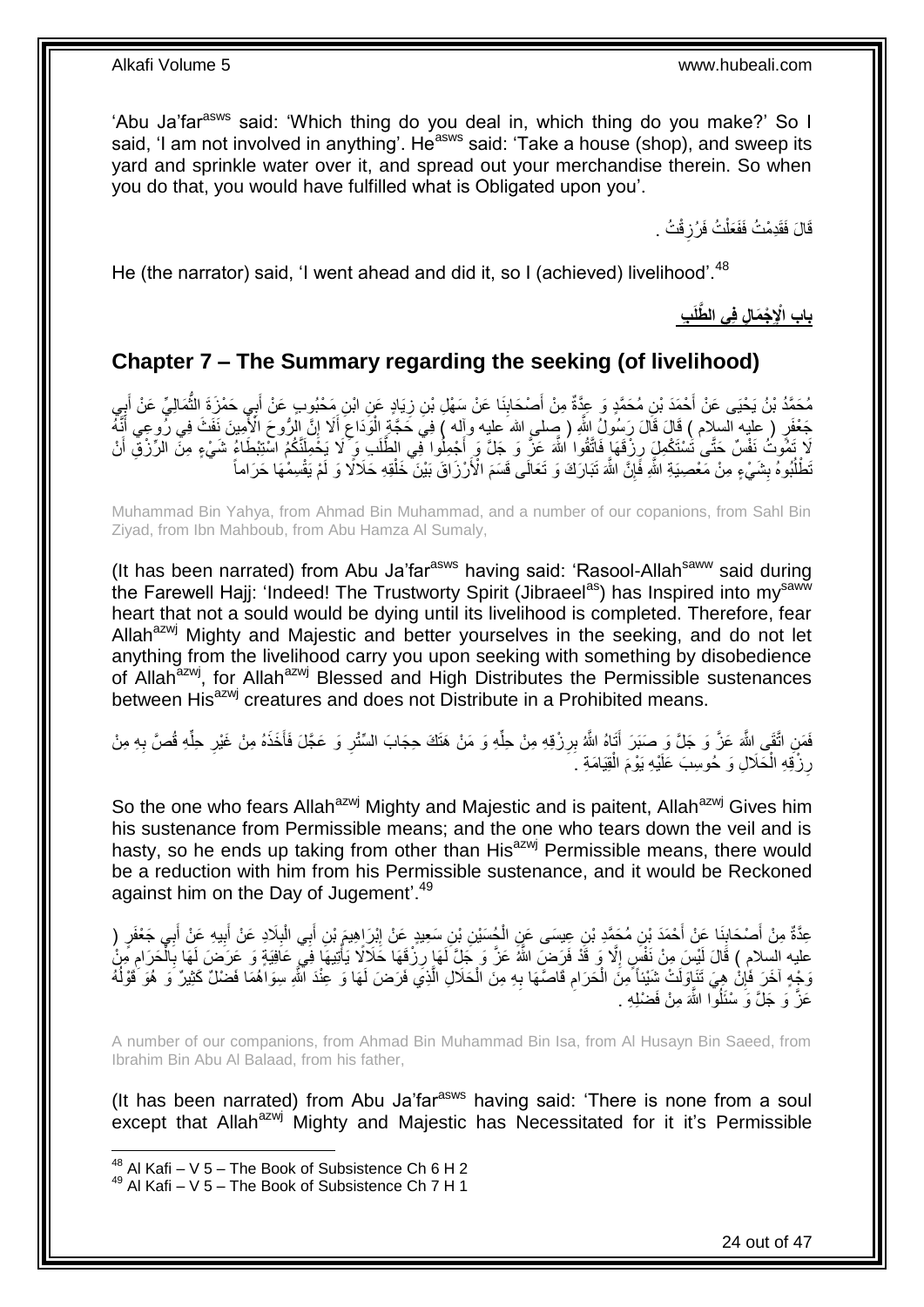'Abu Ja'far[asws] said: 'Which thing do you deal in, which thing do you make?' So I said, 'I am not involved in anything'. He[asws] said: 'Take a house (shop), and sweep its yard and sprinkle water over it, and spread out your merchandise therein. So when you do that, you would have fulfilled what is Obligated upon you'.

قَالَ فَقَدِمْتُ فَفَعَلْتُ فَرُزِقْتُ .

He (the narrator) said, 'I went ahead and did it, so I (achieved) livelihood'.[48]

## باب الْإِجْمَالِ فِي الطَّلَبِ

## Chapter 7 – The Summary regarding the seeking (of livelihood)

مُحَمَّدُ بْنُ يَحْيَى عَنْ أَحْمَدَ بْنِ مُحَمَّدٍ وَ عِدَّةٌ مِنْ أَصْحَابِنَا عَنْ سَهْلِ بْنِ زِيَادٍ عَنِ ابْنِ مَحْبُوبٍ عَنْ أَبِي حَمْزَةَ الثُّمَالِيِّ عَنْ أَبِي جَعْفَرٍ ( عليه السلام ) قَالَ قَالَ رَسُولُ اللَّهِ ( صلى الله عليه وآله ) فِي حَجَّةِ الْوَدَاعِ أَلَا إِنَّ الرُّوحَ الْأَمِينَ نَفَثَ فِي رُوعِي أَنَّهُ لَا تَمُوتُ نَفْسٌ حَتَّى تَسْتَكْمِلَ رِزْقَهَا فَاتَّقُوا اللَّهَ عَزَّ وَ جَلَّ وَ أَجْمِلُوا فِي الطَّلَبِ وَ لَا يَحْمِلَنَّكُمُ اسْتِبْطَاءُ شَيْءٍ مِنَ الرِّزْقِ أَنْ تَطْلُبُوهُ بِشَيْءٍ مِنْ مَعْصِيَةِ اللَّهِ فَإِنَّ اللَّهَ تَبَارَكَ وَ تَعَالَى قَسَمَ الْأَرْزَاقَ بَيْنَ خَلْقِهِ حَلَالًا وَ لَمْ يَقْسِمْهَا حَرَاماً

Muhammad Bin Yahya, from Ahmad Bin Muhammad, and a number of our copanions, from Sahl Bin Ziyad, from Ibn Mahboub, from Abu Hamza Al Sumaly,

(It has been narrated) from Abu Ja'far[asws] having said: 'Rasool-Allah[saww] said during the Farewell Hajj: 'Indeed! The Trustworty Spirit (Jibraeel[as]) has Inspired into my[saww] heart that not a sould would be dying until its livelihood is completed. Therefore, fear Allah[azwj] Mighty and Majestic and better yourselves in the seeking, and do not let anything from the livelihood carry you upon seeking with something by disobedience of Allah[azwj], for Allah[azwj] Blessed and High Distributes the Permissible sustenances between His[azwj] creatures and does not Distribute in a Prohibited means.

فَمَنِ اتَّقَى اللَّهَ عَزَّ وَ جَلَّ وَ صَبَرَ أَتَاهُ اللَّهُ بِرِزْقِهِ مِنْ حِلِّهِ وَ مَنْ هَتَكَ حِجَابَ السِّتْرِ وَ عَجَّلَ فَأَخَذَهُ مِنْ غَيْرِ حِلِّهِ قُصَّ بِهِ مِنْ رِزْقِهِ الْحَلَالِ وَ حُوسِبَ عَلَيْهِ يَوْمَ الْقِيَامَةِ .

So the one who fears Allah[azwj] Mighty and Majestic and is paitent, Allah[azwj] Gives him his sustenance from Permissible means; and the one who tears down the veil and is hasty, so he ends up taking from other than His[azwj] Permissible means, there would be a reduction with him from his Permissible sustenance, and it would be Reckoned against him on the Day of Jugement'.[49]

عِدَّةٌ مِنْ أَصْحَابِنَا عَنْ أَحْمَدَ بْنِ مُحَمَّدِ بْنِ عِيسَى عَنِ الْحُسَيْنِ بْنِ سَعِيدٍ عَنْ إِبْرَاهِيمَ بْنِ أَبِي الْبِلَادِ عَنْ أَبِيهِ عَنْ أَبِي جَعْفَرٍ ( عليه السلام ) قَالَ لَيْسَ مِنْ نَفْسٍ إِلَّا وَ قَدْ فَرَضَ اللَّهُ عَزَّ وَ جَلَّ لَهَا رِزْقَهَا حَلَالًا يَأْتِيهَا فِي عَافِيَةٍ وَ عَرَضَ لَهَا بِالْحَرَامِ مِنْ وَجْهٍ آخَرَ فَإِنْ هِيَ تَنَاوَلَتْ شَيْئاً مِنَ الْحَرَامِ قَاصَّهَا بِهِ مِنَ الْحَلَالِ الَّذِي فَرَضَ لَهَا وَ عِنْدَ اللَّهِ سِوَاهُمَا فَضْلٌ كَثِيرٌ وَ هُوَ قَوْلُهُ عَزَّ وَ جَلَّ وَ سْئَلُوا اللَّهَ مِنْ فَضْلِهِ .

A number of our companions, from Ahmad Bin Muhammad Bin Isa, from Al Husayn Bin Saeed, from Ibrahim Bin Abu Al Balaad, from his father,

(It has been narrated) from Abu Ja'far[asws] having said: 'There is none from a soul except that Allah[azwj] Mighty and Majestic has Necessitated for it it's Permissible

[48] Al Kafi – V 5 – The Book of Subsistence Ch 6 H 2
[49] Al Kafi – V 5 – The Book of Subsistence Ch 7 H 1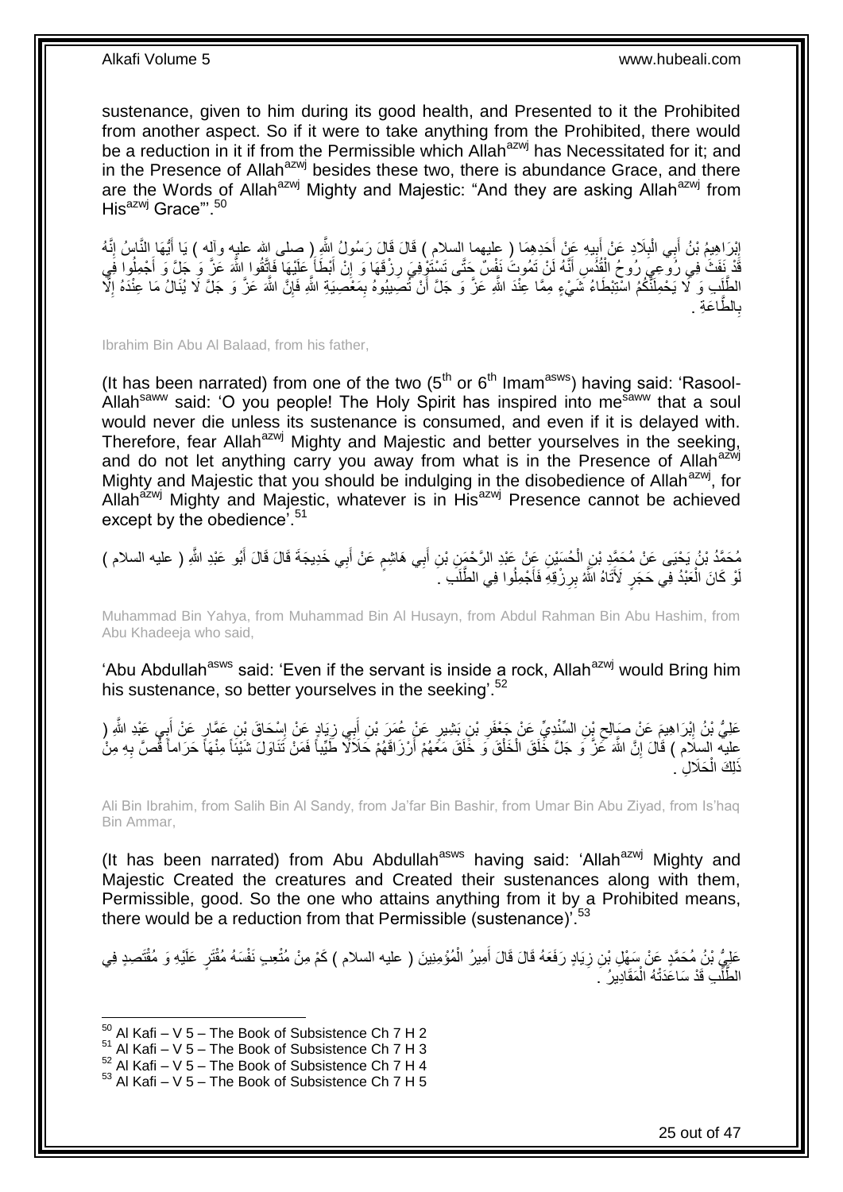sustenance, given to him during its good health, and Presented to it the Prohibited from another aspect. So if it were to take anything from the Prohibited, there would be a reduction in it if from the Permissible which Allah[azwj] has Necessitated for it; and in the Presence of Allah[azwj] besides these two, there is abundance Grace, and there are the Words of Allah[azwj] Mighty and Majestic: "And they are asking Allah[azwj] from His[azwj] Grace"'.[50]

إِبْرَاهِيمُ بْنُ أَبِي الْبِلَادِ عَنْ أَبِيهِ عَنْ أَحَدِهِمَا ( عليهما السلام ) قَالَ قَالَ رَسُولُ اللَّهِ ( صلى الله عليه وآله ) يَا أَيُّهَا النَّاسُ إِنَّهُ قَدْ نَفَثَ فِي رُوعِي رُوحُ الْقُدُسِ أَنَّهُ لَنْ تَمُوتَ نَفْسٌ حَتَّى تَسْتَوْفِيَ رِزْقَهَا وَ إِنْ أَبْطَأَ عَلَيْهَا فَاتَّقُوا اللَّهَ عَزَّ وَ جَلَّ وَ أَجْمِلُوا فِي الطَّلَبِ وَ لَا يَحْمِلَنَّكُمُ اسْتِبْطَاءُ شَيْءٍ مِمَّا عِنْدَ اللَّهِ عَزَّ وَ جَلَّ أَنْ تُصِيبُوهُ بِمَعْصِيَةِ اللَّهِ فَإِنَّ اللَّهَ عَزَّ وَ جَلَّ لَا يُنَالُ مَا عِنْدَهُ إِلَّا بِالطَّاعَةِ .

Ibrahim Bin Abu Al Balaad, from his father,

(It has been narrated) from one of the two (5th or 6th Imam[asws]) having said: 'Rasool-Allah[saww] said: 'O you people! The Holy Spirit has inspired into me[saww] that a soul would never die unless its sustenance is consumed, and even if it is delayed with. Therefore, fear Allah[azwj] Mighty and Majestic and better yourselves in the seeking, and do not let anything carry you away from what is in the Presence of Allah[azwj] Mighty and Majestic that you should be indulging in the disobedience of Allah[azwj], for Allah[azwj] Mighty and Majestic, whatever is in His[azwj] Presence cannot be achieved except by the obedience'.[51]

مُحَمَّدُ بْنُ يَحْيَى عَنْ مُحَمَّدِ بْنِ الْحُسَيْنِ عَنْ عَبْدِ الرَّحْمَنِ بْنِ أَبِي هَاشِمٍ عَنْ أَبِي خَدِيجَةَ قَالَ قَالَ أَبُو عَبْدِ اللَّهِ ( عليه السلام ) لَوْ كَانَ الْعَبْدُ فِي حَجَرٍ لَأَتَاهُ اللَّهُ بِرِزْقِهِ فَأَجْمِلُوا فِي الطَّلَبِ .

Muhammad Bin Yahya, from Muhammad Bin Al Husayn, from Abdul Rahman Bin Abu Hashim, from Abu Khadeeja who said,

'Abu Abdullah[asws] said: 'Even if the servant is inside a rock, Allah[azwj] would Bring him his sustenance, so better yourselves in the seeking'.[52]

عَلِيُّ بْنُ إِبْرَاهِيمَ عَنْ صَالِحِ بْنِ السِّنْدِيِّ عَنْ جَعْفَرِ بْنِ بَشِيرٍ عَنْ عُمَرَ بْنِ أَبِي زِيَادٍ عَنْ إِسْحَاقَ بْنِ عَمَّارٍ عَنْ أَبِي عَبْدِ اللَّهِ ( عليه السلام ) قَالَ إِنَّ اللَّهَ عَزَّ وَ جَلَّ خَلَقَ الْخَلْقَ وَ خَلَقَ مَعَهُمْ أَرْزَاقَهُمْ حَلَالًا طَيِّباً فَمَنْ تَنَاوَلَ شَيْئاً مِنْهَا حَرَاماً قُصَّ بِهِ مِنْ ذَلِكَ الْحَلَالِ .

Ali Bin Ibrahim, from Salih Bin Al Sandy, from Ja'far Bin Bashir, from Umar Bin Abu Ziyad, from Is'haq Bin Ammar,

(It has been narrated) from Abu Abdullah[asws] having said: 'Allah[azwj] Mighty and Majestic Created the creatures and Created their sustenances along with them, Permissible, good. So the one who attains anything from it by a Prohibited means, there would be a reduction from that Permissible (sustenance)'.[53]

عَلِيُّ بْنُ مُحَمَّدٍ عَنْ سَهْلِ بْنِ زِيَادٍ رَفَعَهُ قَالَ قَالَ أَمِيرُ الْمُؤْمِنِينَ ( عليه السلام ) كَمْ مِنْ مُتْعِبٍ نَفْسَهُ مُقْتَرٍ عَلَيْهِ وَ مُقْتَصِدٍ فِي الطَّلَبِ قَدْ سَاعَدَتْهُ الْمَقَادِيرُ .

[50] Al Kafi – V 5 – The Book of Subsistence Ch 7 H 2
[51] Al Kafi – V 5 – The Book of Subsistence Ch 7 H 3
[52] Al Kafi – V 5 – The Book of Subsistence Ch 7 H 4
[53] Al Kafi – V 5 – The Book of Subsistence Ch 7 H 5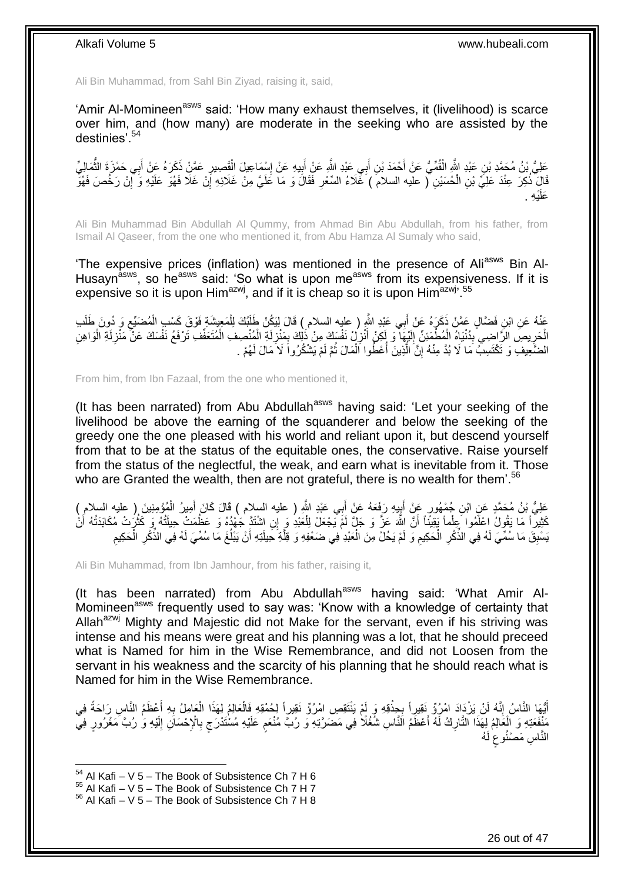Ali Bin Muhammad, from Sahl Bin Ziyad, raising it, said,

'Amir Al-Momineen[asws] said: 'How many exhaust themselves, it (livelihood) is scarce over him, and (how many) are moderate in the seeking who are assisted by the destinies'.[54]

عَلِيُّ بْنُ مُحَمَّدِ بْنِ عَبْدِ اللَّهِ الْقُمِّيُّ عَنْ أَحْمَدَ بْنِ أَبِي عَبْدِ اللَّهِ عَنْ أَبِيهِ عَنْ إِسْمَاعِيلَ الْقَصِيرِ عَمَّنْ ذَكَرَهُ عَنْ أَبِي حَمْزَةَ الثُّمَالِيِّ قَالَ ذُكِرَ عِنْدَ عَلِيِّ بْنِ الْحُسَيْنِ ( عليه السلام ) غَلَاءُ السِّعْرِ فَقَالَ وَ مَا عَلَيَّ مِنْ غَلَائِهِ إِنْ غَلَا فَهُوَ عَلَيْهِ وَ إِنْ رَخُصَ فَهُوَ عَلَيْهِ .

Ali Bin Muhammad Bin Abdullah Al Qummy, from Ahmad Bin Abu Abdullah, from his father, from Ismail Al Qaseer, from the one who mentioned it, from Abu Hamza Al Sumaly who said,

'The expensive prices (inflation) was mentioned in the presence of Ali[asws] Bin Al-Husayn[asws], so he[asws] said: 'So what is upon me[asws] from its expensiveness. If it is expensive so it is upon Him[azwj], and if it is cheap so it is upon Him[azwj]'.[55]

عَنْهُ عَنِ ابْنِ فَضَّالٍ عَمَّنْ ذَكَرَهُ عَنْ أَبِي عَبْدِ اللَّهِ ( عليه السلام ) قَالَ لِيَكُنْ طَلَبُكَ لِلْمَعِيشَةِ فَوْقَ كَسْبِ الْمُضَيِّعِ وَ دُونَ طَلَبِ الْحَرِيصِ الرَّاضِي بِدُنْيَاهُ الْمُطْمَئِنِّ إِلَيْهَا وَ لَكِنْ أَنْزِلْ نَفْسَكَ مِنْ ذَلِكَ بِمَنْزِلَةِ الْمُنْصِفِ الْمُتَعَفِّفِ تَرْفَعُ نَفْسَكَ عَنْ مَنْزِلَةِ الْوَاهِنِ الضَّعِيفِ وَ تَكْتَسِبُ مَا لَا بُدَّ مِنْهُ إِنَّ الَّذِينَ أُعْطُوا الْمَالَ ثُمَّ لَمْ يَشْكُرُوا لَا مَالَ لَهُمْ .

From him, from Ibn Fazaal, from the one who mentioned it,

(It has been narrated) from Abu Abdullah[asws] having said: 'Let your seeking of the livelihood be above the earning of the squanderer and below the seeking of the greedy one the one pleased with his world and reliant upon it, but descend yourself from that to be at the status of the equitable ones, the conservative. Raise yourself from the status of the neglectful, the weak, and earn what is inevitable from it. Those who are Granted the wealth, then are not grateful, there is no wealth for them'.[56]

عَلِيُّ بْنُ مُحَمَّدٍ عَنِ ابْنِ جُمْهُورٍ عَنْ أَبِيهِ رَفَعَهُ عَنْ أَبِي عَبْدِ اللَّهِ ( عليه السلام ) قَالَ كَانَ أَمِيرُ الْمُؤْمِنِينَ ( عليه السلام ) كَثِيراً مَا يَقُولُ اعْلَمُوا عِلْماً يَقِيناً أَنَّ اللَّهَ عَزَّ وَ جَلَّ لَمْ يَجْعَلْ لِلْعَبْدِ وَ إِنِ اشْتَدَّ جَهْدُهُ وَ عَظُمَتْ حِيلَتُهُ وَ كَثُرَتْ مُكَابَدَتُهُ أَنْ يَسْبِقَ مَا سُمِّيَ لَهُ فِي الذِّكْرِ الْحَكِيمِ وَ لَمْ يَحُلْ مِنَ الْعَبْدِ فِي ضَعْفِهِ وَ قِلَّةِ حِيلَتِهِ أَنْ يَبْلُغَ مَا سُمِّيَ لَهُ فِي الذِّكْرِ الْحَكِيمِ

Ali Bin Muhammad, from Ibn Jamhour, from his father, raising it,

(It has been narrated) from Abu Abdullah[asws] having said: 'What Amir Al-Momineen[asws] frequently used to say was: 'Know with a knowledge of certainty that Allah[azwj] Mighty and Majestic did not Make for the servant, even if his striving was intense and his means were great and his planning was a lot, that he should preceed what is Named for him in the Wise Remembrance, and did not Loosen from the servant in his weakness and the scarcity of his planning that he should reach what is Named for him in the Wise Remembrance.

أَيُّهَا النَّاسُ إِنَّهُ لَنْ يَزْدَادَ امْرُؤٌ نَقِيراً بِحِذْقِهِ وَ لَمْ يَنْتَقِصِ امْرُؤٌ نَقِيراً لِحُمْقِهِ فَالْعَالِمُ لِهَذَا الْعَامِلُ بِهِ أَعْظَمُ النَّاسِ رَاحَةً فِي مَنْفَعَتِهِ وَ الْعَالِمُ لِهَذَا التَّارِكُ لَهُ أَعْظَمُ النَّاسِ شُغُلًا فِي مَضَرَّتِهِ وَ رُبَّ مُنْعَمٍ عَلَيْهِ مُسْتَدْرَجٍ بِالْإِحْسَانِ إِلَيْهِ وَ رُبَّ مَغْرُورٍ فِي النَّاسِ مَصْنُوعٍ لَهُ

[54] Al Kafi – V 5 – The Book of Subsistence Ch 7 H 6
[55] Al Kafi – V 5 – The Book of Subsistence Ch 7 H 7
[56] Al Kafi – V 5 – The Book of Subsistence Ch 7 H 8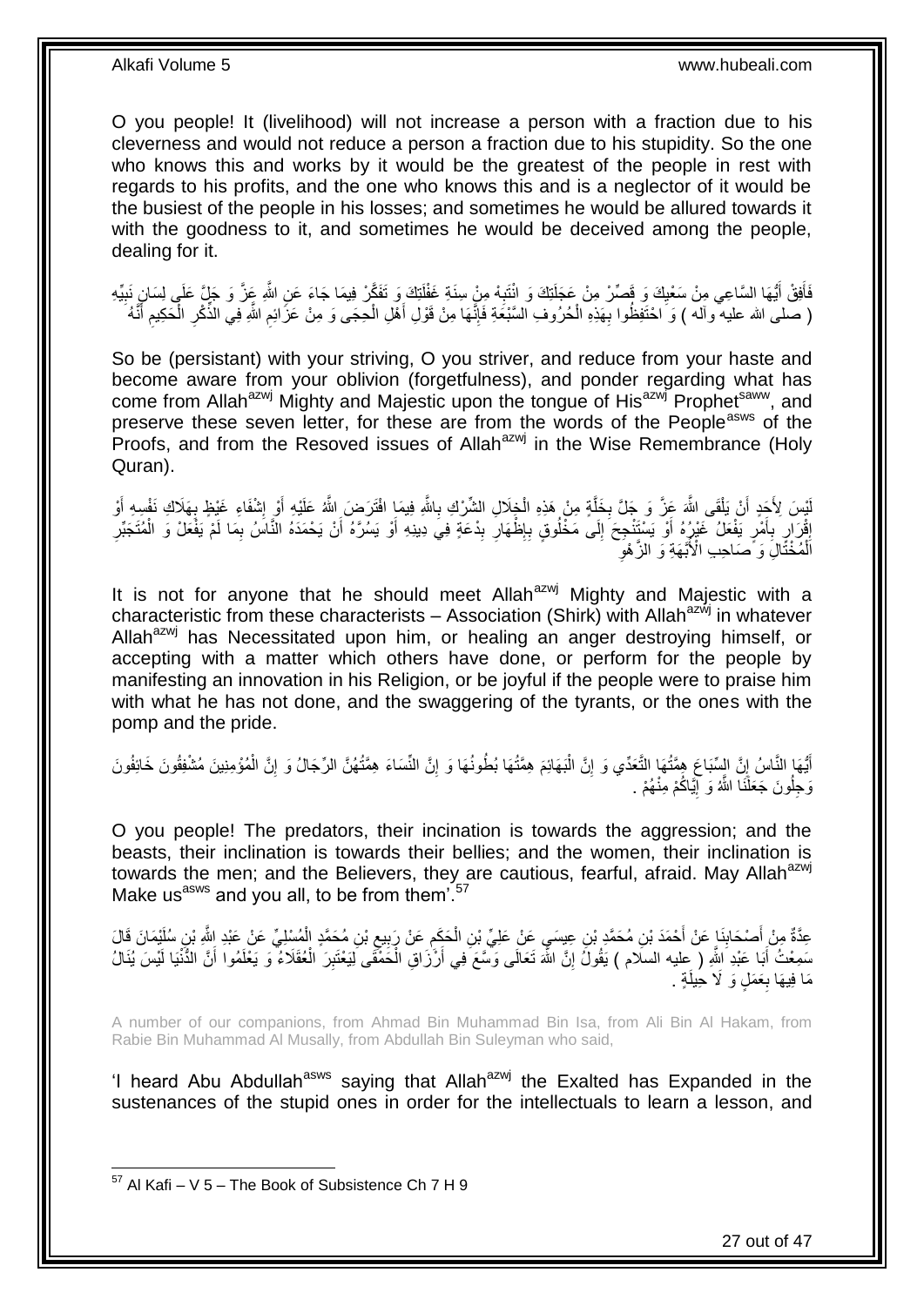O you people! It (livelihood) will not increase a person with a fraction due to his cleverness and would not reduce a person a fraction due to his stupidity. So the one who knows this and works by it would be the greatest of the people in rest with regards to his profits, and the one who knows this and is a neglector of it would be the busiest of the people in his losses; and sometimes he would be allured towards it with the goodness to it, and sometimes he would be deceived among the people, dealing for it.

فَأَفِقْ أَيُّهَا السَّاعِي مِنْ سَعْيِكَ وَ قَصِّرْ مِنْ عَجَلَتِكَ وَ انْتَبِهْ مِنْ سِنَةِ غَفْلَتِكَ وَ تَفَكَّرْ فِيمَا جَاءَ عَنِ اللَّهِ عَزَّ وَ جَلَّ عَلَى لِسَانِ نَبِيِّهِ ( صلى الله عليه وآله ) وَ احْتَفِظُوا بِهَذِهِ الْحُرُوفِ السَّبْعَةِ فَإِنَّهَا مِنْ قَوْلِ أَهْلِ الْحِجَى وَ مِنْ عَزَائِمِ اللَّهِ فِي الذِّكْرِ الْحَكِيمِ أَنَّهُ

So be (persistant) with your striving, O you striver, and reduce from your haste and become aware from your oblivion (forgetfulness), and ponder regarding what has come from Allah[azwj] Mighty and Majestic upon the tongue of His[azwj] Prophet[saww], and preserve these seven letter, for these are from the words of the People[asws] of the Proofs, and from the Resoved issues of Allah[azwj] in the Wise Remembrance (Holy Quran).

لَيْسَ لِأَحَدٍ أَنْ يَلْقَى اللَّهَ عَزَّ وَ جَلَّ بِخَلَّةٍ مِنْ هَذِهِ الْخِلَالِ الشِّرْكِ بِاللَّهِ فِيمَا افْتَرَضَ اللَّهُ عَلَيْهِ أَوْ إِشْفَاءِ غَيْظٍ بِهَلَاكِ نَفْسِهِ أَوْ إِقْرَارٍ بِأَمْرٍ يَفْعَلُ غَيْرُهُ أَوْ يَسْتَنْجِحَ إِلَى مَخْلُوقٍ بِإِظْهَارِ بِدْعَةٍ فِي دِينِهِ أَوْ يَسُرَّهُ أَنْ يَحْمَدَهُ النَّاسُ بِمَا لَمْ يَفْعَلْ وَ الْمُتَجَبِّرِ الْمُخْتَالِ وَ صَاحِبِ الْأُبَّهَةِ وَ الزَّهْوِ

It is not for anyone that he should meet Allah[azwj] Mighty and Majestic with a characteristic from these characterists – Association (Shirk) with Allah[azwj] in whatever Allah[azwj] has Necessitated upon him, or healing an anger destroying himself, or accepting with a matter which others have done, or perform for the people by manifesting an innovation in his Religion, or be joyful if the people were to praise him with what he has not done, and the swaggering of the tyrants, or the ones with the pomp and the pride.

أَيُّهَا النَّاسُ إِنَّ السِّبَاعَ هِمَّتُهَا التَّعَدِّي وَ إِنَّ الْبَهَائِمَ هِمَّتُهَا بُطُونُهَا وَ إِنَّ النِّسَاءَ هِمَّتُهُنَّ الرِّجَالُ وَ إِنَّ الْمُؤْمِنِينَ مُشْفِقُونَ خَائِفُونَ وَجِلُونَ جَعَلَنَا اللَّهُ وَ إِيَّاكُمْ مِنْهُمْ .

O you people! The predators, their incination is towards the aggression; and the beasts, their inclination is towards their bellies; and the women, their inclination is towards the men; and the Believers, they are cautious, fearful, afraid. May Allah[azwj] Make us[asws] and you all, to be from them'.[57]

عِدَّةٌ مِنْ أَصْحَابِنَا عَنْ أَحْمَدَ بْنِ مُحَمَّدِ بْنِ عِيسَى عَنْ عَلِيِّ بْنِ الْحَكَمِ عَنْ رَبِيعِ بْنِ مُحَمَّدٍ الْمُسْلِيِّ عَنْ عَبْدِ اللَّهِ بْنِ سُلَيْمَانَ قَالَ سَمِعْتُ أَبَا عَبْدِ اللَّهِ ( عليه السلام ) يَقُولُ إِنَّ اللَّهَ تَعَالَى وَسَّعَ فِي أَرْزَاقِ الْحَمْقَى لِيَعْتَبِرَ الْعُقَلَاءُ وَ يَعْلَمُوا أَنَّ الدُّنْيَا لَيْسَ يُنَالُ مَا فِيهَا بِعَمَلٍ وَ لَا حِيلَةٍ .

A number of our companions, from Ahmad Bin Muhammad Bin Isa, from Ali Bin Al Hakam, from Rabie Bin Muhammad Al Musally, from Abdullah Bin Suleyman who said,

'I heard Abu Abdullah[asws] saying that Allah[azwj] the Exalted has Expanded in the sustenances of the stupid ones in order for the intellectuals to learn a lesson, and

[57] Al Kafi – V 5 – The Book of Subsistence Ch 7 H 9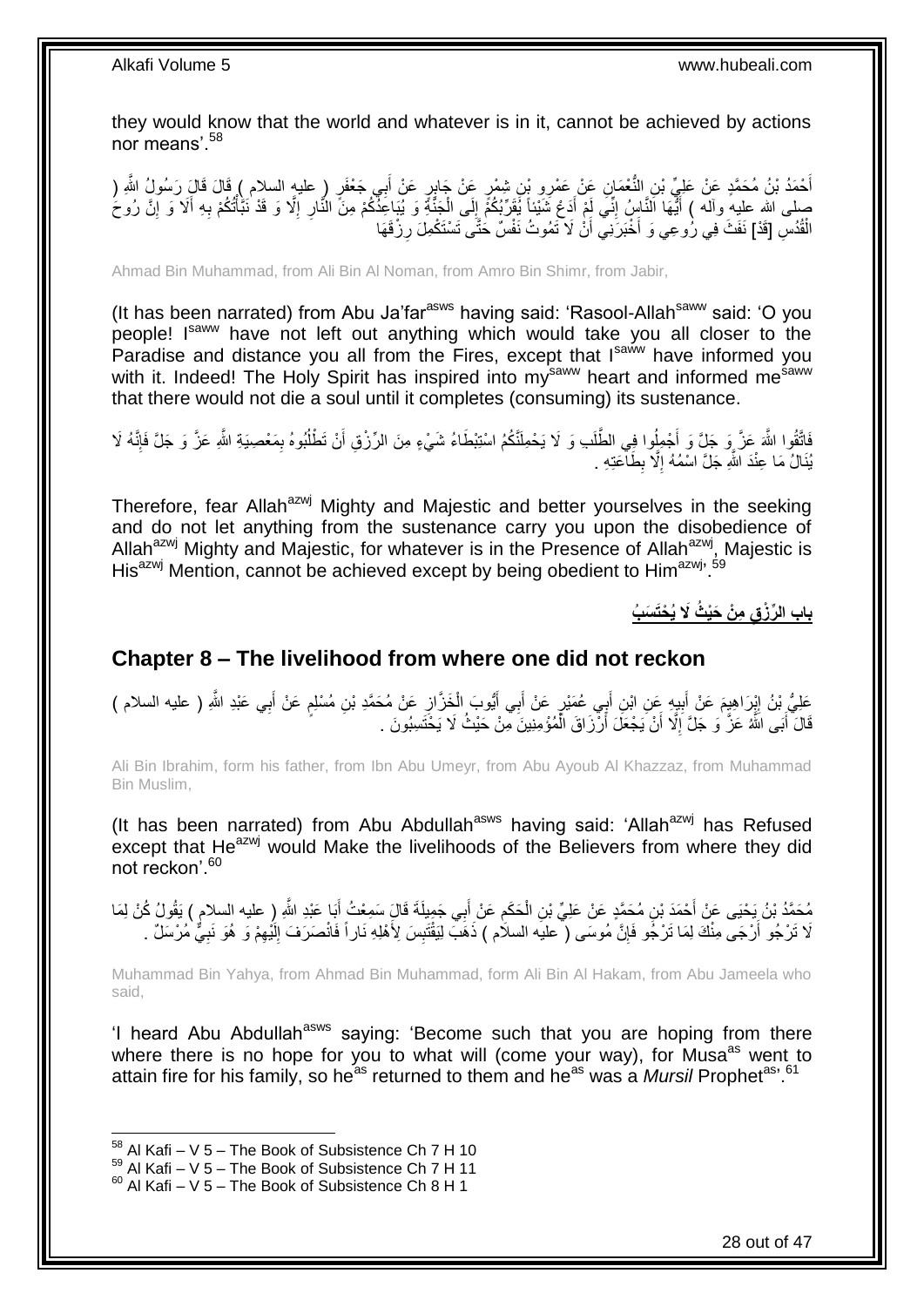they would know that the world and whatever is in it, cannot be achieved by actions nor means'.[58]

أَحْمَدُ بْنُ مُحَمَّدٍ عَنْ عَلِيِّ بْنِ النُّعْمَانِ عَنْ عَمْرِو بْنِ شِمْرٍ عَنْ جَابِرٍ عَنْ أَبِي جَعْفَرٍ ( عليه السلام ) قَالَ قَالَ رَسُولُ اللَّهِ ( صلى الله عليه وآله ) أَيُّهَا النَّاسُ إِنِّي لَمْ أَدَعْ شَيْئاً يُقَرِّبُكُمْ إِلَى الْجَنَّةِ وَ يُبَاعِدُكُمْ مِنَ النَّارِ إِلَّا وَ قَدْ نَبَّأْتُكُمْ بِهِ أَلَا وَ إِنَّ رُوحَ الْقُدُسِ [قَدْ] نَفَثَ فِي رُوعِي وَ أَخْبَرَنِي أَنْ لَا تَمُوتُ نَفْسٌ حَتَّى تَسْتَكْمِلَ رِزْقَهَا

Ahmad Bin Muhammad, from Ali Bin Al Noman, from Amro Bin Shimr, from Jabir,

(It has been narrated) from Abu Ja'far[asws] having said: 'Rasool-Allah[saww] said: 'O you people! I[saww] have not left out anything which would take you all closer to the Paradise and distance you all from the Fires, except that I[saww] have informed you with it. Indeed! The Holy Spirit has inspired into my[saww] heart and informed me[saww] that there would not die a soul until it completes (consuming) its sustenance.

فَاتَّقُوا اللَّهَ عَزَّ وَ جَلَّ وَ أَجْمِلُوا فِي الطَّلَبِ وَ لَا يَحْمِلَنَّكُمُ اسْتِبْطَاءُ شَيْءٍ مِنَ الرِّزْقِ أَنْ تَطْلُبُوهُ بِمَعْصِيَةِ اللَّهِ عَزَّ وَ جَلَّ فَإِنَّهُ لَا يُنَالُ مَا عِنْدَ اللَّهِ جَلَّ اسْمُهُ إِلَّا بِطَاعَتِهِ .

Therefore, fear Allah[azwj] Mighty and Majestic and better yourselves in the seeking and do not let anything from the sustenance carry you upon the disobedience of Allah[azwj] Mighty and Majestic, for whatever is in the Presence of Allah[azwj], Majestic is His[azwj] Mention, cannot be achieved except by being obedient to Him[azwj].'[59]

## باب الرِّزْقِ مِنْ حَيْثُ لَا يُحْتَسَبُ

## Chapter 8 – The livelihood from where one did not reckon

عَلِيُّ بْنُ إِبْرَاهِيمَ عَنْ أَبِيهِ عَنِ ابْنِ أَبِي عُمَيْرٍ عَنْ أَبِي أَيُّوبَ الْخَزَّازِ عَنْ مُحَمَّدِ بْنِ مُسْلِمٍ عَنْ أَبِي عَبْدِ اللَّهِ ( عليه السلام ) قَالَ أَبَى اللَّهُ عَزَّ وَ جَلَّ إِلَّا أَنْ يَجْعَلَ أَرْزَاقَ الْمُؤْمِنِينَ مِنْ حَيْثُ لَا يَحْتَسِبُونَ .

Ali Bin Ibrahim, form his father, from Ibn Abu Umeyr, from Abu Ayoub Al Khazzaz, from Muhammad Bin Muslim,

(It has been narrated) from Abu Abdullah[asws] having said: 'Allah[azwj] has Refused except that He[azwj] would Make the livelihoods of the Believers from where they did not reckon'.[60]

مُحَمَّدُ بْنُ يَحْيَى عَنْ أَحْمَدَ بْنِ مُحَمَّدٍ عَنْ عَلِيِّ بْنِ الْحَكَمِ عَنْ أَبِي جَمِيلَةَ قَالَ سَمِعْتُ أَبَا عَبْدِ اللَّهِ ( عليه السلام ) يَقُولُ كُنْ لِمَا لَا تَرْجُو أَرْجَى مِنْكَ لِمَا تَرْجُو فَإِنَّ مُوسَى ( عليه السلام ) ذَهَبَ لِيَقْتَبِسَ لِأَهْلِهِ نَاراً فَانْصَرَفَ إِلَيْهِمْ وَ هُوَ نَبِيٌّ مُرْسَلٌ .

Muhammad Bin Yahya, from Ahmad Bin Muhammad, form Ali Bin Al Hakam, from Abu Jameela who said,

'I heard Abu Abdullah[asws] saying: 'Become such that you are hoping from there where there is no hope for you to what will (come your way), for Musa[as] went to attain fire for his family, so he[as] returned to them and he[as] was a *Mursil* Prophet[as]'.[61]

[58] Al Kafi – V 5 – The Book of Subsistence Ch 7 H 10
[59] Al Kafi – V 5 – The Book of Subsistence Ch 7 H 11
[60] Al Kafi – V 5 – The Book of Subsistence Ch 8 H 1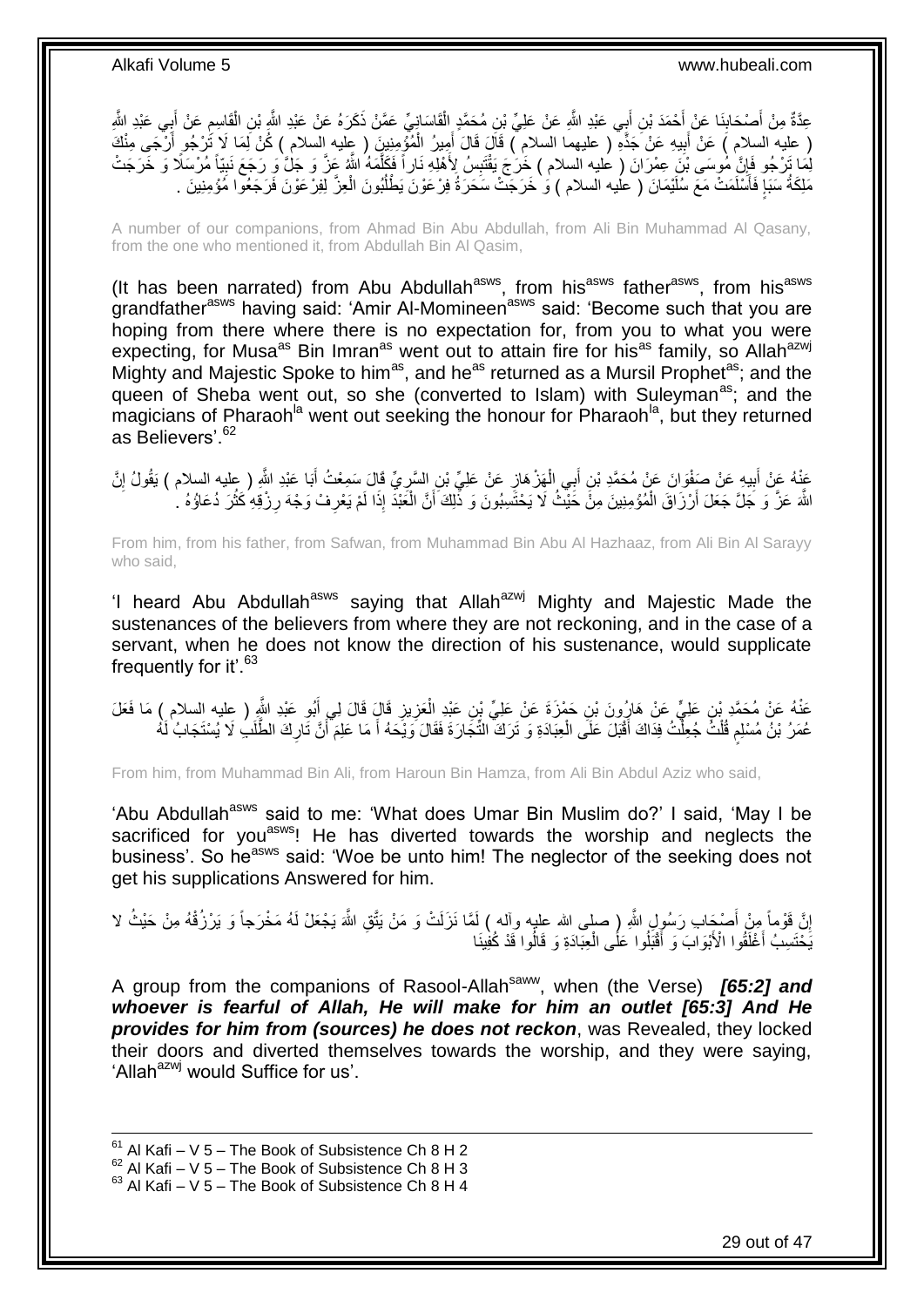عِدَّةٌ مِنْ أَصْحَابِنَا عَنْ أَحْمَدَ بْنِ أَبِي عَبْدِ اللَّهِ عَنْ عَلِيِّ بْنِ مُحَمَّدٍ الْقَاسَانِيِّ عَمَّنْ ذَكَرَهُ عَنْ عَبْدِ اللَّهِ بْنِ الْقَاسِمِ عَنْ أَبِي عَبْدِ اللَّهِ ( عليه السلام ) عَنْ أَبِيهِ عَنْ جَدِّهِ ( عليهما السلام ) قَالَ قَالَ أَمِيرُ الْمُؤْمِنِينَ ( عليه السلام ) كُنْ لِمَا لَا تَرْجُو أَرْجَى مِنْكَ لِمَا تَرْجُو فَإِنَّ مُوسَى بْنَ عِمْرَانَ ( عليه السلام ) خَرَجَ يَقْتَبِسُ لِأَهْلِهِ نَاراً فَكَلَّمَهُ اللَّهُ عَزَّ وَ جَلَّ وَ رَجَعَ نَبِيّاً مُرْسَلًا وَ خَرَجَتْ مَلِكَةُ سَبَإٍ فَأَسْلَمَتْ مَعَ سُلَيْمَانَ ( عليه السلام ) وَ خَرَجَتْ سَحَرَةُ فِرْعَوْنَ يَطْلُبُونَ الْعِزَّ لِفِرْعَوْنَ فَرَجَعُوا مُؤْمِنِينَ .

A number of our companions, from Ahmad Bin Abu Abdullah, from Ali Bin Muhammad Al Qasany, from the one who mentioned it, from Abdullah Bin Al Qasim,

(It has been narrated) from Abu Abdullah[asws], from his[asws] father[asws], from his[asws] grandfather[asws] having said: 'Amir Al-Momineen[asws] said: 'Become such that you are hoping from there where there is no expectation for, from you to what you were expecting, for Musa[as] Bin Imran[as] went out to attain fire for his[as] family, so Allah[azwj] Mighty and Majestic Spoke to him[as], and he[as] returned as a Mursil Prophet[as]; and the queen of Sheba went out, so she (converted to Islam) with Suleyman[as]; and the magicians of Pharaoh[la] went out seeking the honour for Pharaoh[la], but they returned as Believers'.[62]

عَنْهُ عَنْ أَبِيهِ عَنْ صَفْوَانَ عَنْ مُحَمَّدِ بْنِ أَبِي الْهَزْهَازِ عَنْ عَلِيِّ بْنِ السَّرِيِّ قَالَ سَمِعْتُ أَبَا عَبْدِ اللَّهِ ( عليه السلام ) يَقُولُ إِنَّ اللَّهَ عَزَّ وَ جَلَّ جَعَلَ أَرْزَاقَ الْمُؤْمِنِينَ مِنْ حَيْثُ لَا يَحْتَسِبُونَ وَ ذَلِكَ أَنَّ الْعَبْدَ إِذَا لَمْ يَعْرِفْ وَجْهَ رِزْقِهِ كَثُرَ دُعَاؤُهُ .

From him, from his father, from Safwan, from Muhammad Bin Abu Al Hazhaaz, from Ali Bin Al Sarayy who said,

'I heard Abu Abdullah[asws] saying that Allah[azwj] Mighty and Majestic Made the sustenances of the believers from where they are not reckoning, and in the case of a servant, when he does not know the direction of his sustenance, would supplicate frequently for it'.[63]

عَنْهُ عَنْ مُحَمَّدِ بْنِ عَلِيٍّ عَنْ هَارُونَ بْنِ حَمْزَةَ عَنْ عَلِيِّ بْنِ عَبْدِ الْعَزِيزِ قَالَ قَالَ لِي أَبُو عَبْدِ اللَّهِ ( عليه السلام ) مَا فَعَلَ عُمَرُ بْنُ مُسْلِمٍ قُلْتُ جُعِلْتُ فِدَاكَ أَقْبَلَ عَلَى الْعِبَادَةِ وَ تَرَكَ التِّجَارَةَ فَقَالَ وَيْحَهُ أَ مَا عَلِمَ أَنَّ تَارِكَ الطَّلَبِ لَا يُسْتَجَابُ لَهُ

From him, from Muhammad Bin Ali, from Haroun Bin Hamza, from Ali Bin Abdul Aziz who said,

'Abu Abdullah[asws] said to me: 'What does Umar Bin Muslim do?' I said, 'May I be sacrificed for you[asws]! He has diverted towards the worship and neglects the business'. So he[asws] said: 'Woe be unto him! The neglector of the seeking does not get his supplications Answered for him.

إِنَّ قَوْماً مِنْ أَصْحَابِ رَسُولِ اللَّهِ ( صلى الله عليه وآله ) لَمَّا نَزَلَتْ وَ مَنْ يَتَّقِ اللَّهَ يَجْعَلْ لَهُ مَخْرَجاً وَ يَرْزُقْهُ مِنْ حَيْثُ لا يَحْتَسِبُ أَغْلَقُوا الْأَبْوَابَ وَ أَقْبَلُوا عَلَى الْعِبَادَةِ وَ قَالُوا قَدْ كُفِينَا

A group from the companions of Rasool-Allah[saww], when (the Verse) ***[65:2] and whoever is fearful of Allah, He will make for him an outlet [65:3] And He provides for him from (sources) he does not reckon***, was Revealed, they locked their doors and diverted themselves towards the worship, and they were saying, 'Allah[azwj] would Suffice for us'.

[61] Al Kafi – V 5 – The Book of Subsistence Ch 8 H 2
[62] Al Kafi – V 5 – The Book of Subsistence Ch 8 H 3
[63] Al Kafi – V 5 – The Book of Subsistence Ch 8 H 4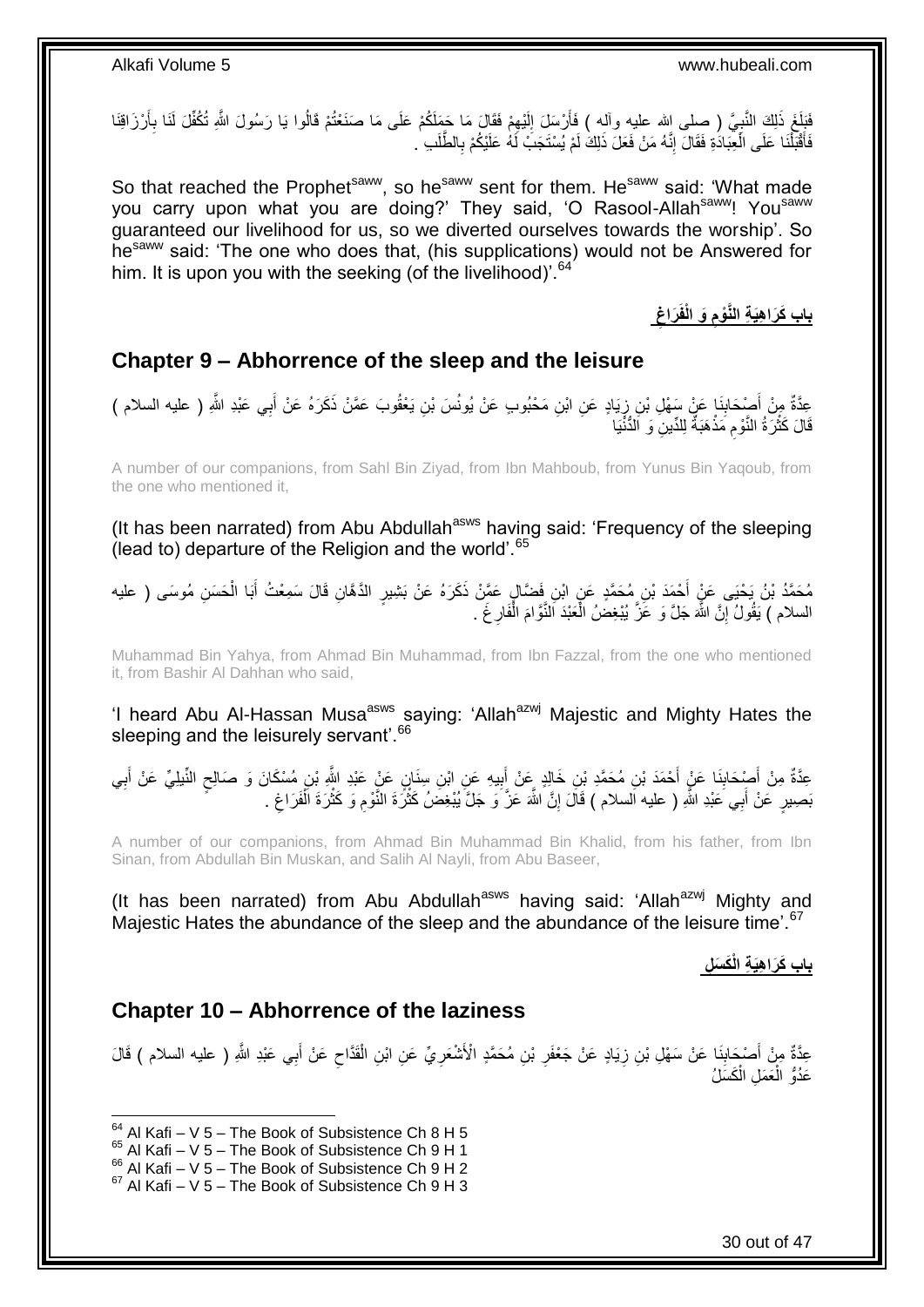فَبَلَغَ ذَلِكَ النَّبِيَّ ( صلى الله عليه وآله ) فَأَرْسَلَ إِلَيْهِمْ فَقَالَ مَا حَمَلَكُمْ عَلَى مَا صَنَعْتُمْ قَالُوا يَا رَسُولَ اللَّهِ تُكُفِّلَ لَنَا بِأَرْزَاقِنَا فَأَقْبَلْنَا عَلَى الْعِبَادَةِ فَقَالَ إِنَّهُ مَنْ فَعَلَ ذَلِكَ لَمْ يُسْتَجَبْ لَهُ عَلَيْكُمْ بِالطَّلَبِ .

So that reached the Prophet[saww], so he[saww] sent for them. He[saww] said: 'What made you carry upon what you are doing?' They said, 'O Rasool-Allah[saww]! You[saww] guaranteed our livelihood for us, so we diverted ourselves towards the worship'. So he[saww] said: 'The one who does that, (his supplications) would not be Answered for him. It is upon you with the seeking (of the livelihood)'.[64]

## باب كَرَاهِيَةِ النَّوْمِ وَ الْفَرَاغِ

## Chapter 9 – Abhorrence of the sleep and the leisure

عِدَّةٌ مِنْ أَصْحَابِنَا عَنْ سَهْلِ بْنِ زِيَادٍ عَنِ ابْنِ مَحْبُوبٍ عَنْ يُونُسَ بْنِ يَعْقُوبَ عَمَّنْ ذَكَرَهُ عَنْ أَبِي عَبْدِ اللَّهِ ( عليه السلام ) قَالَ كَثْرَةُ النَّوْمِ مَذْهَبَةٌ لِلدِّينِ وَ الدُّنْيَا

A number of our companions, from Sahl Bin Ziyad, from Ibn Mahboub, from Yunus Bin Yaqoub, from the one who mentioned it,

(It has been narrated) from Abu Abdullah[asws] having said: 'Frequency of the sleeping (lead to) departure of the Religion and the world'.[65]

مُحَمَّدُ بْنُ يَحْيَى عَنْ أَحْمَدَ بْنِ مُحَمَّدٍ عَنِ ابْنِ فَضَّالٍ عَمَّنْ ذَكَرَهُ عَنْ بَشِيرٍ الدَّهَّانِ قَالَ سَمِعْتُ أَبَا الْحَسَنِ مُوسَى ( عليه السلام ) يَقُولُ إِنَّ اللَّهَ جَلَّ وَ عَزَّ يُبْغِضُ الْعَبْدَ النَّوَّامَ الْفَارِغَ .

Muhammad Bin Yahya, from Ahmad Bin Muhammad, from Ibn Fazzal, from the one who mentioned it, from Bashir Al Dahhan who said,

'I heard Abu Al-Hassan Musa[asws] saying: 'Allah[azwj] Majestic and Mighty Hates the sleeping and the leisurely servant'.[66]

عِدَّةٌ مِنْ أَصْحَابِنَا عَنْ أَحْمَدَ بْنِ مُحَمَّدِ بْنِ خَالِدٍ عَنْ أَبِيهِ عَنِ ابْنِ سِنَانٍ عَنْ عَبْدِ اللَّهِ بْنِ مُسْكَانَ وَ صَالِحٍ النِّيلِيِّ عَنْ أَبِي بَصِيرٍ عَنْ أَبِي عَبْدِ اللَّهِ ( عليه السلام ) قَالَ إِنَّ اللَّهَ عَزَّ وَ جَلَّ يُبْغِضُ كَثْرَةَ النَّوْمِ وَ كَثْرَةَ الْفَرَاغِ .

A number of our companions, from Ahmad Bin Muhammad Bin Khalid, from his father, from Ibn Sinan, from Abdullah Bin Muskan, and Salih Al Nayli, from Abu Baseer,

(It has been narrated) from Abu Abdullah[asws] having said: 'Allah[azwj] Mighty and Majestic Hates the abundance of the sleep and the abundance of the leisure time'.[67]

## باب كَرَاهِيَةِ الْكَسَلِ

## Chapter 10 – Abhorrence of the laziness

عِدَّةٌ مِنْ أَصْحَابِنَا عَنْ سَهْلِ بْنِ زِيَادٍ عَنْ جَعْفَرِ بْنِ مُحَمَّدٍ الْأَشْعَرِيِّ عَنِ ابْنِ الْقَدَّاحِ عَنْ أَبِي عَبْدِ اللَّهِ ( عليه السلام ) قَالَ عَدُوُّ الْعَمَلِ الْكَسَلُ

[64] Al Kafi – V 5 – The Book of Subsistence Ch 8 H 5
[65] Al Kafi – V 5 – The Book of Subsistence Ch 9 H 1
[66] Al Kafi – V 5 – The Book of Subsistence Ch 9 H 2
[67] Al Kafi – V 5 – The Book of Subsistence Ch 9 H 3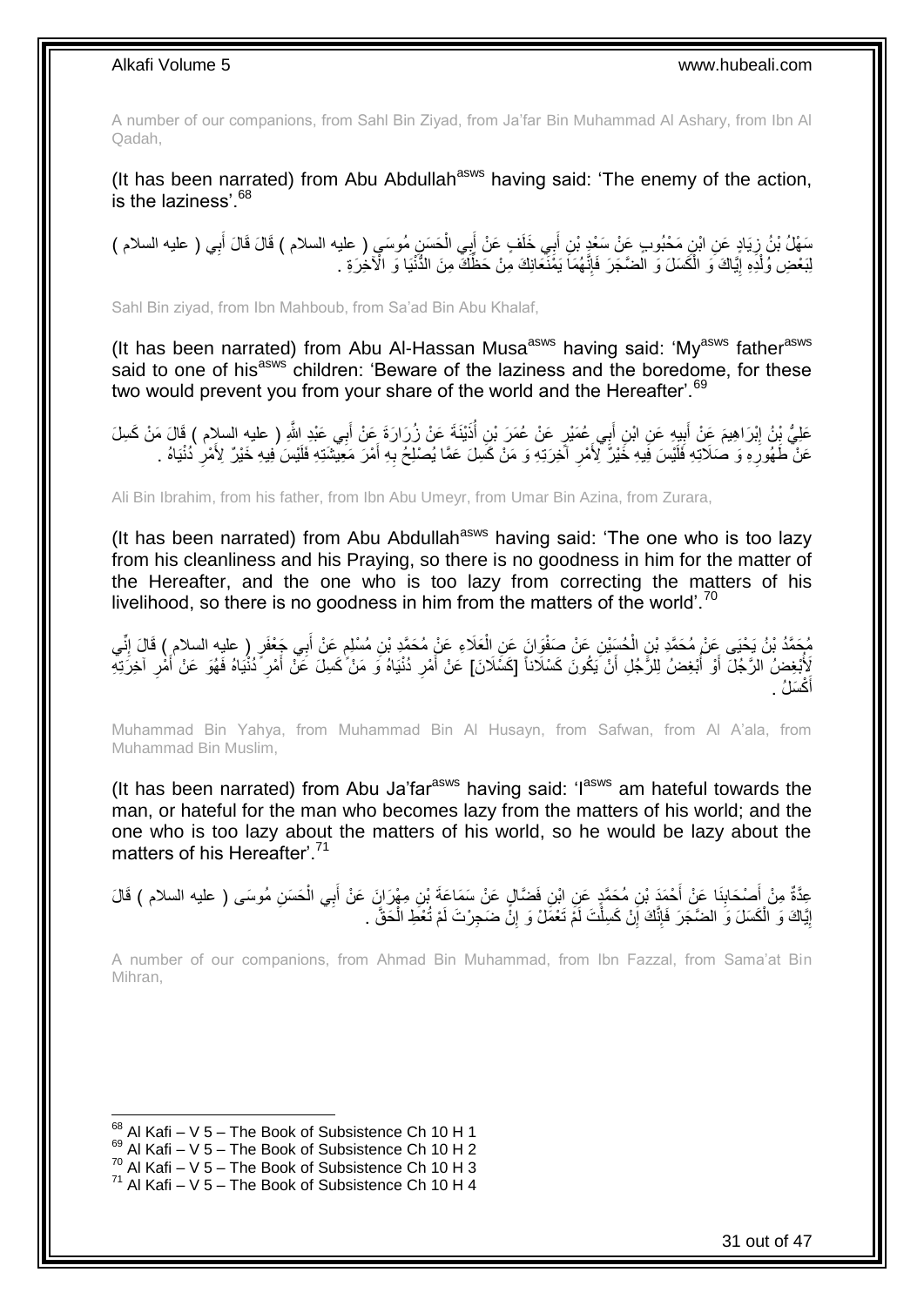A number of our companions, from Sahl Bin Ziyad, from Ja'far Bin Muhammad Al Ashary, from Ibn Al Qadah,

(It has been narrated) from Abu Abdullah[asws] having said: 'The enemy of the action, is the laziness'.[68]

سَهْلُ بْنُ زِيَادٍ عَنِ ابْنِ مَحْبُوبٍ عَنْ سَعْدِ بْنِ أَبِي خَلَفٍ عَنْ أَبِي الْحَسَنِ مُوسَى ( عليه السلام ) قَالَ قَالَ أَبِي ( عليه السلام ) لِبَعْضِ وُلْدِهِ إِيَّاكَ وَ الْكَسَلَ وَ الضَّجَرَ فَإِنَّهُمَا يَمْنَعَانِكَ مِنْ حَظِّكَ مِنَ الدُّنْيَا وَ الْآخِرَةِ .

Sahl Bin ziyad, from Ibn Mahboub, from Sa'ad Bin Abu Khalaf,

(It has been narrated) from Abu Al-Hassan Musa[asws] having said: 'My[asws] father[asws] said to one of his[asws] children: 'Beware of the laziness and the boredome, for these two would prevent you from your share of the world and the Hereafter'.[69]

عَلِيُّ بْنُ إِبْرَاهِيمَ عَنْ أَبِيهِ عَنِ ابْنِ أَبِي عُمَيْرٍ عَنْ عُمَرَ بْنِ أُذَيْنَةَ عَنْ زُرَارَةَ عَنْ أَبِي عَبْدِ اللَّهِ ( عليه السلام ) قَالَ مَنْ كَسِلَ عَنْ طَهُورِهِ وَ صَلَاتِهِ فَلَيْسَ فِيهِ خَيْرٌ لِأَمْرِ آخِرَتِهِ وَ مَنْ كَسِلَ عَمَّا يُصْلِحُ بِهِ أَمْرَ مَعِيشَتِهِ فَلَيْسَ فِيهِ خَيْرٌ لِأَمْرِ دُنْيَاهُ .

Ali Bin Ibrahim, from his father, from Ibn Abu Umeyr, from Umar Bin Azina, from Zurara,

(It has been narrated) from Abu Abdullah[asws] having said: 'The one who is too lazy from his cleanliness and his Praying, so there is no goodness in him for the matter of the Hereafter, and the one who is too lazy from correcting the matters of his livelihood, so there is no goodness in him from the matters of the world'.[70]

مُحَمَّدُ بْنُ يَحْيَى عَنْ مُحَمَّدِ بْنِ الْحُسَيْنِ عَنْ صَفْوَانَ عَنِ الْعَلَاءِ عَنْ مُحَمَّدِ بْنِ مُسْلِمٍ عَنْ أَبِي جَعْفَرٍ ( عليه السلام ) قَالَ إِنِّي لَأُبْغِضُ الرَّجُلَ أَوْ أُبْغِضُ لِلرَّجُلِ أَنْ يَكُونَ كَسْلَاناً [كَسْلَانَ] عَنْ أَمْرِ دُنْيَاهُ وَ مَنْ كَسِلَ عَنْ أَمْرِ دُنْيَاهُ فَهُوَ عَنْ أَمْرِ آخِرَتِهِ أَكْسَلُ .

Muhammad Bin Yahya, from Muhammad Bin Al Husayn, from Safwan, from Al A'ala, from Muhammad Bin Muslim,

(It has been narrated) from Abu Ja'far[asws] having said: 'I[asws] am hateful towards the man, or hateful for the man who becomes lazy from the matters of his world; and the one who is too lazy about the matters of his world, so he would be lazy about the matters of his Hereafter'.[71]

عِدَّةٌ مِنْ أَصْحَابِنَا عَنْ أَحْمَدَ بْنِ مُحَمَّدٍ عَنِ ابْنِ فَضَّالٍ عَنْ سَمَاعَةَ بْنِ مِهْرَانَ عَنْ أَبِي الْحَسَنِ مُوسَى ( عليه السلام ) قَالَ إِيَّاكَ وَ الْكَسَلَ وَ الضَّجَرَ فَإِنَّكَ إِنْ كَسِلْتَ لَمْ تَعْمَلْ وَ إِنْ ضَجِرْتَ لَمْ تُعْطِ الْحَقَّ .

A number of our companions, from Ahmad Bin Muhammad, from Ibn Fazzal, from Sama'at Bin Mihran,

[68] Al Kafi – V 5 – The Book of Subsistence Ch 10 H 1
[69] Al Kafi – V 5 – The Book of Subsistence Ch 10 H 2
[70] Al Kafi – V 5 – The Book of Subsistence Ch 10 H 3
[71] Al Kafi – V 5 – The Book of Subsistence Ch 10 H 4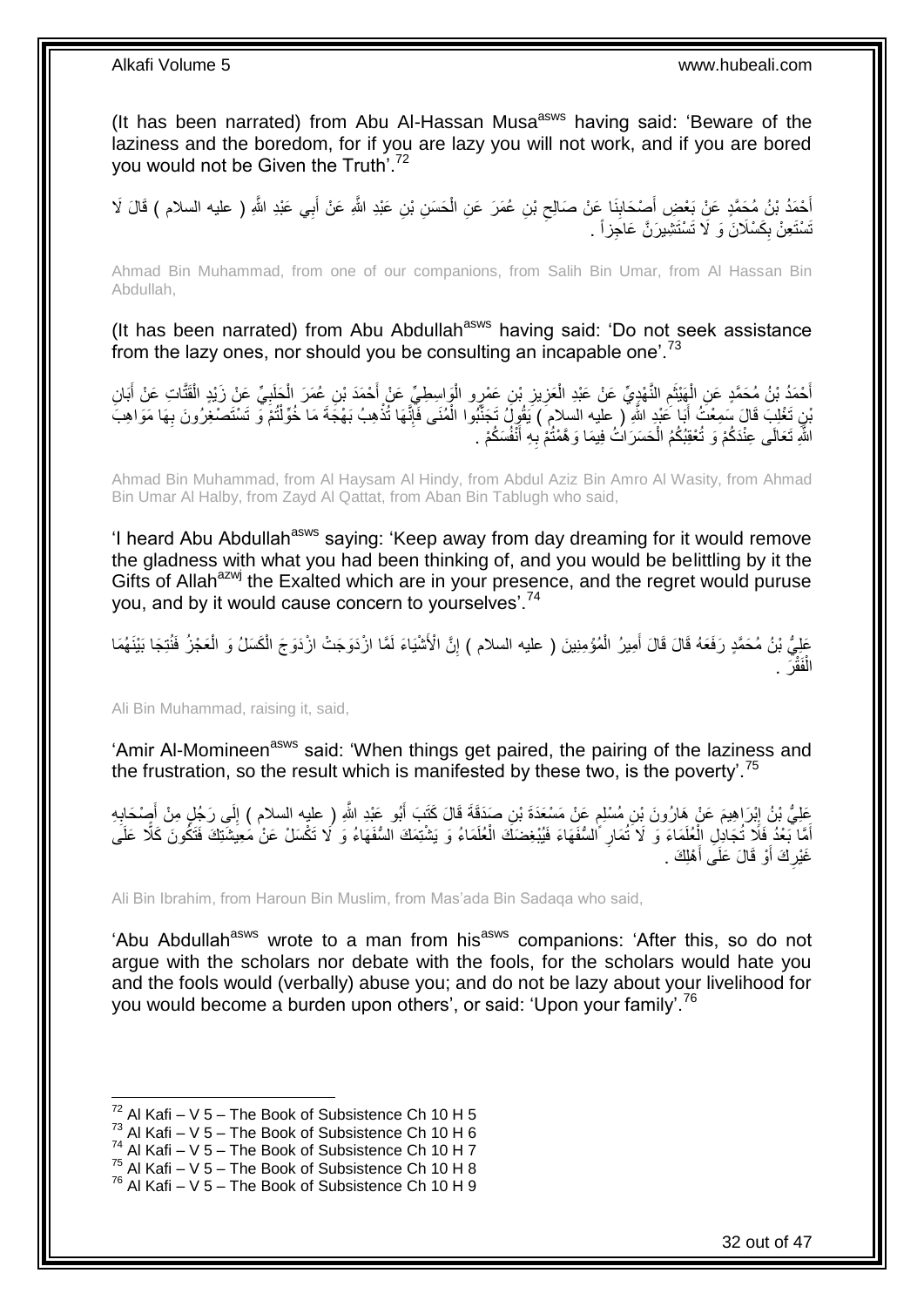(It has been narrated) from Abu Al-Hassan Musa[asws] having said: 'Beware of the laziness and the boredom, for if you are lazy you will not work, and if you are bored you would not be Given the Truth'.[72]

أَحْمَدُ بْنُ مُحَمَّدٍ عَنْ بَعْضِ أَصْحَابِنَا عَنْ صَالِحِ بْنِ عُمَرَ عَنِ الْحَسَنِ بْنِ عَبْدِ اللَّهِ عَنْ أَبِي عَبْدِ اللَّهِ ( عليه السلام ) قَالَ لَا تَسْتَعِنْ بِكَسْلَانَ وَ لَا تَسْتَشِيرَنَّ عَاجِزاً .

Ahmad Bin Muhammad, from one of our companions, from Salih Bin Umar, from Al Hassan Bin Abdullah,

(It has been narrated) from Abu Abdullah[asws] having said: 'Do not seek assistance from the lazy ones, nor should you be consulting an incapable one'.[73]

أَحْمَدُ بْنُ مُحَمَّدٍ عَنِ الْهَيْثَمِ النَّهْدِيِّ عَنْ عَبْدِ الْعَزِيزِ بْنِ عَمْرٍو الْوَاسِطِيِّ عَنْ أَحْمَدَ بْنِ عُمَرَ الْحَلَبِيِّ عَنْ زَيْدٍ الْقَتَّاتِ عَنْ أَبَانِ بْنِ تَغْلِبَ قَالَ سَمِعْتُ أَبَا عَبْدِ اللَّهِ ( عليه السلام ) يَقُولُ تَجَنَّبُوا الْمُنَى فَإِنَّهَا تُذْهِبُ بَهْجَةَ مَا خُوِّلْتُمْ وَ تَسْتَصْغِرُونَ بِهَا مَوَاهِبَ اللَّهِ تَعَالَى عِنْدَكُمْ وَ تُعْقِبُكُمُ الْحَسَرَاتُ فِيمَا وَهَّمْتُمْ بِهِ أَنْفُسَكُمْ .

Ahmad Bin Muhammad, from Al Haysam Al Hindy, from Abdul Aziz Bin Amro Al Wasity, from Ahmad Bin Umar Al Halby, from Zayd Al Qattat, from Aban Bin Tablugh who said,

'I heard Abu Abdullah[asws] saying: 'Keep away from day dreaming for it would remove the gladness with what you had been thinking of, and you would be belittling by it the Gifts of Allah[azwj] the Exalted which are in your presence, and the regret would puruse you, and by it would cause concern to yourselves'.[74]

عَلِيُّ بْنُ مُحَمَّدٍ رَفَعَهُ قَالَ قَالَ أَمِيرُ الْمُؤْمِنِينَ ( عليه السلام ) إِنَّ الْأَشْيَاءَ لَمَّا ازْدَوَجَتْ ازْدَوَجَ الْكَسَلُ وَ الْعَجْزُ فَنُتِجَا بَيْنَهُمَا الْفَقْرَ .

Ali Bin Muhammad, raising it, said,

'Amir Al-Momineen[asws] said: 'When things get paired, the pairing of the laziness and the frustration, so the result which is manifested by these two, is the poverty'.[75]

عَلِيُّ بْنُ إِبْرَاهِيمَ عَنْ هَارُونَ بْنِ مُسْلِمٍ عَنْ مَسْعَدَةَ بْنِ صَدَقَةَ قَالَ كَتَبَ أَبُو عَبْدِ اللَّهِ ( عليه السلام ) إِلَى رَجُلٍ مِنْ أَصْحَابِهِ أَمَّا بَعْدُ فَلَا تُجَادِلِ الْعُلَمَاءَ وَ لَا تُمَارِ السُّفَهَاءَ فَيُبْغِضَكَ الْعُلَمَاءُ وَ يَشْتِمَكَ السُّفَهَاءُ وَ لَا تَكْسَلْ عَنْ مَعِيشَتِكَ فَتَكُونَ كَلًّا عَلَى غَيْرِكَ أَوْ قَالَ عَلَى أَهْلِكَ .

Ali Bin Ibrahim, from Haroun Bin Muslim, from Mas'ada Bin Sadaqa who said,

'Abu Abdullah[asws] wrote to a man from his[asws] companions: 'After this, so do not argue with the scholars nor debate with the fools, for the scholars would hate you and the fools would (verbally) abuse you; and do not be lazy about your livelihood for you would become a burden upon others', or said: 'Upon your family'.[76]

---

[72] Al Kafi – V 5 – The Book of Subsistence Ch 10 H 5
[73] Al Kafi – V 5 – The Book of Subsistence Ch 10 H 6
[74] Al Kafi – V 5 – The Book of Subsistence Ch 10 H 7
[75] Al Kafi – V 5 – The Book of Subsistence Ch 10 H 8
[76] Al Kafi – V 5 – The Book of Subsistence Ch 10 H 9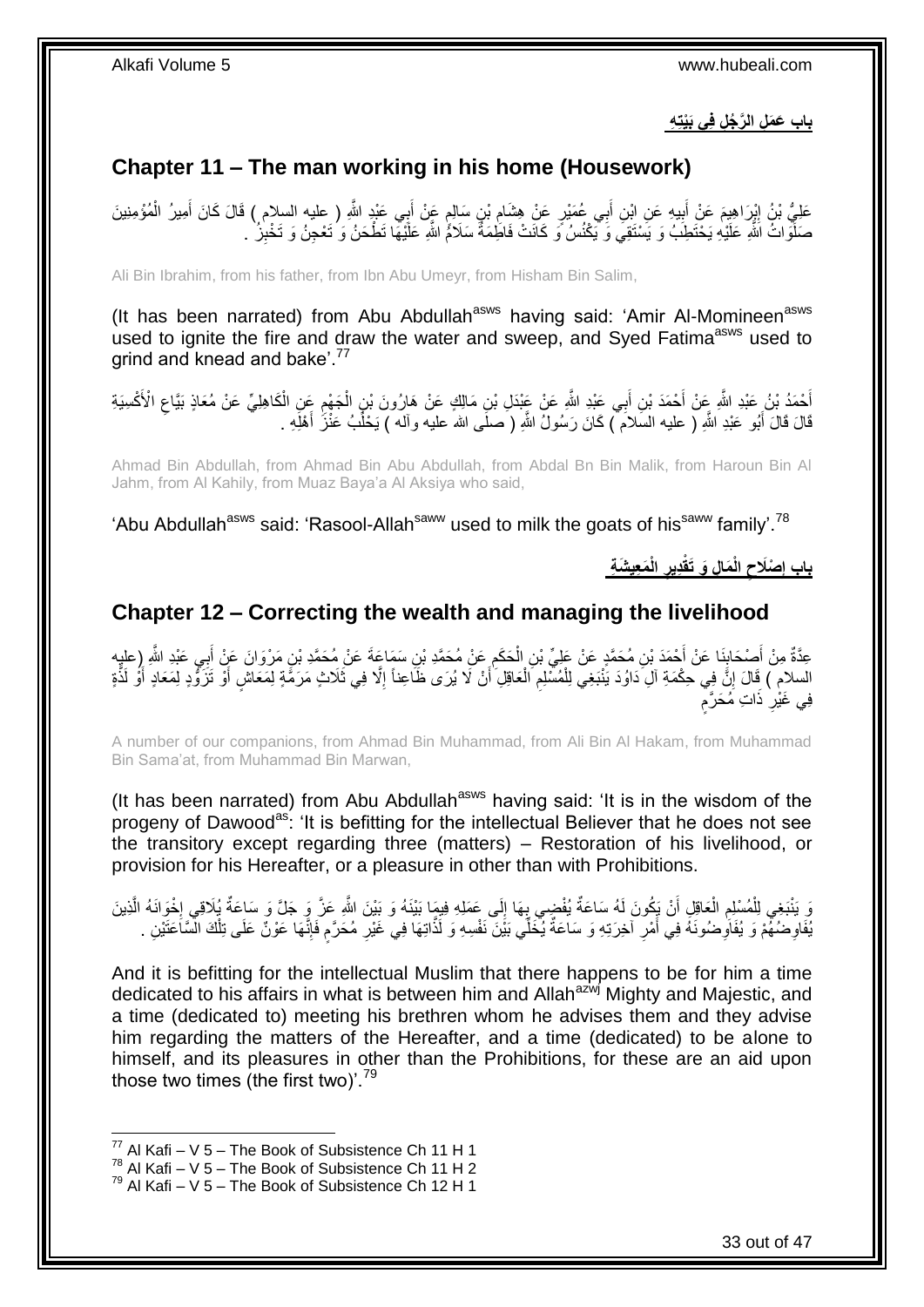**بابُ عَمَلِ الرَّجُلِ فِي بَيْتِهِ**

## Chapter 11 – The man working in his home (Housework)

عَلِيُّ بْنُ إِبْرَاهِيمَ عَنْ أَبِيهِ عَنِ ابْنِ أَبِي عُمَيْرٍ عَنْ هِشَامِ بْنِ سَالِمٍ عَنْ أَبِي عَبْدِ اللَّهِ ( عليه السلام ) قَالَ كَانَ أَمِيرُ الْمُؤْمِنِينَ صَلَوَاتُ اللَّهِ عَلَيْهِ يَحْتَطِبُ وَ يَسْتَقِي وَ يَكْنُسُ وَ كَانَتْ فَاطِمَةُ سَلَامُ اللَّهِ عَلَيْهَا تَطْحَنُ وَ تَعْجِنُ وَ تَخْبِزُ .

Ali Bin Ibrahim, from his father, from Ibn Abu Umeyr, from Hisham Bin Salim,

(It has been narrated) from Abu Abdullah[asws] having said: 'Amir Al-Momineen[asws] used to ignite the fire and draw the water and sweep, and Syed Fatima[asws] used to grind and knead and bake'.[77]

أَحْمَدُ بْنُ عَبْدِ اللَّهِ عَنْ أَحْمَدَ بْنِ أَبِي عَبْدِ اللَّهِ عَنْ عَبْدَلِ بْنِ مَالِكٍ عَنْ هَارُونَ بْنِ الْجَهْمِ عَنِ الْكَاهِلِيِّ عَنْ مُعَاذٍ بَيَّاعِ الْأَكْسِيَةِ قَالَ قَالَ أَبُو عَبْدِ اللَّهِ ( عليه السلام ) كَانَ رَسُولُ اللَّهِ ( صلى الله عليه وآله ) يَحْلُبُ عَنْزَ أَهْلِهِ .

Ahmad Bin Abdullah, from Ahmad Bin Abu Abdullah, from Abdal Bn Bin Malik, from Haroun Bin Al Jahm, from Al Kahily, from Muaz Baya'a Al Aksiya who said,

'Abu Abdullah[asws] said: 'Rasool-Allah[saww] used to milk the goats of his[saww] family'.[78]

**بابُ إِصْلَاحِ الْمَالِ وَ تَقْدِيرِ الْمَعِيشَةِ**

## Chapter 12 – Correcting the wealth and managing the livelihood

عِدَّةٌ مِنْ أَصْحَابِنَا عَنْ أَحْمَدَ بْنِ مُحَمَّدٍ عَنْ عَلِيِّ بْنِ الْحَكَمِ عَنْ مُحَمَّدِ بْنِ سَمَاعَةَ عَنْ مُحَمَّدِ بْنِ مَرْوَانَ عَنْ أَبِي عَبْدِ اللَّهِ ( عليه السلام ) قَالَ إِنَّ فِي حِكْمَةِ آلِ دَاوُدَ يَنْبَغِي لِلْمُسْلِمِ الْعَاقِلِ أَنْ لَا يُرَى ظَاعِناً إِلَّا فِي ثَلَاثٍ مَرَمَّةٍ لِمَعَاشٍ أَوْ تَزَوُّدٍ لِمَعَادٍ أَوْ لَذَّةٍ فِي غَيْرِ ذَاتِ مُحَرَّمٍ

A number of our companions, from Ahmad Bin Muhammad, from Ali Bin Al Hakam, from Muhammad Bin Sama'at, from Muhammad Bin Marwan,

(It has been narrated) from Abu Abdullah[asws] having said: 'It is in the wisdom of the progeny of Dawood[as]: 'It is befitting for the intellectual Believer that he does not see the transitory except regarding three (matters) – Restoration of his livelihood, or provision for his Hereafter, or a pleasure in other than with Prohibitions.

وَ يَنْبَغِي لِلْمُسْلِمِ الْعَاقِلِ أَنْ يَكُونَ لَهُ سَاعَةٌ يُفْضِي بِهَا إِلَى عَمَلِهِ فِيمَا بَيْنَهُ وَ بَيْنَ اللَّهِ عَزَّ وَ جَلَّ وَ سَاعَةٌ يُلَاقِي إِخْوَانَهُ الَّذِينَ يُفَاوِضُهُمْ وَ يُفَاوِضُونَهُ فِي أَمْرِ آخِرَتِهِ وَ سَاعَةٌ يُخَلِّي بَيْنَ نَفْسِهِ وَ لَذَّاتِهَا فِي غَيْرِ مُحَرَّمٍ فَإِنَّهَا عَوْنٌ عَلَى تِلْكَ السَّاعَتَيْنِ .

And it is befitting for the intellectual Muslim that there happens to be for him a time dedicated to his affairs in what is between him and Allah[azwj] Mighty and Majestic, and a time (dedicated to) meeting his brethren whom he advises them and they advise him regarding the matters of the Hereafter, and a time (dedicated) to be alone to himself, and its pleasures in other than the Prohibitions, for these are an aid upon those two times (the first two)'.[79]

[77] Al Kafi – V 5 – The Book of Subsistence Ch 11 H 1
[78] Al Kafi – V 5 – The Book of Subsistence Ch 11 H 2
[79] Al Kafi – V 5 – The Book of Subsistence Ch 12 H 1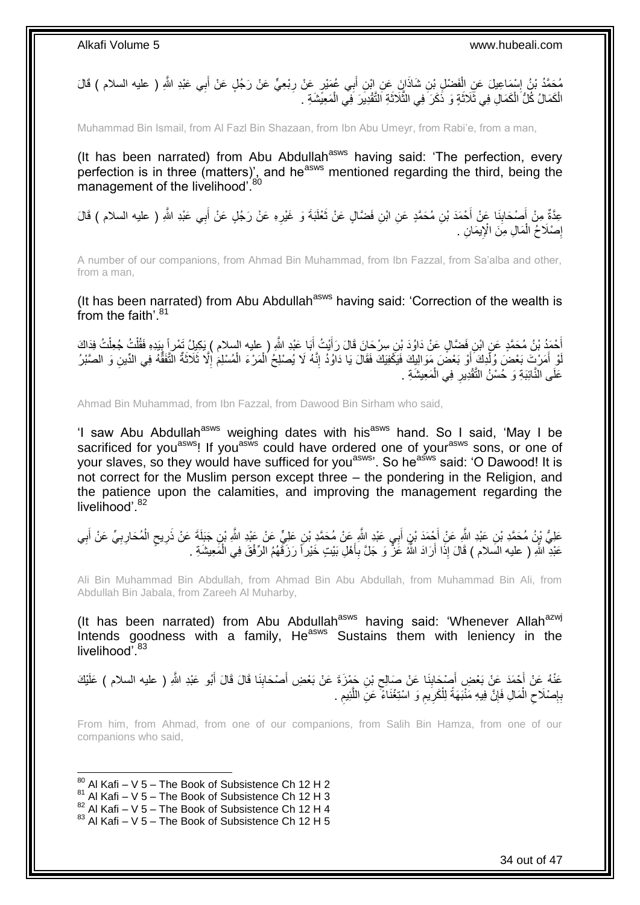مُحَمَّدُ بْنُ إِسْمَاعِيلَ عَنِ الْفَضْلِ بْنِ شَاذَانَ عَنِ ابْنِ أَبِي عُمَيْرٍ عَنْ رِبْعِيٍّ عَنْ رَجُلٍ عَنْ أَبِي عَبْدِ اللَّهِ ( عليه السلام ) قَالَ الْكَمَالُ كُلُّ الْكَمَالِ فِي ثَلَاثَةٍ وَ ذَكَرَ فِي الثَّلَاثَةِ التَّقْدِيرَ فِي الْمَعِيشَةِ .

Muhammad Bin Ismail, from Al Fazl Bin Shazaan, from Ibn Abu Umeyr, from Rabi'e, from a man,

(It has been narrated) from Abu Abdullah[asws] having said: 'The perfection, every perfection is in three (matters)', and he[asws] mentioned regarding the third, being the management of the livelihood'.[80]

عِدَّةٌ مِنْ أَصْحَابِنَا عَنْ أَحْمَدَ بْنِ مُحَمَّدٍ عَنِ ابْنِ فَضَّالٍ عَنْ ثَعْلَبَةَ وَ غَيْرِهِ عَنْ رَجُلٍ عَنْ أَبِي عَبْدِ اللَّهِ ( عليه السلام ) قَالَ إِصْلَاحُ الْمَالِ مِنَ الْإِيمَانِ .

A number of our companions, from Ahmad Bin Muhammad, from Ibn Fazzal, from Sa'alba and other, from a man,

(It has been narrated) from Abu Abdullah[asws] having said: 'Correction of the wealth is from the faith'.[81]

أَحْمَدُ بْنُ مُحَمَّدٍ عَنِ ابْنِ فَضَّالٍ عَنْ دَاوُدَ بْنِ سِرْحَانَ قَالَ رَأَيْتُ أَبَا عَبْدِ اللَّهِ ( عليه السلام ) يَكِيلُ تَمْراً بِيَدِهِ فَقُلْتُ جُعِلْتُ فِدَاكَ لَوْ أَمَرْتَ بَعْضَ وُلْدِكَ أَوْ بَعْضَ مَوَالِيكَ فَيَكْفِيَكَ فَقَالَ يَا دَاوُدُ إِنَّهُ لَا يُصْلِحُ الْمَرْءَ الْمُسْلِمَ إِلَّا ثَلَاثَةٌ التَّفَقُّهُ فِي الدِّينِ وَ الصَّبْرُ عَلَى النَّائِبَةِ وَ حُسْنُ التَّقْدِيرِ فِي الْمَعِيشَةِ .

Ahmad Bin Muhammad, from Ibn Fazzal, from Dawood Bin Sirham who said,

'I saw Abu Abdullah[asws] weighing dates with his[asws] hand. So I said, 'May I be sacrificed for you[asws]! If you[asws] could have ordered one of your[asws] sons, or one of your slaves, so they would have sufficed for you[asws]'. So he[asws] said: 'O Dawood! It is not correct for the Muslim person except three – the pondering in the Religion, and the patience upon the calamities, and improving the management regarding the livelihood'.[82]

عَلِيُّ بْنُ مُحَمَّدِ بْنِ عَبْدِ اللَّهِ عَنْ أَحْمَدَ بْنِ أَبِي عَبْدِ اللَّهِ عَنْ مُحَمَّدِ بْنِ عَلِيٍّ عَنْ عَبْدِ اللَّهِ بْنِ جَبَلَةَ عَنْ ذَرِيحٍ الْمُحَارِبِيِّ عَنْ أَبِي عَبْدِ اللَّهِ ( عليه السلام ) قَالَ إِذَا أَرَادَ اللَّهُ عَزَّ وَ جَلَّ بِأَهْلِ بَيْتٍ خَيْراً رَزَقَهُمُ الرِّفْقَ فِي الْمَعِيشَةِ .

Ali Bin Muhammad Bin Abdullah, from Ahmad Bin Abu Abdullah, from Muhammad Bin Ali, from Abdullah Bin Jabala, from Zareeh Al Muharby,

(It has been narrated) from Abu Abdullah[asws] having said: 'Whenever Allah[azwj] Intends goodness with a family, He[azwj] Sustains them with leniency in the livelihood'.[83]

عَنْهُ عَنْ أَحْمَدَ عَنْ بَعْضِ أَصْحَابِنَا عَنْ صَالِحِ بْنِ حَمْزَةَ عَنْ بَعْضِ أَصْحَابِنَا قَالَ قَالَ أَبُو عَبْدِ اللَّهِ ( عليه السلام ) عَلَيْكَ بِإِصْلَاحِ الْمَالِ فَإِنَّ فِيهِ مَنْبَهَةً لِلْكَرِيمِ وَ اسْتِغْنَاءً عَنِ اللَّئِيمِ .

From him, from Ahmad, from one of our companions, from Salih Bin Hamza, from one of our companions who said,

[80] Al Kafi – V 5 – The Book of Subsistence Ch 12 H 2
[81] Al Kafi – V 5 – The Book of Subsistence Ch 12 H 3
[82] Al Kafi – V 5 – The Book of Subsistence Ch 12 H 4
[83] Al Kafi – V 5 – The Book of Subsistence Ch 12 H 5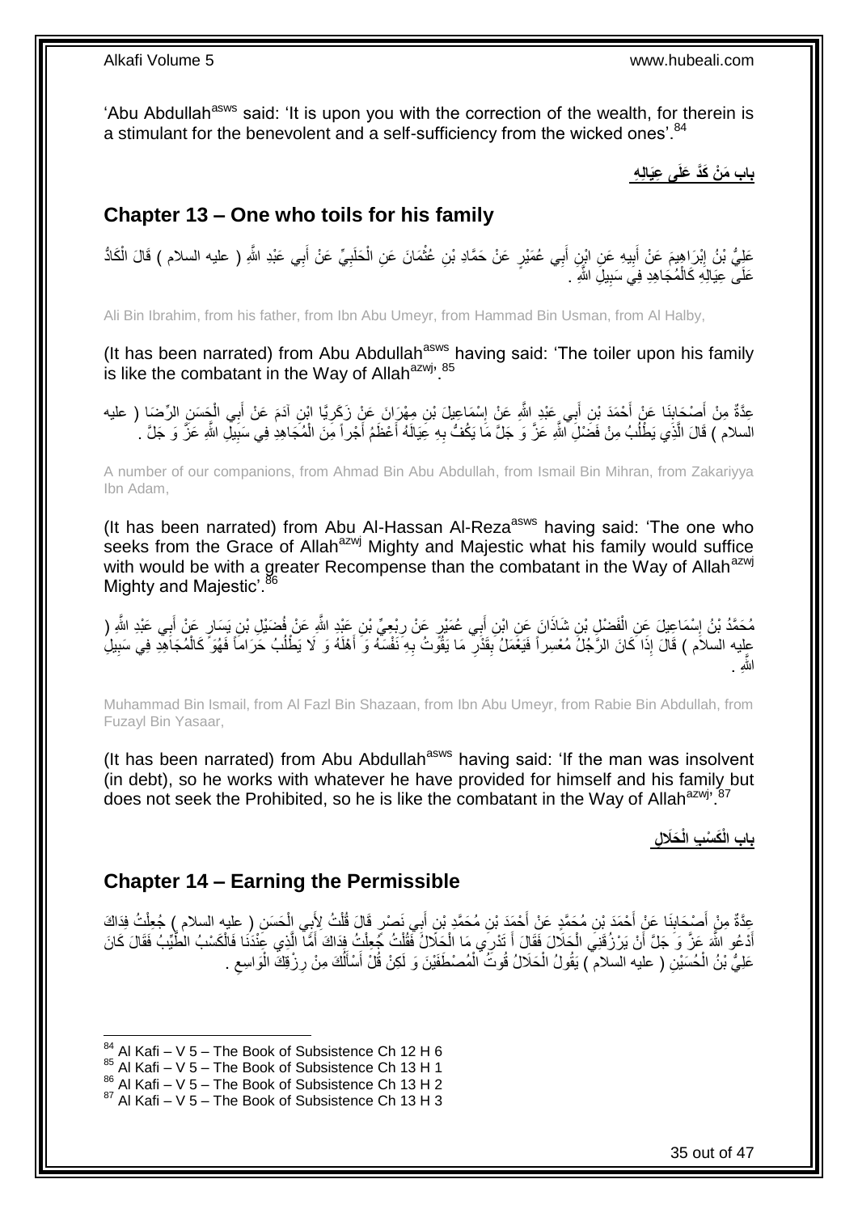'Abu Abdullah[asws] said: 'It is upon you with the correction of the wealth, for therein is a stimulant for the benevolent and a self-sufficiency from the wicked ones'.[84]

## باب مَنْ كَدَّ عَلَى عِيَالِهِ

## Chapter 13 – One who toils for his family

عَلِيُّ بْنُ إِبْرَاهِيمَ عَنْ أَبِيهِ عَنِ ابْنِ أَبِي عُمَيْرٍ عَنْ حَمَّادِ بْنِ عُثْمَانَ عَنِ الْحَلَبِيِّ عَنْ أَبِي عَبْدِ اللَّهِ ( عليه السلام ) قَالَ الْكَادُّ عَلَى عِيَالِهِ كَالْمُجَاهِدِ فِي سَبِيلِ اللَّهِ .

Ali Bin Ibrahim, from his father, from Ibn Abu Umeyr, from Hammad Bin Usman, from Al Halby,

(It has been narrated) from Abu Abdullah[asws] having said: 'The toiler upon his family is like the combatant in the Way of Allah[azwj]'.[85]

عِدَّةٌ مِنْ أَصْحَابِنَا عَنْ أَحْمَدَ بْنِ أَبِي عَبْدِ اللَّهِ عَنْ إِسْمَاعِيلَ بْنِ مِهْرَانَ عَنْ زَكَرِيَّا ابْنِ آدَمَ عَنْ أَبِي الْحَسَنِ الرِّضَا ( عليه السلام ) قَالَ الَّذِي يَطْلُبُ مِنْ فَضْلِ اللَّهِ عَزَّ وَ جَلَّ مَا يَكُفُّ بِهِ عِيَالَهُ أَعْظَمُ أَجْراً مِنَ الْمُجَاهِدِ فِي سَبِيلِ اللَّهِ عَزَّ وَ جَلَّ .

A number of our companions, from Ahmad Bin Abu Abdullah, from Ismail Bin Mihran, from Zakariyya Ibn Adam,

(It has been narrated) from Abu Al-Hassan Al-Reza[asws] having said: 'The one who seeks from the Grace of Allah[azwj] Mighty and Majestic what his family would suffice with would be with a greater Recompense than the combatant in the Way of Allah[azwj] Mighty and Majestic'.[86]

مُحَمَّدُ بْنُ إِسْمَاعِيلَ عَنِ الْفَضْلِ بْنِ شَاذَانَ عَنِ ابْنِ أَبِي عُمَيْرٍ عَنْ رِبْعِيِّ بْنِ عَبْدِ اللَّهِ عَنْ فُضَيْلِ بْنِ يَسَارٍ عَنْ أَبِي عَبْدِ اللَّهِ ( عليه السلام ) قَالَ إِذَا كَانَ الرَّجُلُ مُعْسِراً فَيَعْمَلُ بِقَدْرِ مَا يَقُوتُ بِهِ نَفْسَهُ وَ أَهْلَهُ وَ لَا يَطْلُبُ حَرَاماً فَهُوَ كَالْمُجَاهِدِ فِي سَبِيلِ اللَّهِ .

Muhammad Bin Ismail, from Al Fazl Bin Shazaan, from Ibn Abu Umeyr, from Rabie Bin Abdullah, from Fuzayl Bin Yasaar,

(It has been narrated) from Abu Abdullah[asws] having said: 'If the man was insolvent (in debt), so he works with whatever he have provided for himself and his family but does not seek the Prohibited, so he is like the combatant in the Way of Allah[azwj]'.[87]

## باب الْكَسْبِ الْحَلَالِ

## Chapter 14 – Earning the Permissible

عِدَّةٌ مِنْ أَصْحَابِنَا عَنْ أَحْمَدَ بْنِ مُحَمَّدٍ عَنْ أَحْمَدَ بْنِ مُحَمَّدِ بْنِ أَبِي نَصْرٍ قَالَ قُلْتُ لِأَبِي الْحَسَنِ ( عليه السلام ) جُعِلْتُ فِدَاكَ أَدْعُو اللَّهَ عَزَّ وَ جَلَّ أَنْ يَرْزُقَنِي الْحَلَالَ فَقَالَ أَ تَدْرِي مَا الْحَلَالُ فَقُلْتُ جُعِلْتُ فِدَاكَ أَمَّا الَّذِي عِنْدَنَا فَالْكَسْبُ الطَّيِّبُ فَقَالَ كَانَ عَلِيُّ بْنُ الْحُسَيْنِ ( عليه السلام ) يَقُولُ الْحَلَالُ قُوتُ الْمُصْطَفَيْنَ وَ لَكِنْ قُلْ أَسْأَلُكَ مِنْ رِزْقِكَ الْوَاسِعِ .

[84] Al Kafi – V 5 – The Book of Subsistence Ch 12 H 6
[85] Al Kafi – V 5 – The Book of Subsistence Ch 13 H 1
[86] Al Kafi – V 5 – The Book of Subsistence Ch 13 H 2
[87] Al Kafi – V 5 – The Book of Subsistence Ch 13 H 3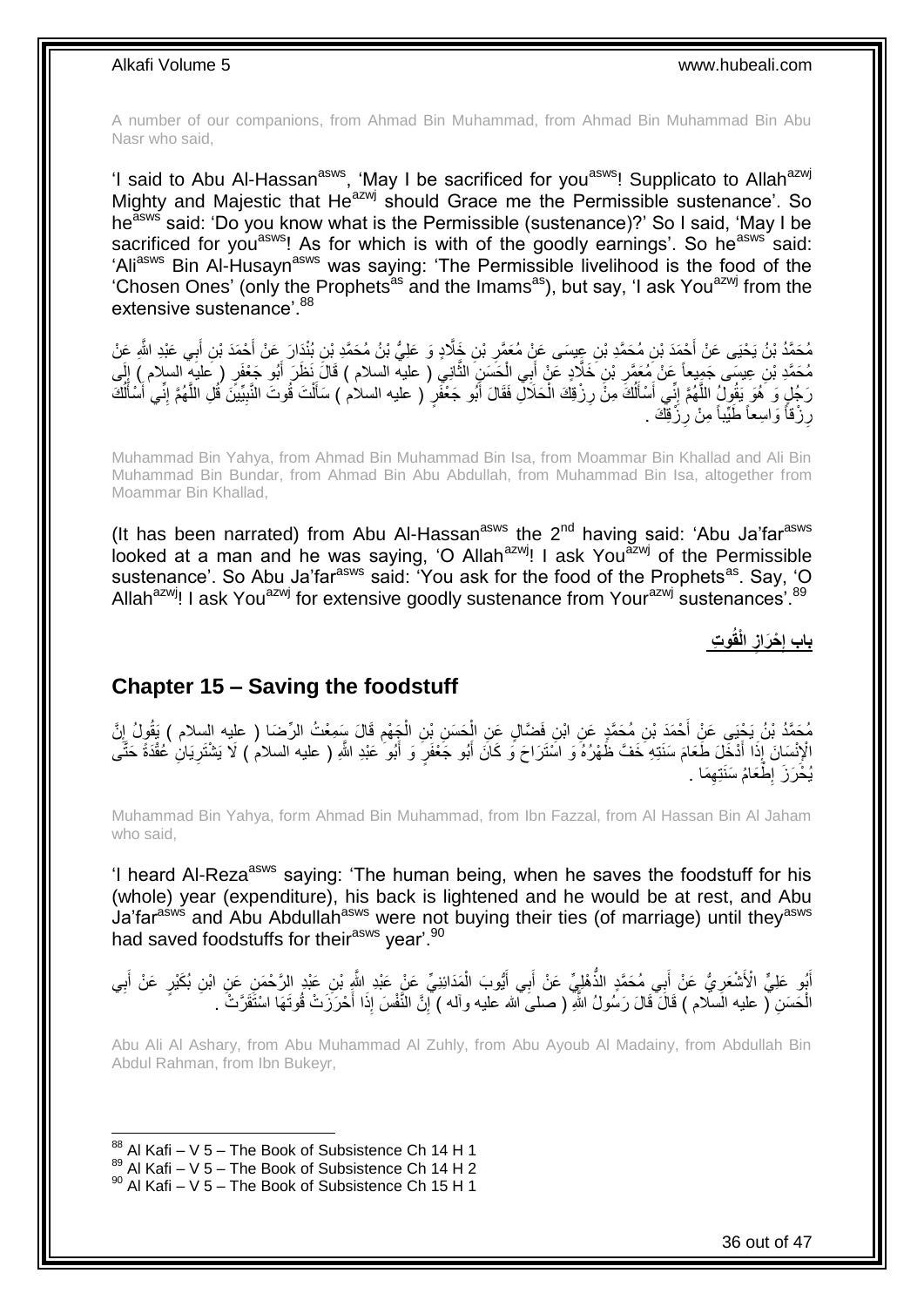A number of our companions, from Ahmad Bin Muhammad, from Ahmad Bin Muhammad Bin Abu Nasr who said,

'I said to Abu Al-Hassan[asws], 'May I be sacrificed for you[asws]! Supplicato to Allah[azwj] Mighty and Majestic that He[azwj] should Grace me the Permissible sustenance'. So he[asws] said: 'Do you know what is the Permissible (sustenance)?' So I said, 'May I be sacrificed for you[asws]! As for which is with of the goodly earnings'. So he[asws] said: 'Ali[asws] Bin Al-Husayn[asws] was saying: 'The Permissible livelihood is the food of the 'Chosen Ones' (only the Prophets[as] and the Imams[as]), but say, 'I ask You[azwj] from the extensive sustenance'.[88]

مُحَمَّدُ بْنُ يَحْيَى عَنْ أَحْمَدَ بْنِ مُحَمَّدِ بْنِ عِيسَى عَنْ مُعَمَّرِ بْنِ خَلَّادٍ وَ عَلِيُّ بْنُ مُحَمَّدِ بْنِ بُنْدَارَ عَنْ أَحْمَدَ بْنِ أَبِي عَبْدِ اللَّهِ عَنْ مُحَمَّدِ بْنِ عِيسَى جَمِيعاً عَنْ مُعَمَّرِ بْنِ خَلَّادٍ عَنْ أَبِي الْحَسَنِ الثَّانِي ( عليه السلام ) قَالَ نَظَرَ أَبُو جَعْفَرٍ ( عليه السلام ) إِلَى رَجُلٍ وَ هُوَ يَقُولُ اللَّهُمَّ إِنِّي أَسْأَلُكَ مِنْ رِزْقِكَ الْحَلَالِ فَقَالَ أَبُو جَعْفَرٍ ( عليه السلام ) سَأَلْتَ قُوتَ النَّبِيِّينَ قُلِ اللَّهُمَّ إِنِّي أَسْأَلُكَ رِزْقاً وَاسِعاً طَيِّباً مِنْ رِزْقِكَ .

Muhammad Bin Yahya, from Ahmad Bin Muhammad Bin Isa, from Moammar Bin Khallad and Ali Bin Muhammad Bin Bundar, from Ahmad Bin Abu Abdullah, from Muhammad Bin Isa, altogether from Moammar Bin Khallad,

(It has been narrated) from Abu Al-Hassan[asws] the 2nd having said: 'Abu Ja'far[asws] looked at a man and he was saying, 'O Allah[azwj]! I ask You[azwj] of the Permissible sustenance'. So Abu Ja'far[asws] said: 'You ask for the food of the Prophets[as]. Say, 'O Allah[azwj]! I ask You[azwj] for extensive goodly sustenance from Your[azwj] sustenances'.[89]

## باب إِحْرَازِ الْقُوتِ

## Chapter 15 – Saving the foodstuff

مُحَمَّدُ بْنُ يَحْيَى عَنْ أَحْمَدَ بْنِ مُحَمَّدٍ عَنِ ابْنِ فَضَّالٍ عَنِ الْحَسَنِ بْنِ الْجَهْمِ قَالَ سَمِعْتُ الرِّضَا ( عليه السلام ) يَقُولُ إِنَّ الْإِنْسَانَ إِذَا أَدْخَلَ طَعَامَ سَنَتِهِ خَفَّ ظَهْرُهُ وَ اسْتَرَاحَ وَ كَانَ أَبُو جَعْفَرٍ وَ أَبُو عَبْدِ اللَّهِ ( عليه السلام ) لَا يَشْتَرِيَانِ عُقْدَةً حَتَّى يُحْرَزَ إِطْعَامُ سَنَتِهِمَا .

Muhammad Bin Yahya, form Ahmad Bin Muhammad, from Ibn Fazzal, from Al Hassan Bin Al Jaham who said,

'I heard Al-Reza[asws] saying: 'The human being, when he saves the foodstuff for his (whole) year (expenditure), his back is lightened and he would be at rest, and Abu Ja'far[asws] and Abu Abdullah[asws] were not buying their ties (of marriage) until they[asws] had saved foodstuffs for their[asws] year'.[90]

أَبُو عَلِيٍّ الْأَشْعَرِيُّ عَنْ أَبِي مُحَمَّدٍ الذُّهْلِيِّ عَنْ أَبِي أَيُّوبَ الْمَدَائِنِيِّ عَنْ عَبْدِ اللَّهِ بْنِ عَبْدِ الرَّحْمَنِ عَنِ ابْنِ بُكَيْرٍ عَنْ أَبِي الْحَسَنِ ( عليه السلام ) قَالَ قَالَ رَسُولُ اللَّهِ ( صلى الله عليه وآله ) إِنَّ النَّفْسَ إِذَا أَحْرَزَتْ قُوتَهَا اسْتَقَرَّتْ .

Abu Ali Al Ashary, from Abu Muhammad Al Zuhly, from Abu Ayoub Al Madainy, from Abdullah Bin Abdul Rahman, from Ibn Bukeyr,

[88] Al Kafi – V 5 – The Book of Subsistence Ch 14 H 1
[89] Al Kafi – V 5 – The Book of Subsistence Ch 14 H 2
[90] Al Kafi – V 5 – The Book of Subsistence Ch 15 H 1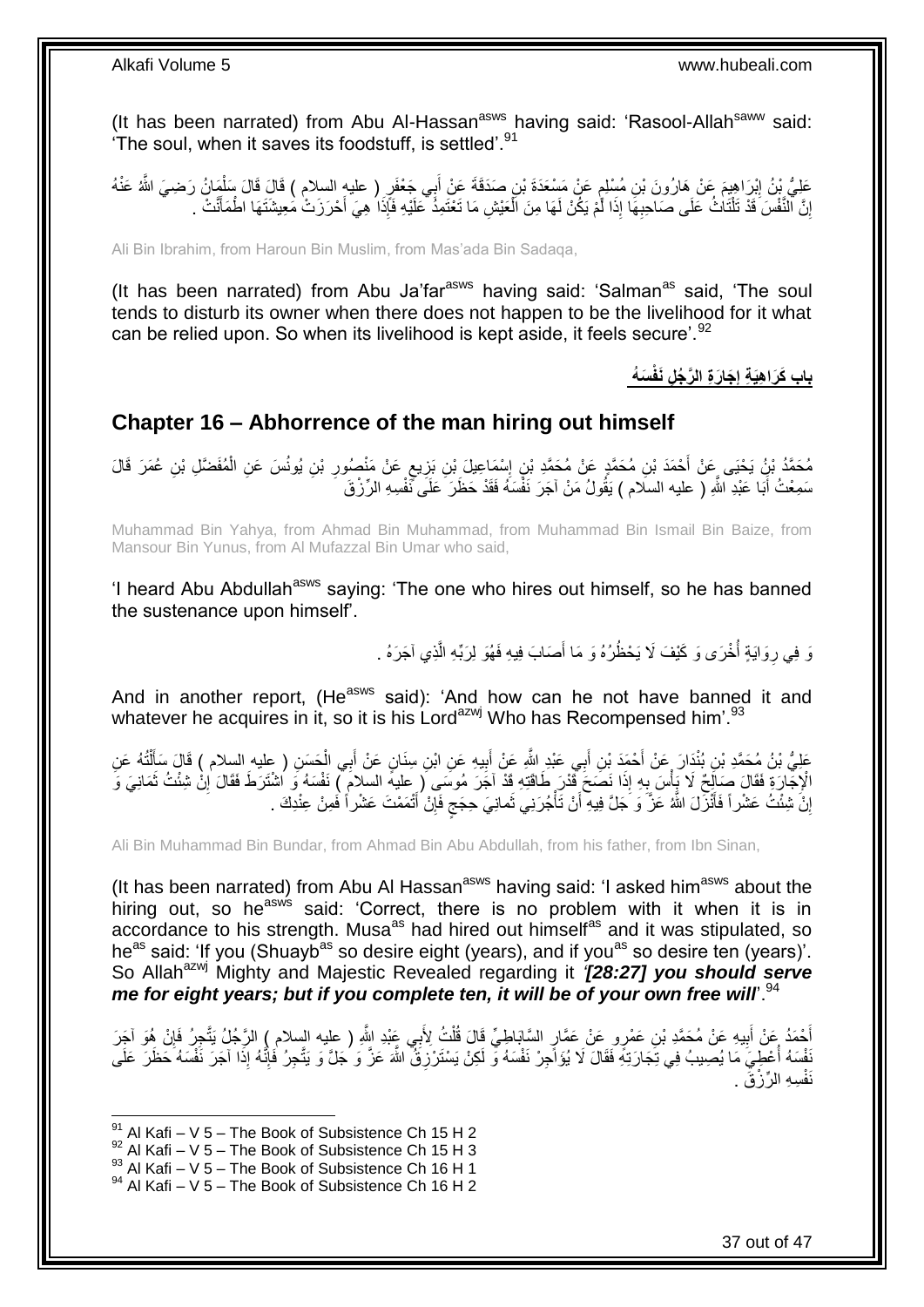(It has been narrated) from Abu Al-Hassan[asws] having said: 'Rasool-Allah[saww] said: 'The soul, when it saves its foodstuff, is settled'.[91]

عَلِيُّ بْنُ إِبْرَاهِيمَ عَنْ هَارُونَ بْنِ مُسْلِمٍ عَنْ مَسْعَدَةَ بْنِ صَدَقَةَ عَنْ أَبِي جَعْفَرٍ ( عليه السلام ) قَالَ قَالَ سَلْمَانُ رَضِيَ اللَّهُ عَنْهُ إِنَّ النَّفْسَ قَدْ تَلْتَاثُ عَلَى صَاحِبِهَا إِذَا لَمْ يَكُنْ لَهَا مِنَ الْعَيْشِ مَا تَعْتَمِدُ عَلَيْهِ فَإِذَا هِيَ أَحْرَزَتْ مَعِيشَتَهَا اطْمَأَنَّتْ .

Ali Ibn Ibrahim, from Haroun Bin Muslim, from Mas'ada Bin Sadaqa,

(It has been narrated) from Abu Ja'far[asws] having said: 'Salman[as] said, 'The soul tends to disturb its owner when there does not happen to be the livelihood for it what can be relied upon. So when its livelihood is kept aside, it feels secure'.[92]

## باب كَرَاهِيَةِ إِجَارَةِ الرَّجُلِ نَفْسَهُ

## Chapter 16 – Abhorrence of the man hiring out himself

مُحَمَّدُ بْنُ يَحْيَى عَنْ أَحْمَدَ بْنِ مُحَمَّدٍ عَنْ مُحَمَّدِ بْنِ إِسْمَاعِيلَ بْنِ بَزِيعٍ عَنْ مَنْصُورِ بْنِ يُونُسَ عَنِ الْمُفَضَّلِ بْنِ عُمَرَ قَالَ سَمِعْتُ أَبَا عَبْدِ اللَّهِ ( عليه السلام ) يَقُولُ مَنْ آجَرَ نَفْسَهُ فَقَدْ حَظَرَ عَلَى نَفْسِهِ الرِّزْقَ

Muhammad Bin Yahya, from Ahmad Bin Muhammad, from Muhammad Bin Ismail Bin Baize, from Mansour Bin Yunus, from Al Mufazzal Bin Umar who said,

'I heard Abu Abdullah[asws] saying: 'The one who hires out himself, so he has banned the sustenance upon himself'.

وَ فِي رِوَايَةٍ أُخْرَى وَ كَيْفَ لَا يَحْظُرُهُ وَ مَا أَصَابَ فِيهِ فَهُوَ لِرَبِّهِ الَّذِي آجَرَهُ .

And in another report, (He[asws] said): 'And how can he not have banned it and whatever he acquires in it, so it is his Lord[azwj] Who has Recompensed him'.[93]

عَلِيُّ بْنُ مُحَمَّدِ بْنِ بُنْدَارَ عَنْ أَحْمَدَ بْنِ أَبِي عَبْدِ اللَّهِ عَنْ أَبِيهِ عَنِ ابْنِ سِنَانٍ عَنْ أَبِي الْحَسَنِ ( عليه السلام ) قَالَ سَأَلْتُهُ عَنِ الْإِجَارَةِ فَقَالَ صَالِحٌ لَا بَأْسَ بِهِ إِذَا نَصَحَ قَدْرَ طَاقَتِهِ قَدْ آجَرَ مُوسَى ( عليه السلام ) نَفْسَهُ وَ اشْتَرَطَ فَقَالَ إِنْ شِئْتُ ثَمَانِيَ وَ إِنْ شِئْتُ عَشْراً فَأَنْزَلَ اللَّهُ عَزَّ وَ جَلَّ فِيهِ أَنْ تَأْجُرَنِي ثَمانِيَ حِجَجٍ فَإِنْ أَتْمَمْتَ عَشْراً فَمِنْ عِنْدِكَ .

Ali Bin Muhammad Bin Bundar, from Ahmad Bin Abu Abdullah, from his father, from Ibn Sinan,

(It has been narrated) from Abu Al Hassan[asws] having said: 'I asked him[asws] about the hiring out, so he[asws] said: 'Correct, there is no problem with it when it is in accordance to his strength. Musa[as] had hired out himself[as] and it was stipulated, so he[as] said: 'If you (Shuayb[as] so desire eight (years), and if you[as] so desire ten (years)'. So Allah[azwj] Mighty and Majestic Revealed regarding it *'[28:27] you should serve me for eight years; but if you complete ten, it will be of your own free will*'.[94]

أَحْمَدُ عَنْ أَبِيهِ عَنْ مُحَمَّدِ بْنِ عَمْرٍو عَنْ عَمَّارٍ السَّابَاطِيِّ قَالَ قُلْتُ لِأَبِي عَبْدِ اللَّهِ ( عليه السلام ) الرَّجُلُ يَتَّجِرُ فَإِنْ هُوَ آجَرَ نَفْسَهُ أُعْطِيَ مَا يُصِيبُ فِي تِجَارَتِهِ فَقَالَ لَا يُؤَاجِرْ نَفْسَهُ وَ لَكِنْ يَسْتَرْزِقُ اللَّهَ عَزَّ وَ جَلَّ وَ يَتَّجِرُ فَإِنَّهُ إِذَا آجَرَ نَفْسَهُ حَظَرَ عَلَى نَفْسِهِ الرِّزْقَ .

---
[91] Al Kafi – V 5 – The Book of Subsistence Ch 15 H 2
[92] Al Kafi – V 5 – The Book of Subsistence Ch 15 H 3
[93] Al Kafi – V 5 – The Book of Subsistence Ch 16 H 1
[94] Al Kafi – V 5 – The Book of Subsistence Ch 16 H 2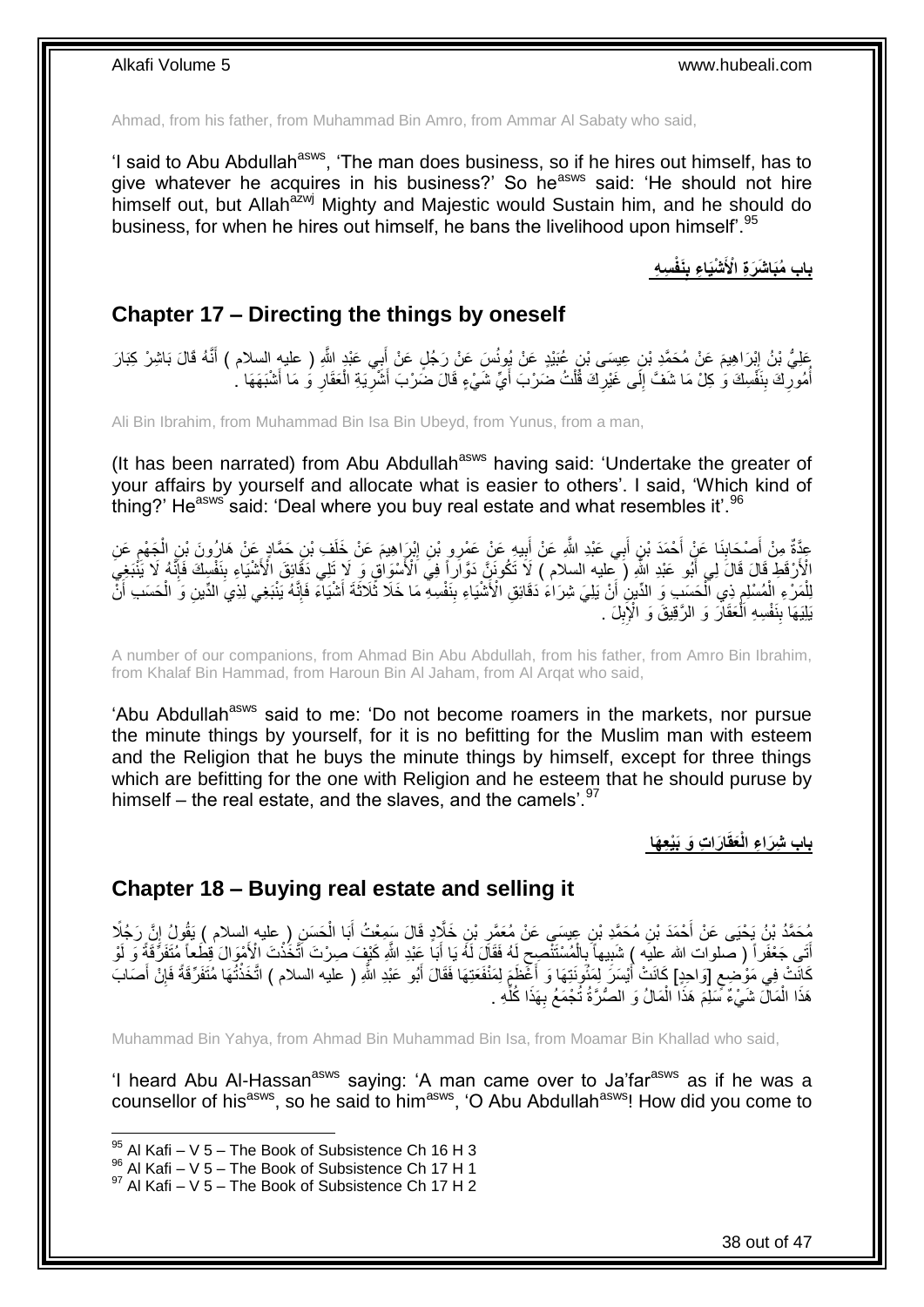Ahmad, from his father, from Muhammad Bin Amro, from Ammar Al Sabaty who said,

'I said to Abu Abdullah[asws], 'The man does business, so if he hires out himself, has to give whatever he acquires in his business?' So he[asws] said: 'He should not hire himself out, but Allah[azwj] Mighty and Majestic would Sustain him, and he should do business, for when he hires out himself, he bans the livelihood upon himself'.[95]

## باب مُبَاشَرَةِ الْأَشْيَاءِ بِنَفْسِهِ

## Chapter 17 – Directing the things by oneself

عَلِيُّ بْنُ إِبْرَاهِيمَ عَنْ مُحَمَّدِ بْنِ عِيسَى بْنِ عُبَيْدٍ عَنْ يُونُسَ عَنْ رَجُلٍ عَنْ أَبِي عَبْدِ اللَّهِ ( عليه السلام ) أَنَّهُ قَالَ بَاشِرْ كِبَارَ أُمُورِكَ بِنَفْسِكَ وَ كِلْ مَا شَفَّ إِلَى غَيْرِكَ قُلْتُ ضَرْبَ أَيِّ شَيْءٍ قَالَ ضَرْبَ أَشْرِيَةِ الْعَقَارِ وَ مَا أَشْبَهَهَا .

Ali Bin Ibrahim, from Muhammad Bin Isa Bin Ubeyd, from Yunus, from a man,

(It has been narrated) from Abu Abdullah[asws] having said: 'Undertake the greater of your affairs by yourself and allocate what is easier to others'. I said, 'Which kind of thing?' He[asws] said: 'Deal where you buy real estate and what resembles it'.[96]

عِدَّةٌ مِنْ أَصْحَابِنَا عَنْ أَحْمَدَ بْنِ أَبِي عَبْدِ اللَّهِ عَنْ أَبِيهِ عَنْ عَمْرِو بْنِ إِبْرَاهِيمَ عَنْ خَلَفِ بْنِ حَمَّادٍ عَنْ هَارُونَ بْنِ الْجَهْمِ عَنِ الْأَرْقَطِ قَالَ قَالَ لِي أَبُو عَبْدِ اللَّهِ ( عليه السلام ) لَا تَكُونَنَّ دَوَّاراً فِي الْأَسْوَاقِ وَ لَا تَلِي دَقَائِقَ الْأَشْيَاءِ بِنَفْسِكَ فَإِنَّهُ لَا يَنْبَغِي لِلْمَرْءِ الْمُسْلِمِ ذِي الْحَسَبِ وَ الدِّينِ أَنْ يَلِيَ شِرَاءَ دَقَائِقِ الْأَشْيَاءِ بِنَفْسِهِ مَا خَلَا ثَلَاثَةَ أَشْيَاءَ فَإِنَّهُ يَنْبَغِي لِذِي الدِّينِ وَ الْحَسَبِ أَنْ يَلِيَهَا بِنَفْسِهِ الْعَقَارَ وَ الرَّقِيقَ وَ الْإِبِلَ .

A number of our companions, from Ahmad Bin Abu Abdullah, from his father, from Amro Bin Ibrahim, from Khalaf Bin Hammad, from Haroun Bin Al Jaham, from Al Arqat who said,

'Abu Abdullah[asws] said to me: 'Do not become roamers in the markets, nor pursue the minute things by yourself, for it is no befitting for the Muslim man with esteem and the Religion that he buys the minute things by himself, except for three things which are befitting for the one with Religion and he esteem that he should puruse by himself – the real estate, and the slaves, and the camels'.[97]

## باب شِرَاءِ الْعَقَارَاتِ وَ بَيْعِهَا

## Chapter 18 – Buying real estate and selling it

مُحَمَّدُ بْنُ يَحْيَى عَنْ أَحْمَدَ بْنِ مُحَمَّدِ بْنِ عِيسَى عَنْ مُعَمَّرِ بْنِ خَلَّادٍ قَالَ سَمِعْتُ أَبَا الْحَسَنِ ( عليه السلام ) يَقُولُ إِنَّ رَجُلًا أَتَى جَعْفَراً ( صلوات الله عليه ) شَبِيهاً بِالْمُسْتَنْصِحِ لَهُ فَقَالَ لَهُ يَا أَبَا عَبْدِ اللَّهِ كَيْفَ صِرْتَ اتَّخَذْتَ الْأَمْوَالَ قِطَعاً مُتَفَرِّقَةً وَ لَوْ كَانَتْ فِي مَوْضِعٍ [وَاحِدٍ] كَانَتْ أَيْسَرَ لِمَئُونَتِهَا وَ أَعْظَمَ لِمَنْفَعَتِهَا فَقَالَ أَبُو عَبْدِ اللَّهِ ( عليه السلام ) اتَّخَذْتُهَا مُتَفَرِّقَةً فَإِنْ أَصَابَ هَذَا الْمَالَ شَيْءٌ سَلِمَ هَذَا الْمَالُ وَ الصُّرَّةُ تُجْمَعُ بِهَذَا كُلِّهِ .

Muhammad Bin Yahya, from Ahmad Bin Muhammad Bin Isa, from Moamar Bin Khallad who said,

'I heard Abu Al-Hassan[asws] saying: 'A man came over to Ja'far[asws] as if he was a counsellor of his[asws], so he said to him[asws], 'O Abu Abdullah[asws]! How did you come to

[95] Al Kafi – V 5 – The Book of Subsistence Ch 16 H 3
[96] Al Kafi – V 5 – The Book of Subsistence Ch 17 H 1
[97] Al Kafi – V 5 – The Book of Subsistence Ch 17 H 2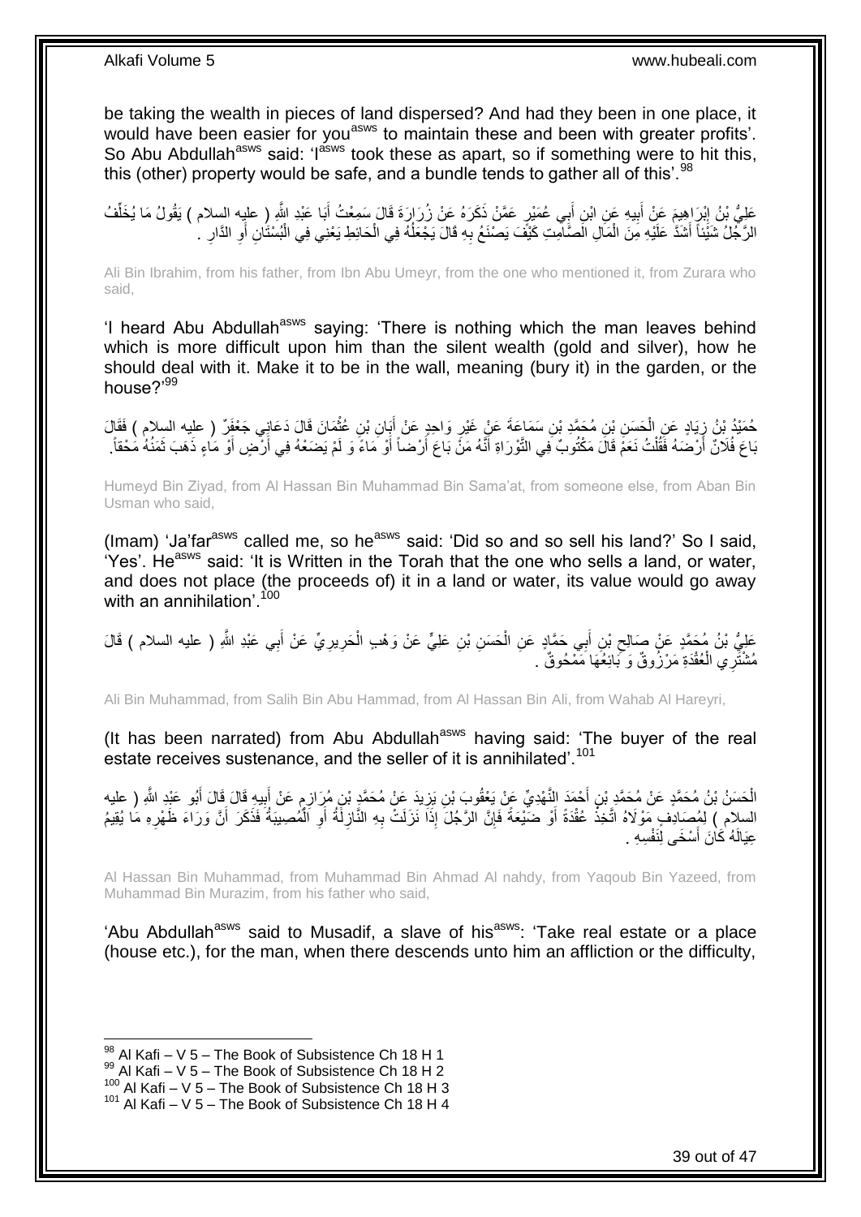be taking the wealth in pieces of land dispersed? And had they been in one place, it would have been easier for you[asws] to maintain these and been with greater profits'. So Abu Abdullah[asws] said: 'I[asws] took these as apart, so if something were to hit this, this (other) property would be safe, and a bundle tends to gather all of this'.[98]

عَلِيُّ بْنُ إِبْرَاهِيمَ عَنْ أَبِيهِ عَنِ ابْنِ أَبِي عُمَيْرٍ عَمَّنْ ذَكَرَهُ عَنْ زُرَارَةَ قَالَ سَمِعْتُ أَبَا عَبْدِ اللَّهِ ( عليه السلام ) يَقُولُ مَا يُخَلِّفُ الرَّجُلُ شَيْئاً أَشَدَّ عَلَيْهِ مِنَ الْمَالِ الصَّامِتِ كَيْفَ يَصْنَعُ بِهِ قَالَ يَجْعَلُهُ فِي الْحَائِطِ يَعْنِي فِي الْبُسْتَانِ أَوِ الدَّارِ .

Ali Bin Ibrahim, from his father, from Ibn Abu Umeyr, from the one who mentioned it, from Zurara who said,

'I heard Abu Abdullah[asws] saying: 'There is nothing which the man leaves behind which is more difficult upon him than the silent wealth (gold and silver), how he should deal with it. Make it to be in the wall, meaning (bury it) in the garden, or the house?'[99]

حُمَيْدُ بْنُ زِيَادٍ عَنِ الْحَسَنِ بْنِ مُحَمَّدِ بْنِ سَمَاعَةَ عَنْ غَيْرِ وَاحِدٍ عَنْ أَبَانِ بْنِ عُثْمَانَ قَالَ دَعَانِي جَعْفَرٌ ( عليه السلام ) فَقَالَ بَاعَ فُلَانٌ أَرْضَهُ فَقُلْتُ نَعَمْ قَالَ مَكْتُوبٌ فِي التَّوْرَاةِ أَنَّهُ مَنْ بَاعَ أَرْضاً أَوْ مَاءً وَ لَمْ يَضَعْهُ فِي أَرْضٍ أَوْ مَاءٍ ذَهَبَ ثَمَنُهُ مَحْقاً .

Humeyd Bin Ziyad, from Al Hassan Bin Muhammad Bin Sama'at, from someone else, from Aban Bin Usman who said,

(Imam) 'Ja'far[asws] called me, so he[asws] said: 'Did so and so sell his land?' So I said, 'Yes'. He[asws] said: 'It is Written in the Torah that the one who sells a land, or water, and does not place (the proceeds of) it in a land or water, its value would go away with an annihilation'.[100]

عَلِيُّ بْنُ مُحَمَّدٍ عَنْ صَالِحِ بْنِ أَبِي حَمَّادٍ عَنِ الْحَسَنِ بْنِ عَلِيٍّ عَنْ وَهْبٍ الْحَرِيرِيِّ عَنْ أَبِي عَبْدِ اللَّهِ ( عليه السلام ) قَالَ مُشْتَرِي الْعُقْدَةِ مَرْزُوقٌ وَ بَائِعُهَا مَمْحُوقٌ .

Ali Bin Muhammad, from Salih Bin Abu Hammad, from Al Hassan Bin Ali, from Wahab Al Hareyri,

(It has been narrated) from Abu Abdullah[asws] having said: 'The buyer of the real estate receives sustenance, and the seller of it is annihilated'.[101]

الْحَسَنُ بْنُ مُحَمَّدٍ عَنْ مُحَمَّدِ بْنِ أَحْمَدَ النَّهْدِيِّ عَنْ يَعْقُوبَ بْنِ يَزِيدَ عَنْ مُحَمَّدِ بْنِ مُرَازِمٍ عَنْ أَبِيهِ قَالَ قَالَ أَبُو عَبْدِ اللَّهِ ( عليه السلام ) لِمُصَادِفٍ مَوْلَاهُ اتَّخِذْ عُقْدَةً أَوْ ضَيْعَةً فَإِنَّ الرَّجُلَ إِذَا نَزَلَتْ بِهِ النَّازِلَةُ أَوِ الْمُصِيبَةُ فَذَكَرَ أَنَّ وَرَاءَ ظَهْرِهِ مَا يُقِيمُ عِيَالَهُ كَانَ أَسْخَى لِنَفْسِهِ .

Al Hassan Bin Muhammad, from Muhammad Bin Ahmad Al nahdy, from Yaqoub Bin Yazeed, from Muhammad Bin Murazim, from his father who said,

'Abu Abdullah[asws] said to Musadif, a slave of his[asws]: 'Take real estate or a place (house etc.), for the man, when there descends unto him an affliction or the difficulty,

[98] Al Kafi – V 5 – The Book of Subsistence Ch 18 H 1
[99] Al Kafi – V 5 – The Book of Subsistence Ch 18 H 2
[100] Al Kafi – V 5 – The Book of Subsistence Ch 18 H 3
[101] Al Kafi – V 5 – The Book of Subsistence Ch 18 H 4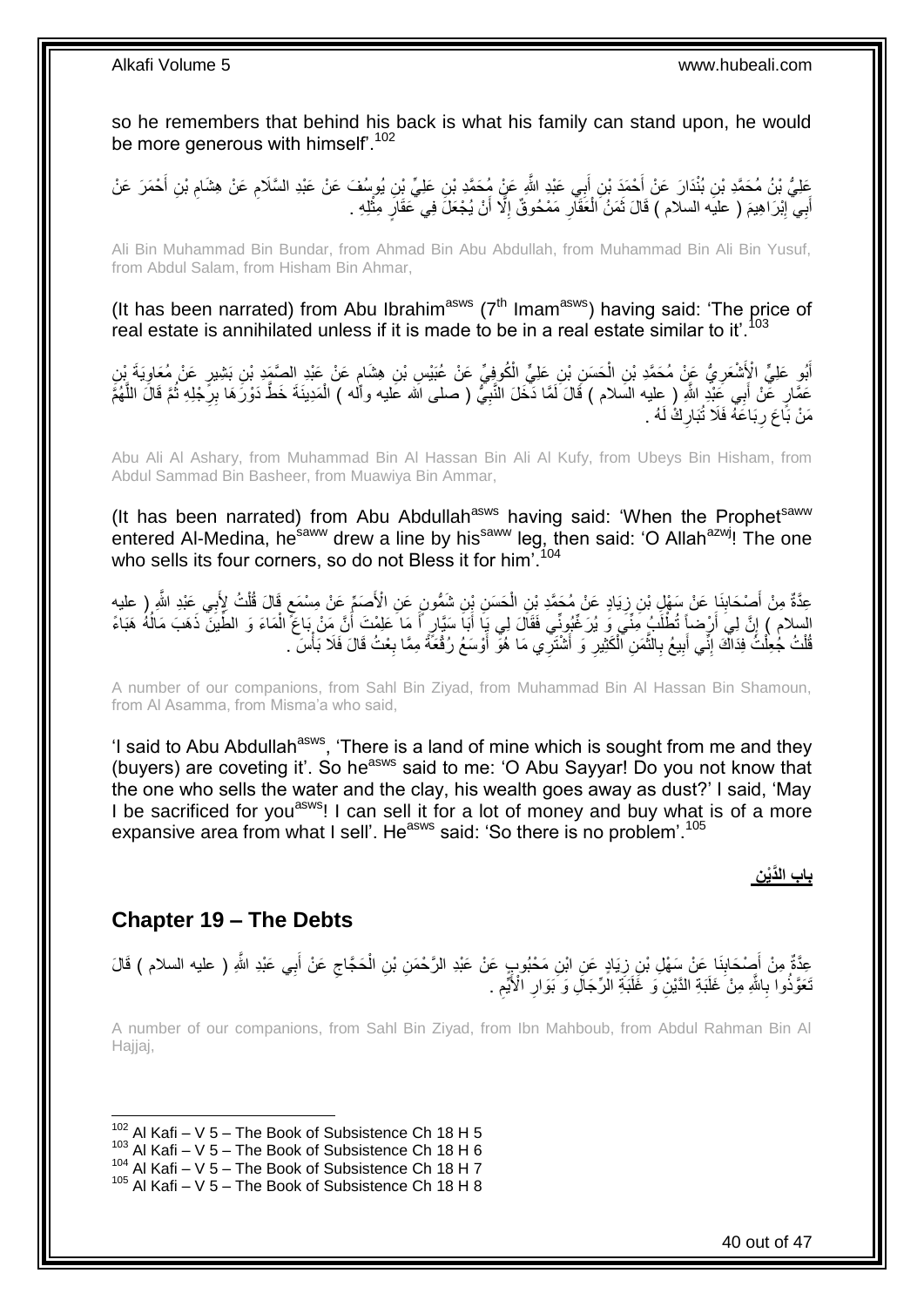so he remembers that behind his back is what his family can stand upon, he would be more generous with himself'.[102]

عَلِيُّ بْنُ مُحَمَّدِ بْنِ بُنْدَارَ عَنْ أَحْمَدَ بْنِ أَبِي عَبْدِ اللَّهِ عَنْ مُحَمَّدِ بْنِ عَلِيِّ بْنِ يُوسُفَ عَنْ عَبْدِ السَّلَامِ عَنْ هِشَامِ بْنِ أَحْمَرَ عَنْ أَبِي إِبْرَاهِيمَ ( عليه السلام ) قَالَ ثَمَنُ الْعَقَارِ مَمْحُوقٌ إِلَّا أَنْ يُجْعَلَ فِي عَقَارٍ مِثْلِهِ .

Ali Bin Muhammad Bin Bundar, from Ahmad Bin Abu Abdullah, from Muhammad Bin Ali Bin Yusuf, from Abdul Salam, from Hisham Bin Ahmar,

(It has been narrated) from Abu Ibrahim[asws] (7[th] Imam[asws]) having said: 'The price of real estate is annihilated unless if it is made to be in a real estate similar to it'.[103]

أَبُو عَلِيٍّ الْأَشْعَرِيُّ عَنْ مُحَمَّدِ بْنِ الْحَسَنِ بْنِ عَلِيٍّ الْكُوفِيِّ عَنْ عُبَيْسِ بْنِ هِشَامٍ عَنْ عَبْدِ الصَّمَدِ بْنِ بَشِيرٍ عَنْ مُعَاوِيَةَ بْنِ عَمَّارٍ عَنْ أَبِي عَبْدِ اللَّهِ ( عليه السلام ) قَالَ لَمَّا دَخَلَ النَّبِيُّ ( صلى الله عليه وآله ) الْمَدِينَةَ خَطَّ دَوْرَهَا بِرِجْلِهِ ثُمَّ قَالَ اللَّهُمَّ مَنْ بَاعَ رِبَاعَهُ فَلَا تُبَارِكْ لَهُ .

Abu Ali Al Ashary, from Muhammad Bin Al Hassan Bin Ali Al Kufy, from Ubeys Bin Hisham, from Abdul Sammad Bin Basheer, from Muawiya Bin Ammar,

(It has been narrated) from Abu Abdullah[asws] having said: 'When the Prophet[saww] entered Al-Medina, he[saww] drew a line by his[saww] leg, then said: 'O Allah[azwj]! The one who sells its four corners, so do not Bless it for him'.[104]

عِدَّةٌ مِنْ أَصْحَابِنَا عَنْ سَهْلِ بْنِ زِيَادٍ عَنْ مُحَمَّدِ بْنِ الْحَسَنِ بْنِ شَمُّونٍ عَنِ الْأَصَمِّ عَنْ مِسْمَعٍ قَالَ قُلْتُ لِأَبِي عَبْدِ اللَّهِ ( عليه السلام ) إِنَّ لِي أَرْضاً تُطْلَبُ مِنِّي وَ يُرَغِّبُونِّي فَقَالَ لِي يَا أَبَا سَيَّارٍ أَ مَا عَلِمْتَ أَنَّ مَنْ بَاعَ الْمَاءَ وَ الطِّينَ ذَهَبَ مَالُهُ هَبَاءً قُلْتُ جُعِلْتُ فِدَاكَ إِنِّي أَبِيعُ بِالثَّمَنِ الْكَثِيرِ وَ أَشْتَرِي مَا هُوَ أَوْسَعُ رُقْعَةً مِمَّا بِعْتُ قَالَ فَلَا بَأْسَ .

A number of our companions, from Sahl Bin Ziyad, from Muhammad Bin Al Hassan Bin Shamoun, from Al Asamma, from Misma'a who said,

'I said to Abu Abdullah[asws], 'There is a land of mine which is sought from me and they (buyers) are coveting it'. So he[asws] said to me: 'O Abu Sayyar! Do you not know that the one who sells the water and the clay, his wealth goes away as dust?' I said, 'May I be sacrificed for you[asws]! I can sell it for a lot of money and buy what is of a more expansive area from what I sell'. He[asws] said: 'So there is no problem'.[105]

**باب الدَّيْنِ**

## Chapter 19 – The Debts

عِدَّةٌ مِنْ أَصْحَابِنَا عَنْ سَهْلِ بْنِ زِيَادٍ عَنِ ابْنِ مَحْبُوبٍ عَنْ عَبْدِ الرَّحْمَنِ بْنِ الْحَجَّاجِ عَنْ أَبِي عَبْدِ اللَّهِ ( عليه السلام ) قَالَ تَعَوَّذُوا بِاللَّهِ مِنْ غَلَبَةِ الدَّيْنِ وَ غَلَبَةِ الرِّجَالِ وَ بَوَارِ الْأَيِّمِ .

A number of our companions, from Sahl Bin Ziyad, from Ibn Mahboub, from Abdul Rahman Bin Al Hajjaj,

[102] Al Kafi – V 5 – The Book of Subsistence Ch 18 H 5
[103] Al Kafi – V 5 – The Book of Subsistence Ch 18 H 6
[104] Al Kafi – V 5 – The Book of Subsistence Ch 18 H 7
[105] Al Kafi – V 5 – The Book of Subsistence Ch 18 H 8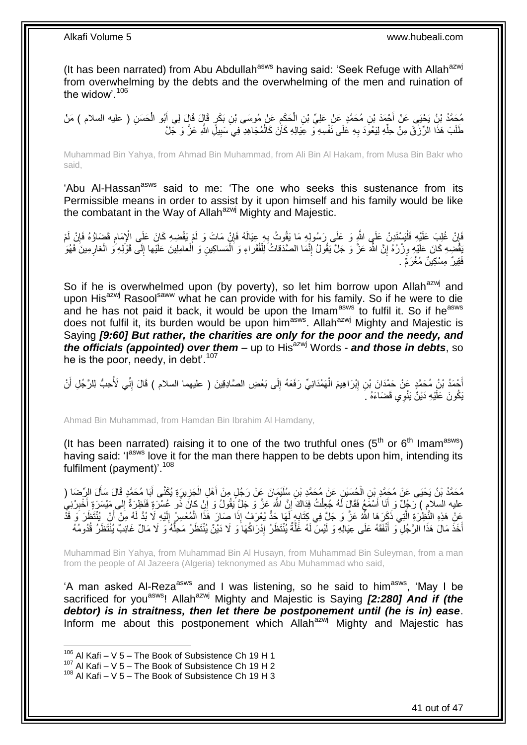(It has been narrated) from Abu Abdullah[asws] having said: 'Seek Refuge with Allah[azwj] from overwhelming by the debts and the overwhelming of the men and ruination of the widow'.[106]

مُحَمَّدُ بْنُ يَحْيَى عَنْ أَحْمَدَ بْنِ مُحَمَّدٍ عَنْ عَلِيِّ بْنِ الْحَكَمِ عَنْ مُوسَى بْنِ بَكْرٍ قَالَ قَالَ لِي أَبُو الْحَسَنِ ( عليه السلام ) مَنْ طَلَبَ هَذَا الرِّزْقَ مِنْ حِلِّهِ لِيَعُودَ بِهِ عَلَى نَفْسِهِ وَ عِيَالِهِ كَانَ كَالْمُجَاهِدِ فِي سَبِيلِ اللَّهِ عَزَّ وَ جَلَّ

Muhammad Bin Yahya, from Ahmad Bin Muhammad, from Ali Bin Al Hakam, from Musa Bin Bakr who said,

'Abu Al-Hassan[asws] said to me: 'The one who seeks this sustenance from its Permissible means in order to assist by it upon himself and his family would be like the combatant in the Way of Allah[azwj] Mighty and Majestic.

فَإِنْ غُلِبَ عَلَيْهِ فَلْيَسْتَدِنْ عَلَى اللَّهِ وَ عَلَى رَسُولِهِ مَا يَقُوتُ بِهِ عِيَالَهُ فَإِنْ مَاتَ وَ لَمْ يَقْضِهِ كَانَ عَلَى الْإِمَامِ قَضَاؤُهُ فَإِنْ لَمْ يَقْضِهِ كَانَ عَلَيْهِ وِزْرُهُ إِنَّ اللَّهَ عَزَّ وَ جَلَّ يَقُولُ إِنَّمَا الصَّدَقاتُ لِلْفُقَراءِ وَ الْمَساكِينِ وَ الْعامِلِينَ عَلَيْها إِلَى قَوْلِهِ وَ الْغارِمِينَ فَهُوَ فَقِيرٌ مِسْكِينٌ مُغْرَمٌ .

So if he is overwhelmed upon (by poverty), so let him borrow upon Allah[azwj] and upon His[azwj] Rasool[saww] what he can provide with for his family. So if he were to die and he has not paid it back, it would be upon the Imam[asws] to fulfil it. So if he[asws] does not fulfil it, its burden would be upon him[asws]. Allah[azwj] Mighty and Majestic is Saying ***[9:60] But rather, the charities are only for the poor and the needy, and the officials (appointed) over them*** – up to His[azwj] Words - ***and those in debts***, so he is the poor, needy, in debt'.[107]

أَحْمَدُ بْنُ مُحَمَّدٍ عَنْ حَمْدَانَ بْنِ إِبْرَاهِيمَ الْهَمْدَانِيِّ رَفَعَهُ إِلَى بَعْضِ الصَّادِقِينَ ( عليهما السلام ) قَالَ إِنِّي لَأُحِبُّ لِلرَّجُلِ أَنْ يَكُونَ عَلَيْهِ دَيْنٌ يَنْوِي قَضَاءَهُ .

Ahmad Bin Muhammad, from Hamdan Bin Ibrahim Al Hamdany,

(It has been narrated) raising it to one of the two truthful ones (5th or 6th Imam[asws]) having said: 'I[asws] love it for the man there happen to be debts upon him, intending its fulfilment (payment)'.[108]

مُحَمَّدُ بْنُ يَحْيَى عَنْ مُحَمَّدِ بْنِ الْحُسَيْنِ عَنْ مُحَمَّدِ بْنِ سُلَيْمَانَ عَنْ رَجُلٍ مِنْ أَهْلِ الْجَزِيرَةِ يُكَنَّى أَبَا مُحَمَّدٍ قَالَ سَأَلَ الرِّضَا ( عليه السلام ) رَجُلٌ وَ أَنَا أَسْمَعُ فَقَالَ لَهُ جُعِلْتُ فِدَاكَ إِنَّ اللَّهَ عَزَّ وَ جَلَّ يَقُولُ وَ إِنْ كانَ ذُو عُسْرَةٍ فَنَظِرَةٌ إِلى مَيْسَرَةٍ أَخْبِرْنِي عَنْ هَذِهِ النَّظِرَةِ الَّتِي ذَكَرَهَا اللَّهُ عَزَّ وَ جَلَّ فِي كِتَابِهِ لَهَا حَدٌّ يُعْرَفُ إِذَا صَارَ هَذَا الْمُعْسِرُ إِلَيْهِ لَا بُدَّ لَهُ مِنْ أَنْ يُنْتَظَرَ وَ قَدْ أَخَذَ مَالَ هَذَا الرَّجُلِ وَ أَنْفَقَهُ عَلَى عِيَالِهِ وَ لَيْسَ لَهُ غَلَّةٌ يُنْتَظَرُ إِدْرَاكُهَا وَ لَا دَيْنٌ يُنْتَظَرُ مَحِلُّهُ وَ لَا مَالٌ غَائِبٌ يُنْتَظَرُ قُدُومُهُ

Muhammad Bin Yahya, from Muhammad Bin Al Husayn, from Muhammad Bin Suleyman, from a man from the people of Al Jazeera (Algeria) teknonymed as Abu Muhammad who said,

'A man asked Al-Reza[asws] and I was listening, so he said to him[asws], 'May I be sacrificed for you[asws]! Allah[azwj] Mighty and Majestic is Saying ***[2:280] And if (the debtor) is in straitness, then let there be postponement until (he is in) ease***. Inform me about this postponement which Allah[azwj] Mighty and Majestic has

---

[106] Al Kafi – V 5 – The Book of Subsistence Ch 19 H 1
[107] Al Kafi – V 5 – The Book of Subsistence Ch 19 H 2
[108] Al Kafi – V 5 – The Book of Subsistence Ch 19 H 3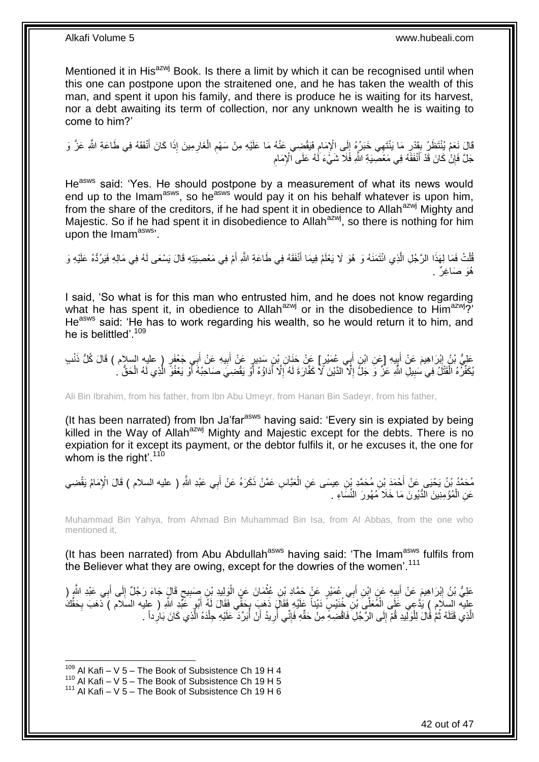Mentioned it in His[azwj] Book. Is there a limit by which it can be recognised until when this one can postpone upon the straitened one, and he has taken the wealth of this man, and spent it upon his family, and there is produce he is waiting for its harvest, nor a debt awaiting its term of collection, nor any unknown wealth he is waiting to come to him?'

قَالَ نَعَمْ يُنْتَظَرُ بِقَدْرِ مَا يَنْتَهِي خَبَرُهُ إِلَى الْإِمَامِ فَيَقْضِي عَنْهُ مَا عَلَيْهِ مِنْ سَهْمِ الْغَارِمِينَ إِذَا كَانَ أَنْفَقَهُ فِي طَاعَةِ اللَّهِ عَزَّ وَ جَلَّ فَإِنْ كَانَ قَدْ أَنْفَقَهُ فِي مَعْصِيَةِ اللَّهِ فَلَا شَيْءَ لَهُ عَلَى الْإِمَامِ

He[asws] said: 'Yes. He should postpone by a measurement of what its news would end up to the Imam[asws], so he[asws] would pay it on his behalf whatever is upon him, from the share of the creditors, if he had spent it in obedience to Allah[azwj] Mighty and Majestic. So if he had spent it in disobedience to Allah[azwj], so there is nothing for him upon the Imam[asws]'.

قُلْتُ فَمَا لِهَذَا الرَّجُلِ الَّذِي ائْتَمَنَهُ وَ هُوَ لَا يَعْلَمُ فِيمَا أَنْفَقَهُ فِي طَاعَةِ اللَّهِ أَمْ فِي مَعْصِيَتِهِ قَالَ يَسْعَى لَهُ فِي مَالِهِ فَيَرُدُّهُ عَلَيْهِ وَ هُوَ صَاغِرٌ .

I said, 'So what is for this man who entrusted him, and he does not know regarding what he has spent it, in obedience to Allah[azwj] or in the disobedience to Him[azwj]?' He[asws] said: 'He has to work regarding his wealth, so he would return it to him, and he is belittled'.[109]

عَلِيُّ بْنُ إِبْرَاهِيمَ عَنْ أَبِيهِ [عَنِ ابْنِ أَبِي عُمَيْرٍ] عَنْ حَنَانِ بْنِ سَدِيرٍ عَنْ أَبِيهِ عَنْ أَبِي جَعْفَرٍ ( عليه السلام ) قَالَ كُلُّ ذَنْبٍ يُكَفِّرُهُ الْقَتْلُ فِي سَبِيلِ اللَّهِ عَزَّ وَ جَلَّ إِلَّا الدَّيْنَ لَا كَفَّارَةَ لَهُ إِلَّا أَدَاؤُهُ أَوْ يَقْضِيَ صَاحِبُهُ أَوْ يَعْفُوَ الَّذِي لَهُ الْحَقُّ .

Ali Bin Ibrahim, from his father, from Ibn Abu Umeyr, from Hanan Bin Sadeyr, from his father,

(It has been narrated) from Ibn Ja'far[asws] having said: 'Every sin is expiated by being killed in the Way of Allah[azwj] Mighty and Majestic except for the debts. There is no expiation for it except its payment, or the debtor fulfils it, or he excuses it, the one for whom is the right'.[110]

مُحَمَّدُ بْنُ يَحْيَى عَنْ أَحْمَدَ بْنِ مُحَمَّدِ بْنِ عِيسَى عَنِ الْعَبَّاسِ عَمَّنْ ذَكَرَهُ عَنْ أَبِي عَبْدِ اللَّهِ ( عليه السلام ) قَالَ الْإِمَامُ يَقْضِي عَنِ الْمُؤْمِنِينَ الدُّيُونَ مَا خَلَا مُهُورَ النِّسَاءِ .

Muhammad Bin Yahya, from Ahmad Bin Muhammad Bin Isa, from Al Abbas, from the one who mentioned it,

(It has been narrated) from Abu Abdullah[asws] having said: 'The Imam[asws] fulfils from the Believer what they are owing, except for the dowries of the women'.[111]

عَلِيُّ بْنُ إِبْرَاهِيمَ عَنْ أَبِيهِ عَنِ ابْنِ أَبِي عُمَيْرٍ عَنْ حَمَّادِ بْنِ عُثْمَانَ عَنِ الْوَلِيدِ بْنِ صَبِيحٍ قَالَ جَاءَ رَجُلٌ إِلَى أَبِي عَبْدِ اللَّهِ ( عليه السلام ) يَدَّعِي عَلَى الْمُعَلَّى بْنِ خُنَيْسٍ دَيْناً عَلَيْهِ فَقَالَ ذَهَبَ بِحَقِّي فَقَالَ لَهُ أَبُو عَبْدِ اللَّهِ ( عليه السلام ) ذَهَبَ بِحَقِّكَ الَّذِي قَتَلَهُ ثُمَّ قَالَ لِلْوَلِيدِ قُمْ إِلَى الرَّجُلِ فَاقْضِهِ مِنْ حَقِّهِ فَإِنِّي أُرِيدُ أَنْ أُبَرِّدَ عَلَيْهِ جِلْدَهُ الَّذِي كَانَ بَارِداً .

---

[109] Al Kafi – V 5 – The Book of Subsistence Ch 19 H 4
[110] Al Kafi – V 5 – The Book of Subsistence Ch 19 H 5
[111] Al Kafi – V 5 – The Book of Subsistence Ch 19 H 6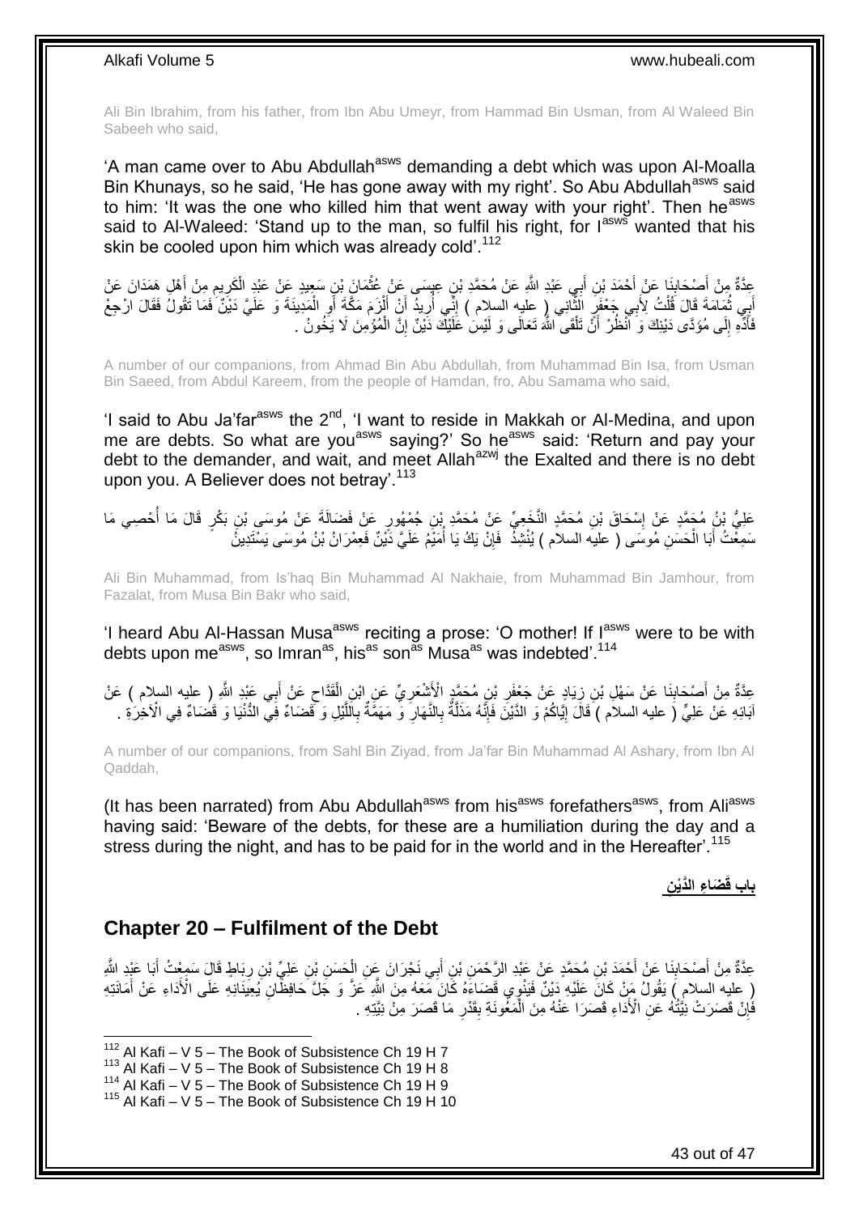Ali Bin Ibrahim, from his father, from Ibn Abu Umeyr, from Hammad Bin Usman, from Al Waleed Bin Sabeeh who said,

'A man came over to Abu Abdullah[asws] demanding a debt which was upon Al-Moalla Bin Khunays, so he said, 'He has gone away with my right'. So Abu Abdullah[asws] said to him: 'It was the one who killed him that went away with your right'. Then he[asws] said to Al-Waleed: 'Stand up to the man, so fulfil his right, for I[asws] wanted that his skin be cooled upon him which was already cold'.[112]

عِدَّةٌ مِنْ أَصْحَابِنَا عَنْ أَحْمَدَ بْنِ أَبِي عَبْدِ اللَّهِ عَنْ مُحَمَّدِ بْنِ عِيسَى عَنْ عُثْمَانَ بْنِ سَعِيدٍ عَنْ عَبْدِ الْكَرِيمِ مِنْ أَهْلِ هَمَدَانَ عَنْ أَبِي ثُمَامَةَ قَالَ قُلْتُ لِأَبِي جَعْفَرٍ الثَّانِي ( عليه السلام ) إِنِّي أُرِيدُ أَنْ أَلْزَمَ مَكَّةَ أَوِ الْمَدِينَةَ وَ عَلَيَّ دَيْنٌ فَمَا تَقُولُ فَقَالَ ارْجِعْ فَأَدِّهِ إِلَى مُؤَدَّى دَيْنِكَ وَ انْظُرْ أَنْ تَلْقَى اللَّهَ تَعَالَى وَ لَيْسَ عَلَيْكَ دَيْنٌ إِنَّ الْمُؤْمِنَ لَا يَخُونُ .

A number of our companions, from Ahmad Bin Abu Abdullah, from Muhammad Bin Isa, from Usman Bin Saeed, from Abdul Kareem, from the people of Hamdan, fro, Abu Samama who said,

'I said to Abu Ja'far[asws] the 2[nd], 'I want to reside in Makkah or Al-Medina, and upon me are debts. So what are you[asws] saying?' So he[asws] said: 'Return and pay your debt to the demander, and wait, and meet Allah[azwj] the Exalted and there is no debt upon you. A Believer does not betray'.[113]

عَلِيُّ بْنُ مُحَمَّدٍ عَنْ إِسْحَاقَ بْنِ مُحَمَّدٍ النَّخَعِيِّ عَنْ مُحَمَّدِ بْنِ جُمْهُورٍ عَنْ فَضَالَةَ عَنْ مُوسَى بْنِ بَكْرٍ قَالَ مَا أُحْصِي مَا سَمِعْتُ أَبَا الْحَسَنِ مُوسَى ( عليه السلام ) يُنْشِدُ فَإِنْ يَكُ يَا أُمَيْمَ عَلَيَّ دَيْنٌ فَعِمْرَانُ بْنُ مُوسَى يَسْتَدِينُ

Ali Bin Muhammad, from Is'haq Bin Muhammad Al Nakhaie, from Muhammad Bin Jamhour, from Fazalat, from Musa Bin Bakr who said,

'I heard Abu Al-Hassan Musa[asws] reciting a prose: 'O mother! If I[asws] were to be with debts upon me[asws], so Imran[as], his[as] son[as] Musa[as] was indebted'.[114]

عِدَّةٌ مِنْ أَصْحَابِنَا عَنْ سَهْلِ بْنِ زِيَادٍ عَنْ جَعْفَرِ بْنِ مُحَمَّدٍ الْأَشْعَرِيِّ عَنِ ابْنِ الْقَدَّاحِ عَنْ أَبِي عَبْدِ اللَّهِ ( عليه السلام ) عَنْ آبَائِهِ عَنْ عَلِيٍّ ( عليه السلام ) قَالَ إِيَّاكُمْ وَ الدَّيْنَ فَإِنَّهُ مَذَلَّةٌ بِالنَّهَارِ وَ مَهَمَّةٌ بِاللَّيْلِ وَ قَضَاءٌ فِي الدُّنْيَا وَ قَضَاءٌ فِي الْآخِرَةِ .

A number of our companions, from Sahl Bin Ziyad, from Ja'far Bin Muhammad Al Ashary, from Ibn Al Qaddah,

(It has been narrated) from Abu Abdullah[asws] from his[asws] forefathers[asws], from Ali[asws] having said: 'Beware of the debts, for these are a humiliation during the day and a stress during the night, and has to be paid for in the world and in the Hereafter'.[115]

**بابُ قَضَاءِ الدَّيْنِ**

## Chapter 20 – Fulfilment of the Debt

عِدَّةٌ مِنْ أَصْحَابِنَا عَنْ أَحْمَدَ بْنِ مُحَمَّدٍ عَنْ عَبْدِ الرَّحْمَنِ بْنِ أَبِي نَجْرَانَ عَنِ الْحَسَنِ بْنِ عَلِيِّ بْنِ رِبَاطٍ قَالَ سَمِعْتُ أَبَا عَبْدِ اللَّهِ ( عليه السلام ) يَقُولُ مَنْ كَانَ عَلَيْهِ دَيْنٌ فَيَنْوِي قَضَاءَهُ كَانَ مَعَهُ مِنَ اللَّهِ عَزَّ وَ جَلَّ حَافِظَانِ يُعِينَانِهِ عَلَى الْأَدَاءِ عَنْ أَمَانَتِهِ فَإِنْ قَصَرَتْ نِيَّتُهُ عَنِ الْأَدَاءِ قَصَرَا عَنْهُ مِنَ الْمَعُونَةِ بِقَدْرِ مَا قَصَرَ مِنْ نِيَّتِهِ .

---

[112] Al Kafi – V 5 – The Book of Subsistence Ch 19 H 7
[113] Al Kafi – V 5 – The Book of Subsistence Ch 19 H 8
[114] Al Kafi – V 5 – The Book of Subsistence Ch 19 H 9
[115] Al Kafi – V 5 – The Book of Subsistence Ch 19 H 10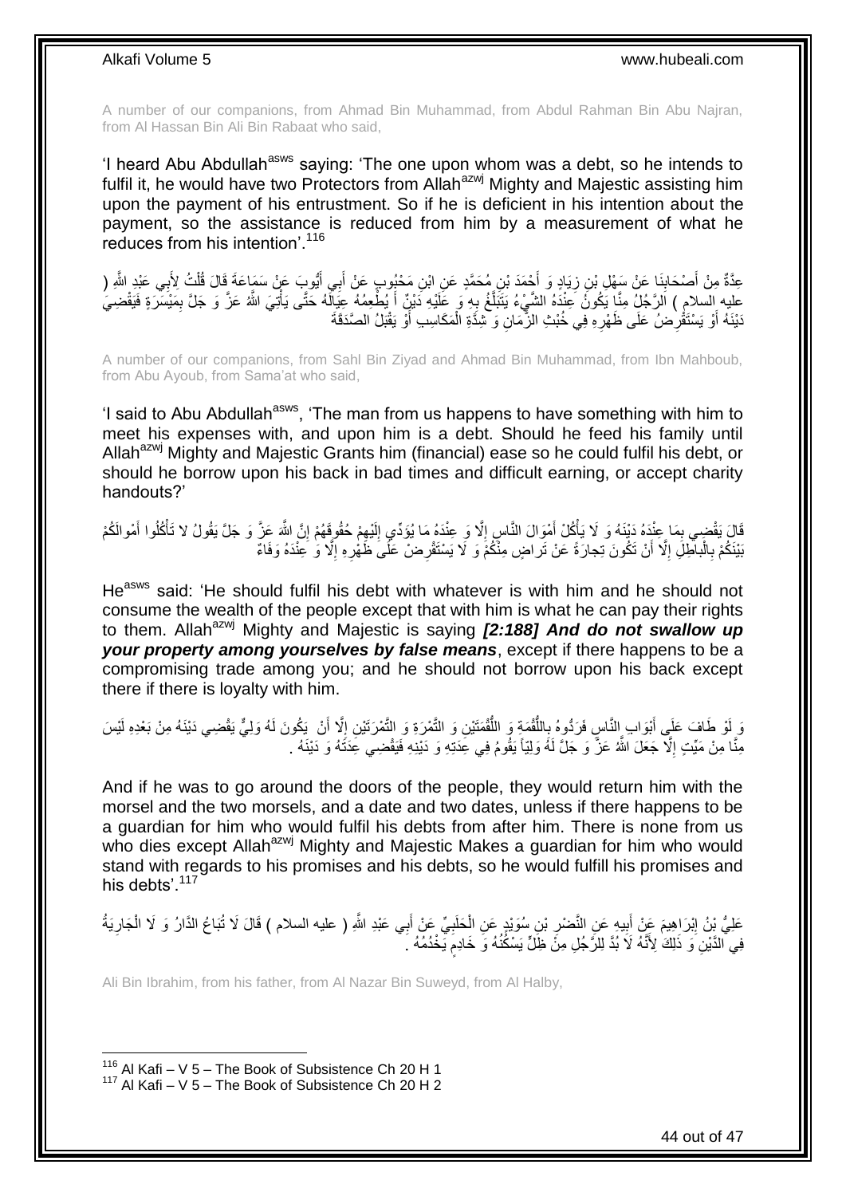A number of our companions, from Ahmad Bin Muhammad, from Abdul Rahman Bin Abu Najran, from Al Hassan Bin Ali Bin Rabaat who said,

'I heard Abu Abdullah[asws] saying: 'The one upon whom was a debt, so he intends to fulfil it, he would have two Protectors from Allah[azwj] Mighty and Majestic assisting him upon the payment of his entrustment. So if he is deficient in his intention about the payment, so the assistance is reduced from him by a measurement of what he reduces from his intention'.[116]

عِدَّةٌ مِنْ أَصْحَابِنَا عَنْ سَهْلِ بْنِ زِيَادٍ وَ أَحْمَدَ بْنِ مُحَمَّدٍ عَنِ ابْنِ مَحْبُوبٍ عَنْ أَبِي أَيُّوبَ عَنْ سَمَاعَةَ قَالَ قُلْتُ لِأَبِي عَبْدِ اللَّهِ ( عليه السلام ) الرَّجُلُ مِنَّا يَكُونُ عِنْدَهُ الشَّيْءُ يَتَبَلَّغُ بِهِ وَ عَلَيْهِ دَيْنٌ أَ يُطْعِمُهُ عِيَالَهُ حَتَّى يَأْتِيَ اللَّهُ عَزَّ وَ جَلَّ بِمَيْسَرَةٍ فَيَقْضِيَ دَيْنَهُ أَوْ يَسْتَقْرِضُ عَلَى ظَهْرِهِ فِي خُبْثِ الزَّمَانِ وَ شِدَّةِ الْمَكَاسِبِ أَوْ يَقْبَلُ الصَّدَقَةَ

A number of our companions, from Sahl Bin Ziyad and Ahmad Bin Muhammad, from Ibn Mahboub, from Abu Ayoub, from Sama'at who said,

'I said to Abu Abdullah[asws], 'The man from us happens to have something with him to meet his expenses with, and upon him is a debt. Should he feed his family until Allah[azwj] Mighty and Majestic Grants him (financial) ease so he could fulfil his debt, or should he borrow upon his back in bad times and difficult earning, or accept charity handouts?'

قَالَ يَقْضِي بِمَا عِنْدَهُ دَيْنَهُ وَ لَا يَأْكُلْ أَمْوَالَ النَّاسِ إِلَّا وَ عِنْدَهُ مَا يُؤَدِّي إِلَيْهِمْ حُقُوقَهُمْ إِنَّ اللَّهَ عَزَّ وَ جَلَّ يَقُولُ لا تَأْكُلُوا أَمْوالَكُمْ بَيْنَكُمْ بِالْباطِلِ إِلَّا أَنْ تَكُونَ تِجارَةً عَنْ تَراضٍ مِنْكُمْ وَ لَا يَسْتَقْرِضْ عَلَى ظَهْرِهِ إِلَّا وَ عِنْدَهُ وَفَاءٌ

He[asws] said: 'He should fulfil his debt with whatever is with him and he should not consume the wealth of the people except that with him is what he can pay their rights to them. Allah[azwj] Mighty and Majestic is saying ***[2:188] And do not swallow up your property among yourselves by false means***, except if there happens to be a compromising trade among you; and he should not borrow upon his back except there if there is loyalty with him.

وَ لَوْ طَافَ عَلَى أَبْوَابِ النَّاسِ فَرَدُّوهُ بِاللُّقْمَةِ وَ اللُّقْمَتَيْنِ وَ التَّمْرَةِ وَ التَّمْرَتَيْنِ إِلَّا أَنْ يَكُونَ لَهُ وَلِيٌّ يَقْضِي دَيْنَهُ مِنْ بَعْدِهِ لَيْسَ مِنَّا مِنْ مَيِّتٍ إِلَّا جَعَلَ اللَّهُ عَزَّ وَ جَلَّ لَهُ وَلِيّاً يَقُومُ فِي عِدَتِهِ وَ دَيْنِهِ فَيَقْضِي عِدَتَهُ وَ دَيْنَهُ .

And if he was to go around the doors of the people, they would return him with the morsel and the two morsels, and a date and two dates, unless if there happens to be a guardian for him who would fulfil his debts from after him. There is none from us who dies except Allah[azwj] Mighty and Majestic Makes a guardian for him who would stand with regards to his promises and his debts, so he would fulfill his promises and his debts'.[117]

عَلِيُّ بْنُ إِبْرَاهِيمَ عَنْ أَبِيهِ عَنِ النَّضْرِ بْنِ سُوَيْدٍ عَنِ الْحَلَبِيِّ عَنْ أَبِي عَبْدِ اللَّهِ ( عليه السلام ) قَالَ لَا تُبَاعُ الدَّارُ وَ لَا الْجَارِيَةُ فِي الدَّيْنِ وَ ذَلِكَ لِأَنَّهُ لَا بُدَّ لِلرَّجُلِ مِنْ ظِلٍّ يَسْكُنُهُ وَ خَادِمٍ يَخْدُمُهُ .

Ali Bin Ibrahim, from his father, from Al Nazar Bin Suweyd, from Al Halby,

---

[116] Al Kafi – V 5 – The Book of Subsistence Ch 20 H 1
[117] Al Kafi – V 5 – The Book of Subsistence Ch 20 H 2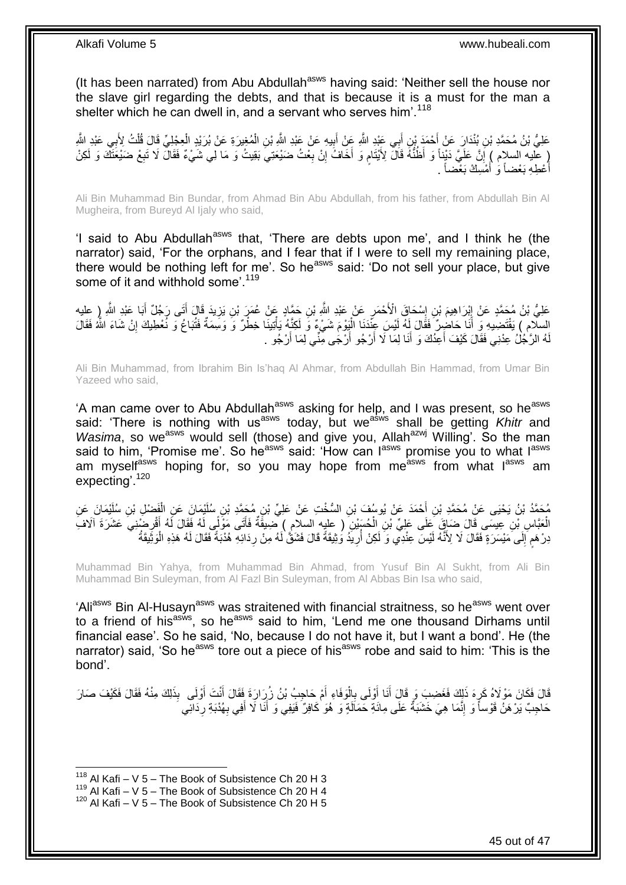(It has been narrated) from Abu Abdullah[asws] having said: 'Neither sell the house nor the slave girl regarding the debts, and that is because it is a must for the man a shelter which he can dwell in, and a servant who serves him'.[118]

عَلِيُّ بْنُ مُحَمَّدِ بْنِ بُنْدَارَ عَنْ أَحْمَدَ بْنِ أَبِي عَبْدِ اللَّهِ عَنْ أَبِيهِ عَنْ عَبْدِ اللَّهِ بْنِ الْمُغِيرَةِ عَنْ بُرَيْدٍ الْعِجْلِيِّ قَالَ قُلْتُ لِأَبِي عَبْدِ اللَّهِ ( عليه السلام ) إِنَّ عَلَيَّ دَيْناً وَ أَظُنُّهُ قَالَ لِأَيْتَامٍ وَ أَخَافُ إِنْ بِعْتُ ضَيْعَتِي بَقِيتُ وَ مَا لِي شَيْءٌ فَقَالَ لَا تَبِعْ ضَيْعَتَكَ وَ لَكِنْ أَعْطِهِ بَعْضاً وَ أَمْسِكْ بَعْضاً .

Ali Bin Muhammad Bin Bundar, from Ahmad Bin Abu Abdullah, from his father, from Abdullah Bin Al Mugheira, from Bureyd Al Ijaly who said,

'I said to Abu Abdullah[asws] that, 'There are debts upon me', and I think he (the narrator) said, 'For the orphans, and I fear that if I were to sell my remaining place, there would be nothing left for me'. So he[asws] said: 'Do not sell your place, but give some of it and withhold some'.[119]

عَلِيُّ بْنُ مُحَمَّدٍ عَنْ إِبْرَاهِيمَ بْنِ إِسْحَاقَ الْأَحْمَرِ عَنْ عَبْدِ اللَّهِ بْنِ حَمَّادٍ عَنْ عُمَرَ بْنِ يَزِيدَ قَالَ أَتَى رَجُلٌ أَبَا عَبْدِ اللَّهِ ( عليه السلام ) يَقْتَضِيهِ وَ أَنَا حَاضِرٌ فَقَالَ لَهُ لَيْسَ عِنْدَنَا الْيَوْمَ شَيْءٌ وَ لَكِنَّهُ يَأْتِينَا خِطْرٌ وَ وَسِمَةٌ فَتُبَاعُ وَ نُعْطِيكَ إِنْ شَاءَ اللَّهُ فَقَالَ لَهُ الرَّجُلُ عِدْنِي فَقَالَ كَيْفَ أَعِدُكَ وَ أَنَا لِمَا لَا أَرْجُو أَرْجَى مِنِّي لِمَا أَرْجُو .

Ali Bin Muhammad, from Ibrahim Bin Is'haq Al Ahmar, from Abdullah Bin Hammad, from Umar Bin Yazeed who said,

'A man came over to Abu Abdullah[asws] asking for help, and I was present, so he[asws] said: 'There is nothing with us[asws] today, but we[asws] shall be getting *Khitr* and *Wasima*, so we[asws] would sell (those) and give you, Allah[azwj] Willing'. So the man said to him, 'Promise me'. So he[asws] said: 'How can I[asws] promise you to what I[asws] am myself[asws] hoping for, so you may hope from me[asws] from what I[asws] am expecting'.[120]

مُحَمَّدُ بْنُ يَحْيَى عَنْ مُحَمَّدِ بْنِ أَحْمَدَ عَنْ يُوسُفَ بْنِ السُّخْتِ عَنْ عَلِيِّ بْنِ مُحَمَّدِ بْنِ سُلَيْمَانَ عَنِ الْفَضْلِ بْنِ سُلَيْمَانَ عَنِ الْعَبَّاسِ بْنِ عِيسَى قَالَ ضَاقَ عَلَى عَلِيِّ بْنِ الْحُسَيْنِ ( عليه السلام ) ضِيقَةٌ فَأَتَى مَوْلًى لَهُ فَقَالَ لَهُ أَقْرِضْنِي عَشَرَةَ آلَافِ دِرْهَمٍ إِلَى مَيْسَرَةٍ فَقَالَ لَا لِأَنَّهُ لَيْسَ عِنْدِي وَ لَكِنْ أُرِيدُ وَثِيقَةً قَالَ فَشَقَّ لَهُ مِنْ رِدَائِهِ هُدْبَةً فَقَالَ لَهُ هَذِهِ الْوَثِيقَةُ

Muhammad Bin Yahya, from Muhammad Bin Ahmad, from Yusuf Bin Al Sukht, from Ali Bin Muhammad Bin Suleyman, from Al Fazl Bin Suleyman, from Al Abbas Bin Isa who said,

'Ali[asws] Bin Al-Husayn[asws] was straitened with financial straitness, so he[asws] went over to a friend of his[asws], so he[asws] said to him, 'Lend me one thousand Dirhams until financial ease'. So he said, 'No, because I do not have it, but I want a bond'. He (the narrator) said, 'So he[asws] tore out a piece of his[asws] robe and said to him: 'This is the bond'.

قَالَ فَكَانَ مَوْلَاهُ كَرِهَ ذَلِكَ فَغَضِبَ وَ قَالَ أَنَا أَوْلَى بِالْوَفَاءِ أَمْ حَاجِبُ بْنُ زُرَارَةَ فَقَالَ أَنْتَ أَوْلَى بِذَلِكَ مِنْهُ فَقَالَ فَكَيْفَ صَارَ حَاجِبٌ يَرْهَنُ قَوْساً وَ إِنَّمَا هِيَ خَشَبَةٌ عَلَى مِائَةِ حَمَالَةٍ وَ هُوَ كَافِرٌ فَيَفِي وَ أَنَا لَا أَفِي بِهُدْبَةِ رِدَائِي

[118] Al Kafi – V 5 – The Book of Subsistence Ch 20 H 3
[119] Al Kafi – V 5 – The Book of Subsistence Ch 20 H 4
[120] Al Kafi – V 5 – The Book of Subsistence Ch 20 H 5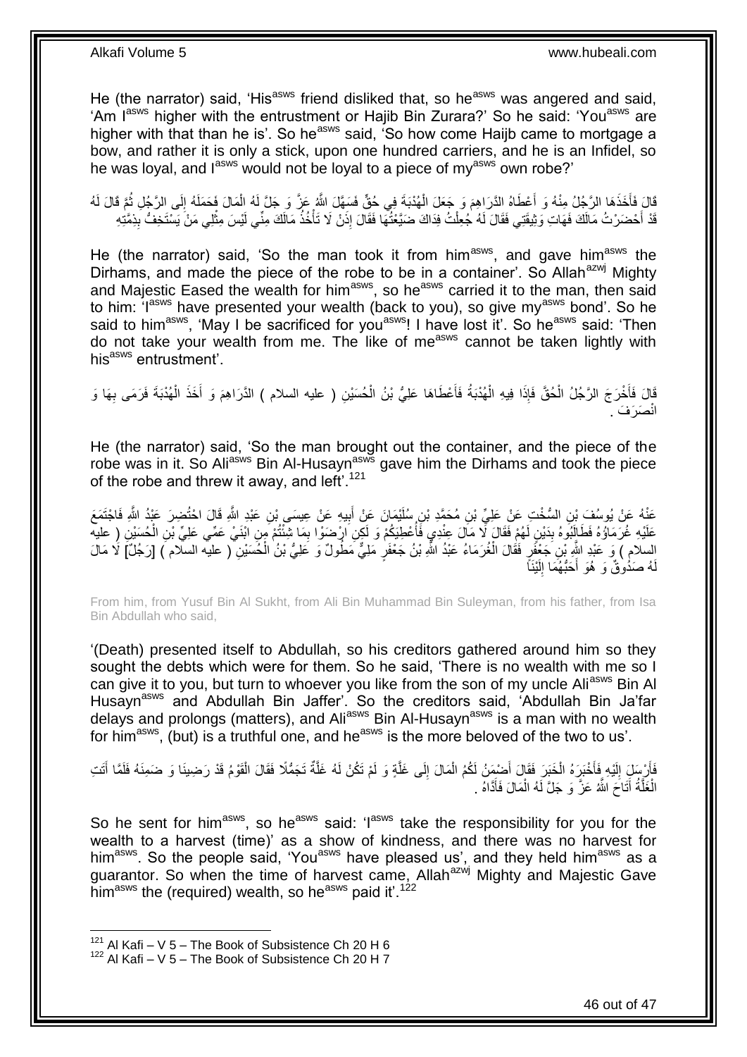He (the narrator) said, 'His[asws] friend disliked that, so he[asws] was angered and said, 'Am I[asws] higher with the entrustment or Hajib Bin Zurara?' So he said: 'You[asws] are higher with that than he is'. So he[asws] said, 'So how come Haijb came to mortgage a bow, and rather it is only a stick, upon one hundred carriers, and he is an Infidel, so he was loyal, and I[asws] would not be loyal to a piece of my[asws] own robe?'

قَالَ فَأَخَذَهَا الرَّجُلُ مِنْهُ وَ أَعْطَاهُ الدَّرَاهِمَ وَ جَعَلَ الْهُدْبَةَ فِي حُقٍّ فَسَهَّلَ اللَّهُ عَزَّ وَ جَلَّ لَهُ الْمَالَ فَحَمَلَهُ إِلَى الرَّجُلِ ثُمَّ قَالَ لَهُ قَدْ أَحْضَرْتُ مَالَكَ فَهَاتِ وَثِيقَتِي فَقَالَ لَهُ جُعِلْتُ فِدَاكَ ضَيَّعْتُهَا فَقَالَ إِذَنْ لَا تَأْخُذُ مَالَكَ مِنِّي لَيْسَ مِثْلِي مَنْ يَسْتَخِفُّ بِذِمَّتِهِ

He (the narrator) said, 'So the man took it from him[asws], and gave him[asws] the Dirhams, and made the piece of the robe to be in a container'. So Allah[azwj] Mighty and Majestic Eased the wealth for him[asws], so he[asws] carried it to the man, then said to him: 'I[asws] have presented your wealth (back to you), so give my[asws] bond'. So he said to him[asws], 'May I be sacrificed for you[asws]! I have lost it'. So he[asws] said: 'Then do not take your wealth from me. The like of me[asws] cannot be taken lightly with his[asws] entrustment'.

قَالَ فَأَخْرَجَ الرَّجُلُ الْحُقَّ فَإِذَا فِيهِ الْهُدْبَةُ فَأَعْطَاهَا عَلِيُّ بْنُ الْحُسَيْنِ ( عليه السلام ) الدَّرَاهِمَ وَ أَخَذَ الْهُدْبَةَ فَرَمَى بِهَا وَ انْصَرَفَ .

He (the narrator) said, 'So the man brought out the container, and the piece of the robe was in it. So Ali[asws] Bin Al-Husayn[asws] gave him the Dirhams and took the piece of the robe and threw it away, and left'.[121]

عَنْهُ عَنْ يُوسُفَ بْنِ السُّخْتِ عَنْ عَلِيِّ بْنِ مُحَمَّدِ بْنِ سُلَيْمَانَ عَنْ أَبِيهِ عَنْ عِيسَى بْنِ عَبْدِ اللَّهِ قَالَ احْتُضِرَ عَبْدُ اللَّهِ فَاجْتَمَعَ عَلَيْهِ غُرَمَاؤُهُ فَطَالَبُوهُ بِدَيْنٍ لَهُمْ فَقَالَ لَا مَالَ عِنْدِي فَأُعْطِيَكُمْ وَ لَكِنِ ارْضَوْا بِمَا شِئْتُمْ مِنِ ابْنَيْ عَمِّي عَلِيِّ بْنِ الْحُسَيْنِ ( عليه السلام ) وَ عَبْدِ اللَّهِ بْنِ جَعْفَرٍ فَقَالَ الْغُرَمَاءُ عَبْدُ اللَّهِ بْنُ جَعْفَرٍ مَلِيٌّ مَطُولٌ وَ عَلِيُّ بْنُ الْحُسَيْنِ ( عليه السلام ) [رَجُلٌ] لَا مَالَ لَهُ صَدُوقٌ وَ هُوَ أَحَبُّهُمَا إِلَيْنَا

From him, from Yusuf Bin Al Sukht, from Ali Bin Muhammad Bin Suleyman, from his father, from Isa Bin Abdullah who said,

'(Death) presented itself to Abdullah, so his creditors gathered around him so they sought the debts which were for them. So he said, 'There is no wealth with me so I can give it to you, but turn to whoever you like from the son of my uncle Ali[asws] Bin Al Husayn[asws] and Abdullah Bin Jaffer'. So the creditors said, 'Abdullah Bin Ja'far delays and prolongs (matters), and Ali[asws] Bin Al-Husayn[asws] is a man with no wealth for him[asws], (but) is a truthful one, and he[asws] is the more beloved of the two to us'.

فَأَرْسَلَ إِلَيْهِ فَأَخْبَرَهُ الْخَبَرَ فَقَالَ أَضْمَنُ لَكُمُ الْمَالَ إِلَى غَلَّةٍ وَ لَمْ تَكُنْ لَهُ غَلَّةٌ تَجَمُّلًا فَقَالَ الْقَوْمُ قَدْ رَضِينَا وَ ضَمِنَهُ فَلَمَّا أَتَتِ الْغَلَّةُ أَتَاحَ اللَّهُ عَزَّ وَ جَلَّ لَهُ الْمَالَ فَأَدَّاهُ .

So he sent for him[asws], so he[asws] said: 'I[asws] take the responsibility for you for the wealth to a harvest (time)' as a show of kindness, and there was no harvest for him[asws]. So the people said, 'You[asws] have pleased us', and they held him[asws] as a guarantor. So when the time of harvest came, Allah[azwj] Mighty and Majestic Gave him[asws] the (required) wealth, so he[asws] paid it'.[122]

---

[121] Al Kafi – V 5 – The Book of Subsistence Ch 20 H 6
[122] Al Kafi – V 5 – The Book of Subsistence Ch 20 H 7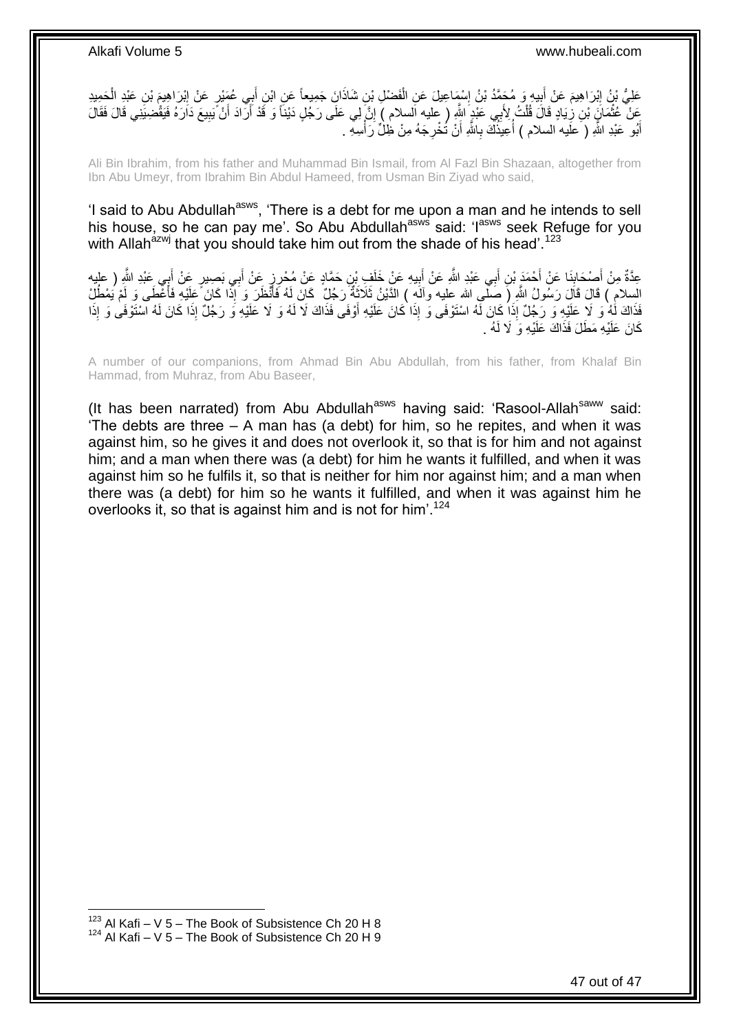عَلِيُّ بْنُ إِبْرَاهِيمَ عَنْ أَبِيهِ وَ مُحَمَّدُ بْنُ إِسْمَاعِيلَ عَنِ الْفَضْلِ بْنِ شَاذَانَ جَمِيعاً عَنِ ابْنِ أَبِي عُمَيْرٍ عَنْ إِبْرَاهِيمَ بْنِ عَبْدِ الْحَمِيدِ عَنْ عُثْمَانَ بْنِ زِيَادٍ قَالَ قُلْتُ لِأَبِي عَبْدِ اللَّهِ ( عليه السلام ) إِنَّ لِي عَلَى رَجُلٍ دَيْناً وَ قَدْ أَرَادَ أَنْ يَبِيعَ دَارَهُ فَيَقْضِيَنِي قَالَ فَقَالَ أَبُو عَبْدِ اللَّهِ ( عليه السلام ) أُعِيذُكَ بِاللَّهِ أَنْ تُخْرِجَهُ مِنْ ظِلِّ رَأْسِهِ .

Ali Bin Ibrahim, from his father and Muhammad Bin Ismail, from Al Fazl Bin Shazaan, altogether from Ibn Abu Umeyr, from Ibrahim Bin Abdul Hameed, from Usman Bin Ziyad who said,

'I said to Abu Abdullah[asws], 'There is a debt for me upon a man and he intends to sell his house, so he can pay me'. So Abu Abdullah[asws] said: 'I[asws] seek Refuge for you with Allah[azwj] that you should take him out from the shade of his head'.[123]

عِدَّةٌ مِنْ أَصْحَابِنَا عَنْ أَحْمَدَ بْنِ أَبِي عَبْدِ اللَّهِ عَنْ أَبِيهِ عَنْ خَلَفِ بْنِ حَمَّادٍ عَنْ مُحْرِزٍ عَنْ أَبِي بَصِيرٍ عَنْ أَبِي عَبْدِ اللَّهِ ( عليه السلام ) قَالَ قَالَ رَسُولُ اللَّهِ ( صلى الله عليه وآله ) الدَّيْنُ ثَلَاثَةٌ رَجُلٌ كَانَ لَهُ فَأَنْظَرَ وَ إِذَا كَانَ عَلَيْهِ فَأَعْطَى وَ لَمْ يَمْطُلْ فَذَاكَ لَهُ وَ لَا عَلَيْهِ وَ رَجُلٌ إِذَا كَانَ لَهُ اسْتَوْفَى وَ إِذَا كَانَ عَلَيْهِ أَوْفَى فَذَاكَ لَا لَهُ وَ لَا عَلَيْهِ وَ رَجُلٌ إِذَا كَانَ لَهُ اسْتَوْفَى وَ إِذَا كَانَ عَلَيْهِ مَطَلَ فَذَاكَ عَلَيْهِ وَ لَا لَهُ .

A number of our companions, from Ahmad Bin Abu Abdullah, from his father, from Khalaf Bin Hammad, from Muhraz, from Abu Baseer,

(It has been narrated) from Abu Abdullah[asws] having said: 'Rasool-Allah[saww] said: 'The debts are three – A man has (a debt) for him, so he repites, and when it was against him, so he gives it and does not overlook it, so that is for him and not against him; and a man when there was (a debt) for him he wants it fulfilled, and when it was against him so he fulfils it, so that is neither for him nor against him; and a man when there was (a debt) for him so he wants it fulfilled, and when it was against him he overlooks it, so that is against him and is not for him'.[124]

[123] Al Kafi – V 5 – The Book of Subsistence Ch 20 H 8
[124] Al Kafi – V 5 – The Book of Subsistence Ch 20 H 9